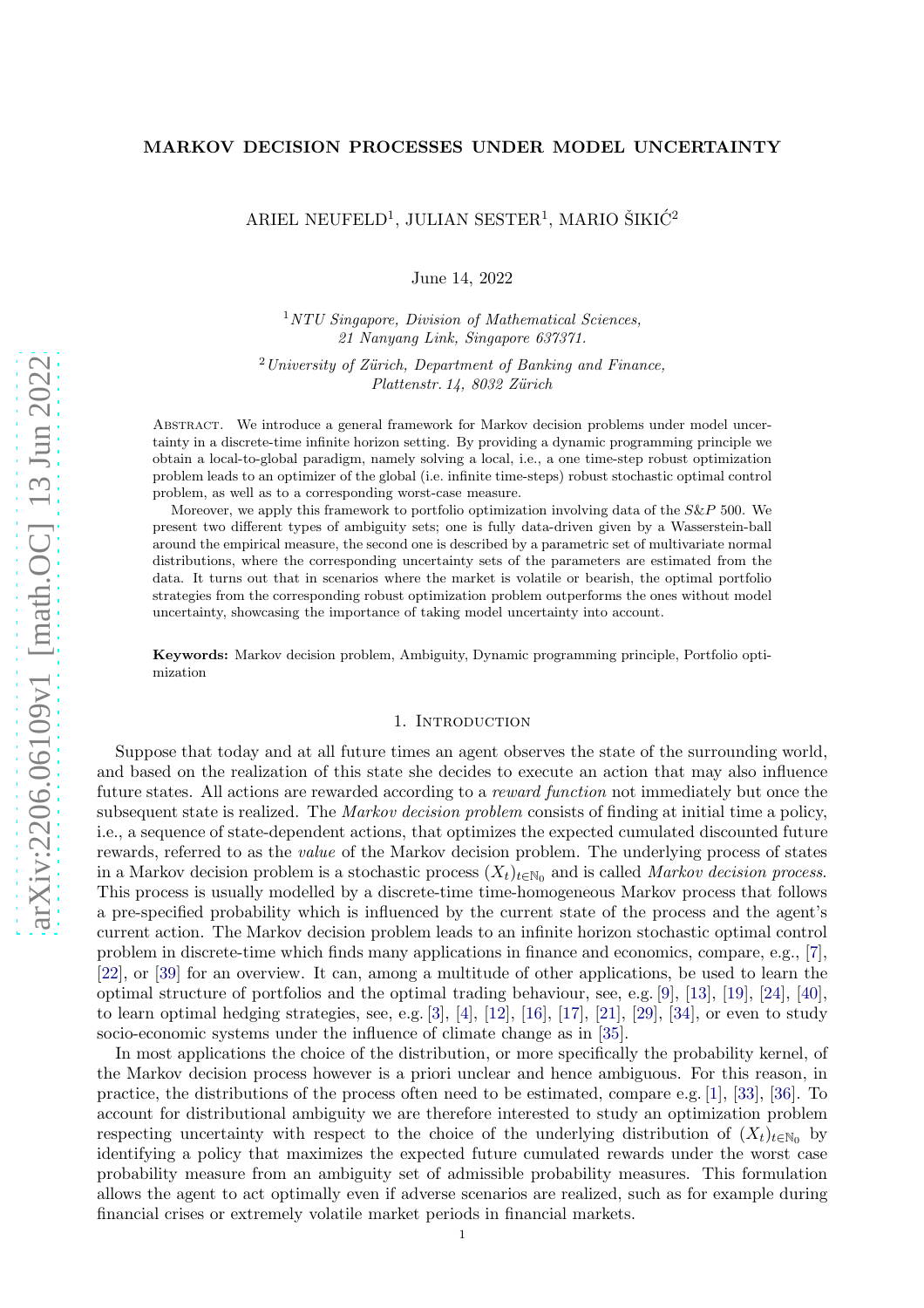# MARKOV DECISION PROCESSES UNDER MODEL UNCERTAINTY

ARIEL NEUFELD[1], JULIAN SESTER[1], MARIO ŠIKIĆ[2]

June 14, 2022

[1] *NTU Singapore, Division of Mathematical Sciences, 21 Nanyang Link, Singapore 637371.*

[2] *University of Zürich, Department of Banking and Finance, Plattenstr. 14, 8032 Zürich*

Abstract. We introduce a general framework for Markov decision problems under model uncertainty in a discrete-time infinite horizon setting. By providing a dynamic programming principle we obtain a local-to-global paradigm, namely solving a local, i.e., a one time-step robust optimization problem leads to an optimizer of the global (i.e. infinite time-steps) robust stochastic optimal control problem, as well as to a corresponding worst-case measure.

Moreover, we apply this framework to portfolio optimization involving data of the *S&P 500*. We present two different types of ambiguity sets; one is fully data-driven given by a Wasserstein-ball around the empirical measure, the second one is described by a parametric set of multivariate normal distributions, where the corresponding uncertainty sets of the parameters are estimated from the data. It turns out that in scenarios where the market is volatile or bearish, the optimal portfolio strategies from the corresponding robust optimization problem outperforms the ones without model uncertainty, showcasing the importance of taking model uncertainty into account.

**Keywords:** Markov decision problem, Ambiguity, Dynamic programming principle, Portfolio optimization

## 1. Introduction

Suppose that today and at all future times an agent observes the state of the surrounding world, and based on the realization of this state she decides to execute an action that may also influence future states. All actions are rewarded according to a *reward function* not immediately but once the subsequent state is realized. The *Markov decision problem* consists of finding at initial time a policy, i.e., a sequence of state-dependent actions, that optimizes the expected cumulated discounted future rewards, referred to as the *value* of the Markov decision problem. The underlying process of states in a Markov decision problem is a stochastic process $(X_t)_{t\in\mathbb{N}_0}$ and is called *Markov decision process*. This process is usually modelled by a discrete-time time-homogeneous Markov process that follows a pre-specified probability which is influenced by the current state of the process and the agent's current action. The Markov decision problem leads to an infinite horizon stochastic optimal control problem in discrete-time which finds many applications in finance and economics, compare, e.g., [7], [22], or [39] for an overview. It can, among a multitude of other applications, be used to learn the optimal structure of portfolios and the optimal trading behaviour, see, e.g. [9], [13], [19], [24], [40], to learn optimal hedging strategies, see, e.g. [3], [4], [12], [16], [17], [21], [29], [34], or even to study socio-economic systems under the influence of climate change as in [35].

In most applications the choice of the distribution, or more specifically the probability kernel, of the Markov decision process however is a priori unclear and hence ambiguous. For this reason, in practice, the distributions of the process often need to be estimated, compare e.g. [1], [33], [36]. To account for distributional ambiguity we are therefore interested to study an optimization problem respecting uncertainty with respect to the choice of the underlying distribution of $(X_t)_{t\in\mathbb{N}_0}$ by identifying a policy that maximizes the expected future cumulated rewards under the worst case probability measure from an ambiguity set of admissible probability measures. This formulation allows the agent to act optimally even if adverse scenarios are realized, such as for example during financial crises or extremely volatile market periods in financial markets.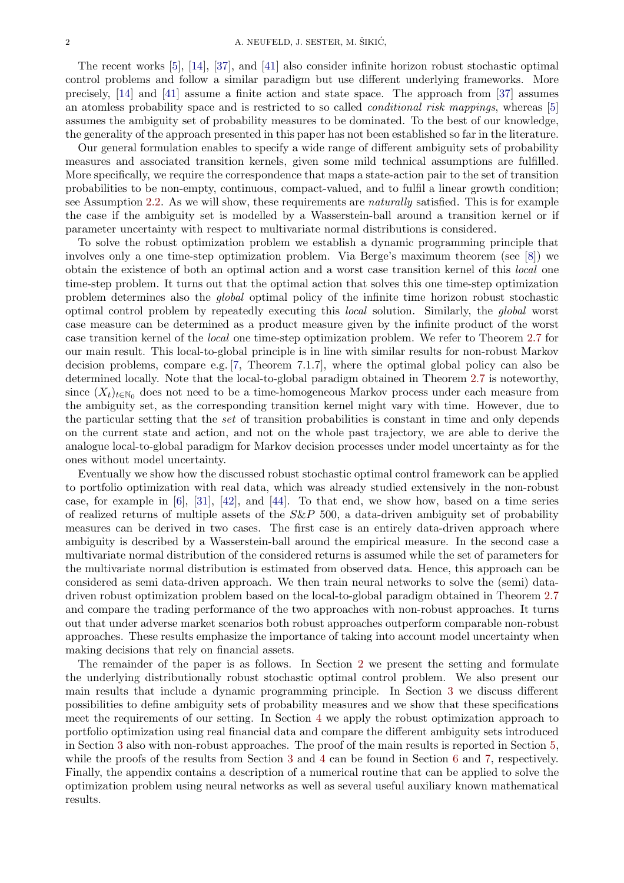The recent works [5], [14], [37], and [41] also consider infinite horizon robust stochastic optimal control problems and follow a similar paradigm but use different underlying frameworks. More precisely, [14] and [41] assume a finite action and state space. The approach from [37] assumes an atomless probability space and is restricted to so called *conditional risk mappings*, whereas [5] assumes the ambiguity set of probability measures to be dominated. To the best of our knowledge, the generality of the approach presented in this paper has not been established so far in the literature.

Our general formulation enables to specify a wide range of different ambiguity sets of probability measures and associated transition kernels, given some mild technical assumptions are fulfilled. More specifically, we require the correspondence that maps a state-action pair to the set of transition probabilities to be non-empty, continuous, compact-valued, and to fulfil a linear growth condition; see Assumption 2.2. As we will show, these requirements are *naturally* satisfied. This is for example the case if the ambiguity set is modelled by a Wasserstein-ball around a transition kernel or if parameter uncertainty with respect to multivariate normal distributions is considered.

To solve the robust optimization problem we establish a dynamic programming principle that involves only a one time-step optimization problem. Via Berge's maximum theorem (see [8]) we obtain the existence of both an optimal action and a worst case transition kernel of this *local* one time-step problem. It turns out that the optimal action that solves this one time-step optimization problem determines also the *global* optimal policy of the infinite time horizon robust stochastic optimal control problem by repeatedly executing this *local* solution. Similarly, the *global* worst case measure can be determined as a product measure given by the infinite product of the worst case transition kernel of the *local* one time-step optimization problem. We refer to Theorem 2.7 for our main result. This local-to-global principle is in line with similar results for non-robust Markov decision problems, compare e.g. [7, Theorem 7.1.7], where the optimal global policy can also be determined locally. Note that the local-to-global paradigm obtained in Theorem 2.7 is noteworthy, since $(X_t)_{t\in\mathbb{N}_0}$ does not need to be a time-homogeneous Markov process under each measure from the ambiguity set, as the corresponding transition kernel might vary with time. However, due to the particular setting that the *set* of transition probabilities is constant in time and only depends on the current state and action, and not on the whole past trajectory, we are able to derive the analogue local-to-global paradigm for Markov decision processes under model uncertainty as for the ones without model uncertainty.

Eventually we show how the discussed robust stochastic optimal control framework can be applied to portfolio optimization with real data, which was already studied extensively in the non-robust case, for example in [6], [31], [42], and [44]. To that end, we show how, based on a time series of realized returns of multiple assets of the *S&P* 500, a data-driven ambiguity set of probability measures can be derived in two cases. The first case is an entirely data-driven approach where ambiguity is described by a Wasserstein-ball around the empirical measure. In the second case a multivariate normal distribution of the considered returns is assumed while the set of parameters for the multivariate normal distribution is estimated from observed data. Hence, this approach can be considered as semi data-driven approach. We then train neural networks to solve the (semi) data-driven robust optimization problem based on the local-to-global paradigm obtained in Theorem 2.7 and compare the trading performance of the two approaches with non-robust approaches. It turns out that under adverse market scenarios both robust approaches outperform comparable non-robust approaches. These results emphasize the importance of taking into account model uncertainty when making decisions that rely on financial assets.

The remainder of the paper is as follows. In Section 2 we present the setting and formulate the underlying distributionally robust stochastic optimal control problem. We also present our main results that include a dynamic programming principle. In Section 3 we discuss different possibilities to define ambiguity sets of probability measures and we show that these specifications meet the requirements of our setting. In Section 4 we apply the robust optimization approach to portfolio optimization using real financial data and compare the different ambiguity sets introduced in Section 3 also with non-robust approaches. The proof of the main results is reported in Section 5, while the proofs of the results from Section 3 and 4 can be found in Section 6 and 7, respectively. Finally, the appendix contains a description of a numerical routine that can be applied to solve the optimization problem using neural networks as well as several useful auxiliary known mathematical results.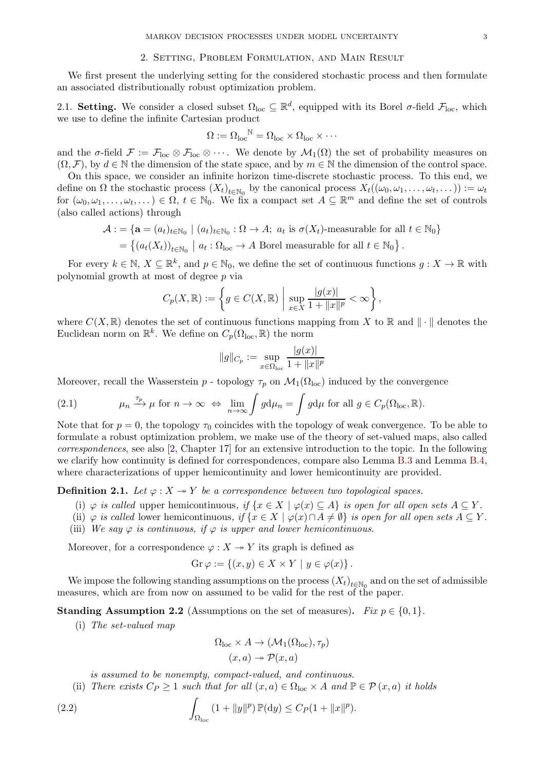## 2. Setting, Problem Formulation, and Main Result

We first present the underlying setting for the considered stochastic process and then formulate an associated distributionally robust optimization problem.

### 2.1. Setting.

We consider a closed subset $\Omega_{\text{loc}} \subseteq \mathbb{R}^d$, equipped with its Borel $\sigma$-field $\mathcal{F}_{\text{loc}}$, which we use to define the infinite Cartesian product

$$\Omega := {\Omega_{\text{loc}}}^{\mathbb{N}} = \Omega_{\text{loc}} \times \Omega_{\text{loc}} \times \cdots$$

and the $\sigma$-field $\mathcal{F} := \mathcal{F}_{\text{loc}} \otimes \mathcal{F}_{\text{loc}} \otimes \cdots$. We denote by $\mathcal{M}_1(\Omega)$ the set of probability measures on $(\Omega, \mathcal{F})$, by $d \in \mathbb{N}$ the dimension of the state space, and by $m \in \mathbb{N}$ the dimension of the control space.

On this space, we consider an infinite horizon time-discrete stochastic process. To this end, we define on $\Omega$ the stochastic process $(X_t)_{t\in\mathbb{N}_0}$ by the canonical process $X_t((\omega_0, \omega_1, \dots, \omega_t, \dots)) := \omega_t$ for $(\omega_0, \omega_1, \dots, \omega_t, \dots) \in \Omega$, $t \in \mathbb{N}_0$. We fix a compact set $A \subseteq \mathbb{R}^m$ and define the set of controls (also called actions) through

$$\begin{aligned}
\mathcal{A} :&= \{\mathbf{a} = (a_t)_{t\in\mathbb{N}_0} \mid (a_t)_{t\in\mathbb{N}_0} : \Omega \to A;\ a_t \text{ is } \sigma(X_t)\text{-measurable for all } t \in \mathbb{N}_0\} \\
&= \left\{(a_t(X_t))_{t\in\mathbb{N}_0} \mid a_t : \Omega_{\text{loc}} \to A \text{ Borel measurable for all } t \in \mathbb{N}_0\right\}.
\end{aligned}$$

For every $k \in \mathbb{N}$, $X \subseteq \mathbb{R}^k$, and $p \in \mathbb{N}_0$, we define the set of continuous functions $g : X \to \mathbb{R}$ with polynomial growth at most of degree $p$ via

$$C_p(X, \mathbb{R}) := \left\{ g \in C(X, \mathbb{R}) \;\middle|\; \sup_{x\in X} \frac{|g(x)|}{1 + \|x\|^p} < \infty \right\},$$

where $C(X, \mathbb{R})$ denotes the set of continuous functions mapping from $X$ to $\mathbb{R}$ and $\|\cdot\|$ denotes the Euclidean norm on $\mathbb{R}^k$. We define on $C_p(\Omega_{\text{loc}}, \mathbb{R})$ the norm

$$\|g\|_{C_p} := \sup_{x\in\Omega_{\text{loc}}} \frac{|g(x)|}{1 + \|x\|^p}$$

Moreover, recall the Wasserstein $p$ - topology $\tau_p$ on $\mathcal{M}_1(\Omega_{\text{loc}})$ induced by the convergence

$$\mu_n \xrightarrow{\tau_p} \mu \text{ for } n \to \infty \;\Leftrightarrow\; \lim_{n\to\infty} \int g \mathrm{d}\mu_n = \int g \mathrm{d}\mu \text{ for all } g \in C_p(\Omega_{\text{loc}}, \mathbb{R}). \tag{2.1}$$

Note that for $p = 0$, the topology $\tau_0$ coincides with the topology of weak convergence. To be able to formulate a robust optimization problem, we make use of the theory of set-valued maps, also called *correspondences*, see also [2, Chapter 17] for an extensive introduction to the topic. In the following we clarify how continuity is defined for correspondences, compare also Lemma B.3 and Lemma B.4, where characterizations of upper hemicontinuity and lower hemicontinuity are provided.

**Definition 2.1.** *Let $\varphi : X \twoheadrightarrow Y$ be a correspondence between two topological spaces.*

- (i) *$\varphi$ is called* upper hemicontinuous, *if $\{x \in X \mid \varphi(x) \subseteq A\}$ is open for all open sets $A \subseteq Y$.*
- (ii) *$\varphi$ is called* lower hemicontinuous, *if $\{x \in X \mid \varphi(x) \cap A \neq \emptyset\}$ is open for all open sets $A \subseteq Y$.*
- (iii) *We say $\varphi$ is continuous, if $\varphi$ is upper and lower hemicontinuous.*

Moreover, for a correspondence $\varphi : X \twoheadrightarrow Y$ its graph is defined as

$$\operatorname{Gr} \varphi := \{(x, y) \in X \times Y \mid y \in \varphi(x)\}.$$

We impose the following standing assumptions on the process $(X_t)_{t\in\mathbb{N}_0}$ and on the set of admissible measures, which are from now on assumed to be valid for the rest of the paper.

**Standing Assumption 2.2** (Assumptions on the set of measures)**.** *Fix $p \in \{0, 1\}$.*

- (i) *The set-valued map*

$$\begin{aligned}
\Omega_{\text{loc}} \times A &\to (\mathcal{M}_1(\Omega_{\text{loc}}), \tau_p) \\
(x, a) &\twoheadrightarrow \mathcal{P}(x, a)
\end{aligned}$$

  *is assumed to be nonempty, compact-valued, and continuous.*

- (ii) *There exists $C_P \geq 1$ such that for all $(x, a) \in \Omega_{\text{loc}} \times A$ and $\mathbb{P} \in \mathcal{P}(x, a)$ it holds*

$$\int_{\Omega_{\text{loc}}} (1 + \|y\|^p)\, \mathbb{P}(\mathrm{d}y) \leq C_P(1 + \|x\|^p). \tag{2.2}$$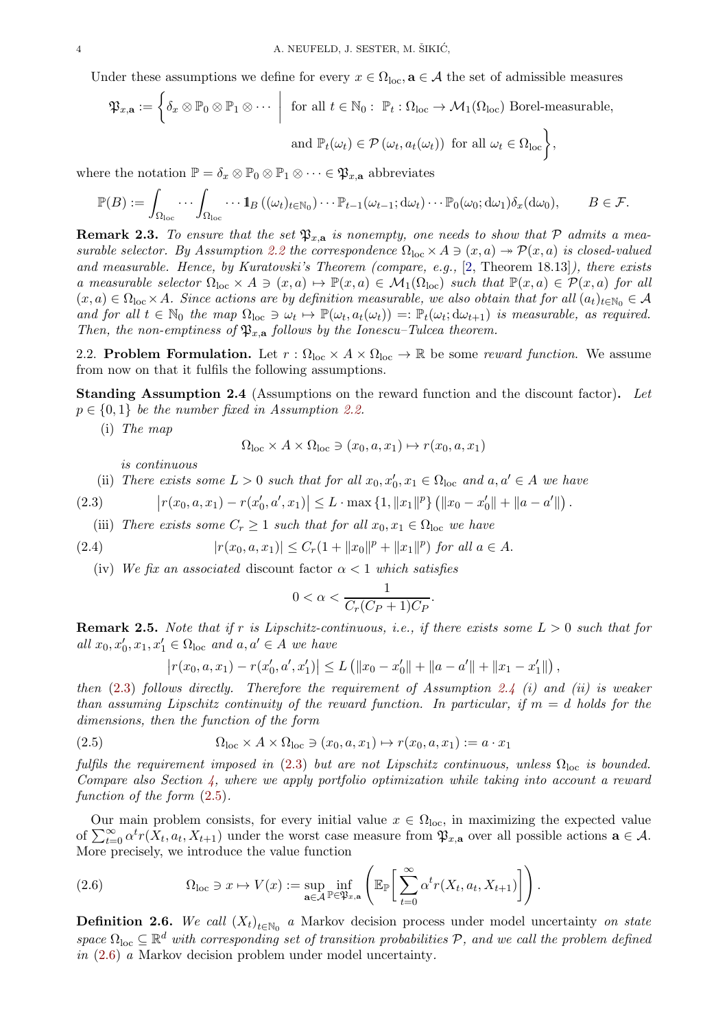Under these assumptions we define for every $x \in \Omega_{\text{loc}}, \mathbf{a} \in \mathcal{A}$ the set of admissible measures

$$\mathfrak{P}_{x,\mathbf{a}} := \left\{ \delta_x \otimes \mathbb{P}_0 \otimes \mathbb{P}_1 \otimes \cdots \;\middle|\; \begin{array}{l} \text{for all } t \in \mathbb{N}_0: \; \mathbb{P}_t : \Omega_{\text{loc}} \to \mathcal{M}_1(\Omega_{\text{loc}}) \text{ Borel-measurable,} \\ \text{and } \mathbb{P}_t(\omega_t) \in \mathcal{P}\left(\omega_t, a_t(\omega_t)\right) \text{ for all } \omega_t \in \Omega_{\text{loc}} \end{array} \right\},$$

where the notation $\mathbb{P} = \delta_x \otimes \mathbb{P}_0 \otimes \mathbb{P}_1 \otimes \cdots \in \mathfrak{P}_{x,\mathbf{a}}$ abbreviates

$$\mathbb{P}(B) := \int_{\Omega_{\text{loc}}} \cdots \int_{\Omega_{\text{loc}}} \cdots \mathbb{1}_B\left((\omega_t)_{t \in \mathbb{N}_0}\right) \cdots \mathbb{P}_{t-1}(\omega_{t-1}; \mathrm{d}\omega_t) \cdots \mathbb{P}_0(\omega_0; \mathrm{d}\omega_1)\delta_x(\mathrm{d}\omega_0), \qquad B \in \mathcal{F}.$$

**Remark 2.3.** *To ensure that the set $\mathfrak{P}_{x,\mathbf{a}}$ is nonempty, one needs to show that $\mathcal{P}$ admits a measurable selector. By Assumption 2.2 the correspondence $\Omega_{\text{loc}} \times A \ni (x,a) \twoheadrightarrow \mathcal{P}(x,a)$ is closed-valued and measurable. Hence, by Kuratovski's Theorem (compare, e.g., [2, Theorem 18.13]), there exists a measurable selector $\Omega_{\text{loc}} \times A \ni (x,a) \mapsto \mathbb{P}(x,a) \in \mathcal{M}_1(\Omega_{\text{loc}})$ such that $\mathbb{P}(x,a) \in \mathcal{P}(x,a)$ for all $(x,a) \in \Omega_{\text{loc}} \times A$. Since actions are by definition measurable, we also obtain that for all $(a_t)_{t \in \mathbb{N}_0} \in \mathcal{A}$ and for all $t \in \mathbb{N}_0$ the map $\Omega_{\text{loc}} \ni \omega_t \mapsto \mathbb{P}(\omega_t, a_t(\omega_t)) =: \mathbb{P}_t(\omega_t; \mathrm{d}\omega_{t+1})$ is measurable, as required. Then, the non-emptiness of $\mathfrak{P}_{x,\mathbf{a}}$ follows by the Ionescu–Tulcea theorem.*

2.2. **Problem Formulation.** Let $r : \Omega_{\text{loc}} \times A \times \Omega_{\text{loc}} \to \mathbb{R}$ be some *reward function*. We assume from now on that it fulfils the following assumptions.

**Standing Assumption 2.4** (Assumptions on the reward function and the discount factor)**.** *Let $p \in \{0,1\}$ be the number fixed in Assumption 2.2.*

(i) *The map*
$$\Omega_{\text{loc}} \times A \times \Omega_{\text{loc}} \ni (x_0, a, x_1) \mapsto r(x_0, a, x_1)$$
*is continuous*

(ii) *There exists some $L > 0$ such that for all $x_0, x_0', x_1 \in \Omega_{\text{loc}}$ and $a, a' \in A$ we have*

$$\left| r(x_0, a, x_1) - r(x_0', a', x_1) \right| \leq L \cdot \max\left\{1, \|x_1\|^p\right\} \left( \|x_0 - x_0'\| + \|a - a'\| \right). \tag{2.3}$$

(iii) *There exists some $C_r \geq 1$ such that for all $x_0, x_1 \in \Omega_{\text{loc}}$ we have*

$$|r(x_0, a, x_1)| \leq C_r(1 + \|x_0\|^p + \|x_1\|^p) \text{ for all } a \in A. \tag{2.4}$$

(iv) *We fix an associated* discount factor *$\alpha < 1$ which satisfies*
$$0 < \alpha < \frac{1}{C_r(C_P + 1)C_P}.$$

**Remark 2.5.** *Note that if $r$ is Lipschitz-continuous, i.e., if there exists some $L > 0$ such that for all $x_0, x_0', x_1, x_1' \in \Omega_{\text{loc}}$ and $a, a' \in A$ we have*

$$\left| r(x_0, a, x_1) - r(x_0', a', x_1') \right| \leq L \left( \|x_0 - x_0'\| + \|a - a'\| + \|x_1 - x_1'\| \right),$$

*then (2.3) follows directly. Therefore the requirement of Assumption 2.4 (i) and (ii) is weaker than assuming Lipschitz continuity of the reward function. In particular, if $m = d$ holds for the dimensions, then the function of the form*

$$\Omega_{\text{loc}} \times A \times \Omega_{\text{loc}} \ni (x_0, a, x_1) \mapsto r(x_0, a, x_1) := a \cdot x_1 \tag{2.5}$$

*fulfils the requirement imposed in (2.3) but are not Lipschitz continuous, unless $\Omega_{\text{loc}}$ is bounded. Compare also Section 4, where we apply portfolio optimization while taking into account a reward function of the form (2.5).*

Our main problem consists, for every initial value $x \in \Omega_{\text{loc}}$, in maximizing the expected value of $\sum_{t=0}^{\infty} \alpha^t r(X_t, a_t, X_{t+1})$ under the worst case measure from $\mathfrak{P}_{x,\mathbf{a}}$ over all possible actions $\mathbf{a} \in \mathcal{A}$. More precisely, we introduce the value function

$$\Omega_{\text{loc}} \ni x \mapsto V(x) := \sup_{\mathbf{a} \in \mathcal{A}} \inf_{\mathbb{P} \in \mathfrak{P}_{x,\mathbf{a}}} \left( \mathbb{E}_{\mathbb{P}}\Big[ \sum_{t=0}^{\infty} \alpha^t r(X_t, a_t, X_{t+1}) \Big] \right). \tag{2.6}$$

**Definition 2.6.** *We call $(X_t)_{t \in \mathbb{N}_0}$ a* Markov decision process under model uncertainty *on state space $\Omega_{\text{loc}} \subseteq \mathbb{R}^d$ with corresponding set of transition probabilities $\mathcal{P}$, and we call the problem defined in (2.6) a* Markov decision problem under model uncertainty.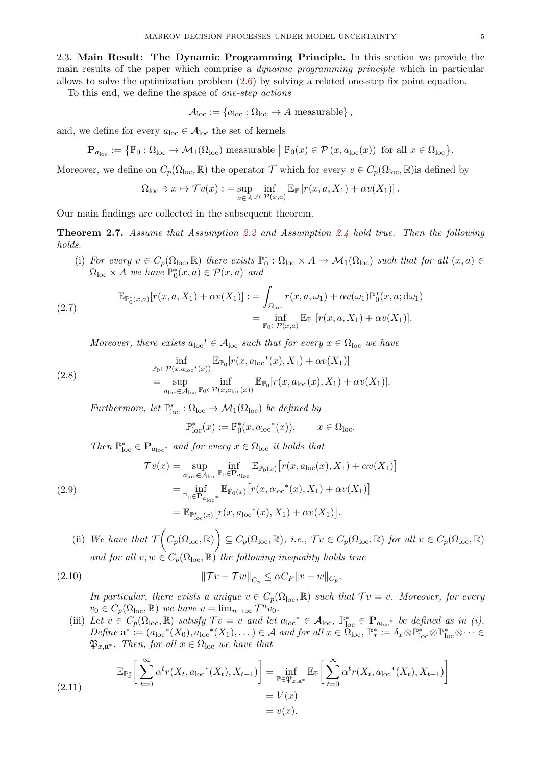2.3. **Main Result: The Dynamic Programming Principle.** In this section we provide the main results of the paper which comprise a *dynamic programming principle* which in particular allows to solve the optimization problem (2.6) by solving a related one-step fix point equation.

To this end, we define the space of *one-step actions*

$$\mathcal{A}_{\mathrm{loc}} := \{a_{\mathrm{loc}} : \Omega_{\mathrm{loc}} \to A \text{ measurable}\},$$

and, we define for every $a_{\mathrm{loc}} \in \mathcal{A}_{\mathrm{loc}}$ the set of kernels

$$\mathbf{P}_{a_{\mathrm{loc}}} := \left\{\mathbb{P}_0 : \Omega_{\mathrm{loc}} \to \mathcal{M}_1(\Omega_{\mathrm{loc}}) \text{ measurable} \;\middle|\; \mathbb{P}_0(x) \in \mathcal{P}\left(x, a_{\mathrm{loc}}(x)\right) \text{ for all } x \in \Omega_{\mathrm{loc}}\right\}.$$

Moreover, we define on $C_p(\Omega_{\mathrm{loc}}, \mathbb{R})$ the operator $\mathcal{T}$ which for every $v \in C_p(\Omega_{\mathrm{loc}}, \mathbb{R})$is defined by

$$\Omega_{\mathrm{loc}} \ni x \mapsto \mathcal{T}v(x) := \sup_{a \in A} \inf_{\mathbb{P} \in \mathcal{P}(x,a)} \mathbb{E}_{\mathbb{P}}\left[r(x, a, X_1) + \alpha v(X_1)\right].$$

Our main findings are collected in the subsequent theorem.

**Theorem 2.7.** *Assume that Assumption 2.2 and Assumption 2.4 hold true. Then the following holds.*

(i) *For every $v \in C_p(\Omega_{\mathrm{loc}}, \mathbb{R})$ there exists $\mathbb{P}_0^* : \Omega_{\mathrm{loc}} \times A \to \mathcal{M}_1(\Omega_{\mathrm{loc}})$ such that for all $(x, a) \in \Omega_{\mathrm{loc}} \times A$ we have $\mathbb{P}_0^*(x, a) \in \mathcal{P}(x, a)$ and*

$$\begin{aligned}\mathbb{E}_{\mathbb{P}_0^*(x,a)}[r(x, a, X_1) + \alpha v(X_1)] &:= \int_{\Omega_{\mathrm{loc}}} r(x, a, \omega_1) + \alpha v(\omega_1)\mathbb{P}_0^*(x, a; \mathrm{d}\omega_1) \\ &= \inf_{\mathbb{P}_0 \in \mathcal{P}(x,a)} \mathbb{E}_{\mathbb{P}_0}[r(x, a, X_1) + \alpha v(X_1)].\end{aligned} \tag{2.7}$$

*Moreover, there exists ${a_{\mathrm{loc}}}^* \in \mathcal{A}_{\mathrm{loc}}$ such that for every $x \in \Omega_{\mathrm{loc}}$ we have*

$$\begin{aligned}&\inf_{\mathbb{P}_0 \in \mathcal{P}(x, {a_{\mathrm{loc}}}^*(x))} \mathbb{E}_{\mathbb{P}_0}[r(x, {a_{\mathrm{loc}}}^*(x), X_1) + \alpha v(X_1)] \\ &= \sup_{a_{\mathrm{loc}} \in \mathcal{A}_{\mathrm{loc}}} \inf_{\mathbb{P}_0 \in \mathcal{P}(x, a_{\mathrm{loc}}(x))} \mathbb{E}_{\mathbb{P}_0}[r(x, a_{\mathrm{loc}}(x), X_1) + \alpha v(X_1)].\end{aligned} \tag{2.8}$$

*Furthermore, let $\mathbb{P}_{\mathrm{loc}}^* : \Omega_{\mathrm{loc}} \to \mathcal{M}_1(\Omega_{\mathrm{loc}})$ be defined by*

$$\mathbb{P}_{\mathrm{loc}}^*(x) := \mathbb{P}_0^*(x, {a_{\mathrm{loc}}}^*(x)), \qquad x \in \Omega_{\mathrm{loc}}.$$

*Then $\mathbb{P}_{\mathrm{loc}}^* \in \mathbf{P}_{{a_{\mathrm{loc}}}^*}$ and for every $x \in \Omega_{\mathrm{loc}}$ it holds that*

$$\begin{aligned}\mathcal{T}v(x) &= \sup_{a_{\mathrm{loc}} \in \mathcal{A}_{\mathrm{loc}}} \inf_{\mathbb{P}_0 \in \mathbf{P}_{a_{\mathrm{loc}}}} \mathbb{E}_{\mathbb{P}_0(x)}\big[r(x, a_{\mathrm{loc}}(x), X_1) + \alpha v(X_1)\big] \\ &= \inf_{\mathbb{P}_0 \in \mathbf{P}_{{a_{\mathrm{loc}}}^*}} \mathbb{E}_{\mathbb{P}_0(x)}\big[r(x, {a_{\mathrm{loc}}}^*(x), X_1) + \alpha v(X_1)\big] \\ &= \mathbb{E}_{\mathbb{P}_{\mathrm{loc}}^*(x)}\big[r(x, {a_{\mathrm{loc}}}^*(x), X_1) + \alpha v(X_1)\big].\end{aligned} \tag{2.9}$$

(ii) *We have that $\mathcal{T}\Big(C_p(\Omega_{\mathrm{loc}}, \mathbb{R})\Big) \subseteq C_p(\Omega_{\mathrm{loc}}, \mathbb{R})$, i.e., $\mathcal{T}v \in C_p(\Omega_{\mathrm{loc}}, \mathbb{R})$ for all $v \in C_p(\Omega_{\mathrm{loc}}, \mathbb{R})$ and for all $v, w \in C_p(\Omega_{\mathrm{loc}}, \mathbb{R})$ the following inequality holds true*

$$\|\mathcal{T}v - \mathcal{T}w\|_{C_p} \leq \alpha C_P \|v - w\|_{C_p}. \tag{2.10}$$

*In particular, there exists a unique $v \in C_p(\Omega_{\mathrm{loc}}, \mathbb{R})$ such that $\mathcal{T}v = v$. Moreover, for every $v_0 \in C_p(\Omega_{\mathrm{loc}}, \mathbb{R})$ we have $v = \lim_{n\to\infty} \mathcal{T}^n v_0$.*

(iii) *Let $v \in C_p(\Omega_{\mathrm{loc}}, \mathbb{R})$ satisfy $\mathcal{T}v = v$ and let ${a_{\mathrm{loc}}}^* \in \mathcal{A}_{\mathrm{loc}}$, $\mathbb{P}_{\mathrm{loc}}^* \in \mathbf{P}_{{a_{\mathrm{loc}}}^*}$ be defined as in (i). Define $\mathbf{a}^* := ({a_{\mathrm{loc}}}^*(X_0), {a_{\mathrm{loc}}}^*(X_1), \dots) \in \mathcal{A}$ and for all $x \in \Omega_{\mathrm{loc}}$, $\mathbb{P}_x^* := \delta_x \otimes \mathbb{P}_{\mathrm{loc}}^* \otimes \mathbb{P}_{\mathrm{loc}}^* \otimes \cdots \in \mathfrak{P}_{x,\mathbf{a}^*}$. Then, for all $x \in \Omega_{\mathrm{loc}}$ we have that*

$$\begin{aligned}\mathbb{E}_{\mathbb{P}_x^*}\bigg[\sum_{t=0}^{\infty} \alpha^t r(X_t, {a_{\mathrm{loc}}}^*(X_t), X_{t+1})\bigg] &= \inf_{\mathbb{P} \in \mathfrak{P}_{x,\mathbf{a}^*}} \mathbb{E}_{\mathbb{P}}\bigg[\sum_{t=0}^{\infty} \alpha^t r(X_t, {a_{\mathrm{loc}}}^*(X_t), X_{t+1})\bigg] \\ &= V(x) \\ &= v(x).\end{aligned} \tag{2.11}$$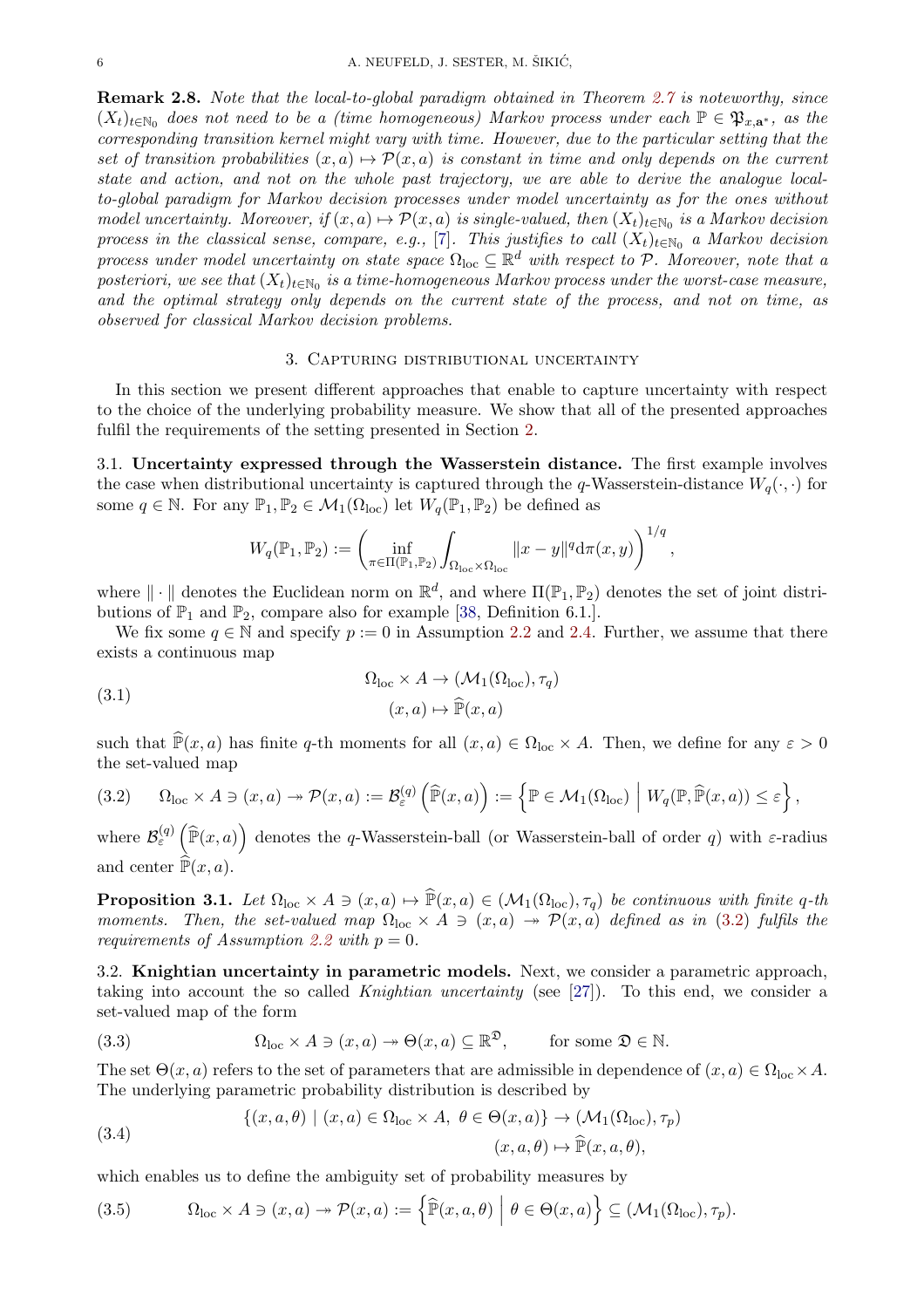**Remark 2.8.** *Note that the local-to-global paradigm obtained in Theorem 2.7 is noteworthy, since $(X_t)_{t\in\mathbb{N}_0}$ does not need to be a (time homogeneous) Markov process under each $\mathbb{P}\in\mathfrak{P}_{x,\mathbf{a}^*}$, as the corresponding transition kernel might vary with time. However, due to the particular setting that the set of transition probabilities $(x,a)\mapsto\mathcal{P}(x,a)$ is constant in time and only depends on the current state and action, and not on the whole past trajectory, we are able to derive the analogue local-to-global paradigm for Markov decision processes under model uncertainty as for the ones without model uncertainty. Moreover, if $(x,a)\mapsto\mathcal{P}(x,a)$ is single-valued, then $(X_t)_{t\in\mathbb{N}_0}$ is a Markov decision process in the classical sense, compare, e.g., [7]. This justifies to call $(X_t)_{t\in\mathbb{N}_0}$ a Markov decision process under model uncertainty on state space $\Omega_{\mathrm{loc}}\subseteq\mathbb{R}^d$ with respect to $\mathcal{P}$. Moreover, note that a posteriori, we see that $(X_t)_{t\in\mathbb{N}_0}$ is a time-homogeneous Markov process under the worst-case measure, and the optimal strategy only depends on the current state of the process, and not on time, as observed for classical Markov decision problems.*

## 3. Capturing distributional uncertainty

In this section we present different approaches that enable to capture uncertainty with respect to the choice of the underlying probability measure. We show that all of the presented approaches fulfil the requirements of the setting presented in Section 2.

### 3.1. Uncertainty expressed through the Wasserstein distance.

The first example involves the case when distributional uncertainty is captured through the $q$-Wasserstein-distance $W_q(\cdot,\cdot)$ for some $q\in\mathbb{N}$. For any $\mathbb{P}_1,\mathbb{P}_2\in\mathcal{M}_1(\Omega_{\mathrm{loc}})$ let $W_q(\mathbb{P}_1,\mathbb{P}_2)$ be defined as

$$W_q(\mathbb{P}_1,\mathbb{P}_2):=\left(\inf_{\pi\in\Pi(\mathbb{P}_1,\mathbb{P}_2)}\int_{\Omega_{\mathrm{loc}}\times\Omega_{\mathrm{loc}}}\|x-y\|^q\mathrm{d}\pi(x,y)\right)^{1/q},$$

where $\|\cdot\|$ denotes the Euclidean norm on $\mathbb{R}^d$, and where $\Pi(\mathbb{P}_1,\mathbb{P}_2)$ denotes the set of joint distributions of $\mathbb{P}_1$ and $\mathbb{P}_2$, compare also for example [38, Definition 6.1.].

We fix some $q\in\mathbb{N}$ and specify $p:=0$ in Assumption 2.2 and 2.4. Further, we assume that there exists a continuous map

$$\begin{aligned}\Omega_{\mathrm{loc}}\times A&\to(\mathcal{M}_1(\Omega_{\mathrm{loc}}),\tau_q)\\(x,a)&\mapsto\widehat{\mathbb{P}}(x,a)\end{aligned}\tag{3.1}$$

such that $\widehat{\mathbb{P}}(x,a)$ has finite $q$-th moments for all $(x,a)\in\Omega_{\mathrm{loc}}\times A$. Then, we define for any $\varepsilon>0$ the set-valued map

$$\Omega_{\mathrm{loc}}\times A\ni(x,a)\twoheadrightarrow\mathcal{P}(x,a):=\mathcal{B}_\varepsilon^{(q)}\left(\widehat{\mathbb{P}}(x,a)\right):=\left\{\mathbb{P}\in\mathcal{M}_1(\Omega_{\mathrm{loc}})\;\Big|\;W_q(\mathbb{P},\widehat{\mathbb{P}}(x,a))\le\varepsilon\right\},\tag{3.2}$$

where $\mathcal{B}_\varepsilon^{(q)}\left(\widehat{\mathbb{P}}(x,a)\right)$ denotes the $q$-Wasserstein-ball (or Wasserstein-ball of order $q$) with $\varepsilon$-radius and center $\widehat{\mathbb{P}}(x,a)$.

**Proposition 3.1.** *Let $\Omega_{\mathrm{loc}}\times A\ni(x,a)\mapsto\widehat{\mathbb{P}}(x,a)\in(\mathcal{M}_1(\Omega_{\mathrm{loc}}),\tau_q)$ be continuous with finite $q$-th moments. Then, the set-valued map $\Omega_{\mathrm{loc}}\times A\ni(x,a)\twoheadrightarrow\mathcal{P}(x,a)$ defined as in (3.2) fulfils the requirements of Assumption 2.2 with $p=0$.*

### 3.2. Knightian uncertainty in parametric models.

Next, we consider a parametric approach, taking into account the so called *Knightian uncertainty* (see [27]). To this end, we consider a set-valued map of the form

$$\Omega_{\mathrm{loc}}\times A\ni(x,a)\twoheadrightarrow\Theta(x,a)\subseteq\mathbb{R}^{\mathfrak{D}},\qquad\text{for some }\mathfrak{D}\in\mathbb{N}.\tag{3.3}$$

The set $\Theta(x,a)$ refers to the set of parameters that are admissible in dependence of $(x,a)\in\Omega_{\mathrm{loc}}\times A$. The underlying parametric probability distribution is described by

$$\begin{aligned}\{(x,a,\theta)\mid(x,a)\in\Omega_{\mathrm{loc}}\times A,\ \theta\in\Theta(x,a)\}&\to(\mathcal{M}_1(\Omega_{\mathrm{loc}}),\tau_p)\\(x,a,\theta)&\mapsto\widehat{\mathbb{P}}(x,a,\theta),\end{aligned}\tag{3.4}$$

which enables us to define the ambiguity set of probability measures by

$$\Omega_{\mathrm{loc}}\times A\ni(x,a)\twoheadrightarrow\mathcal{P}(x,a):=\left\{\widehat{\mathbb{P}}(x,a,\theta)\;\Big|\;\theta\in\Theta(x,a)\right\}\subseteq(\mathcal{M}_1(\Omega_{\mathrm{loc}}),\tau_p).\tag{3.5}$$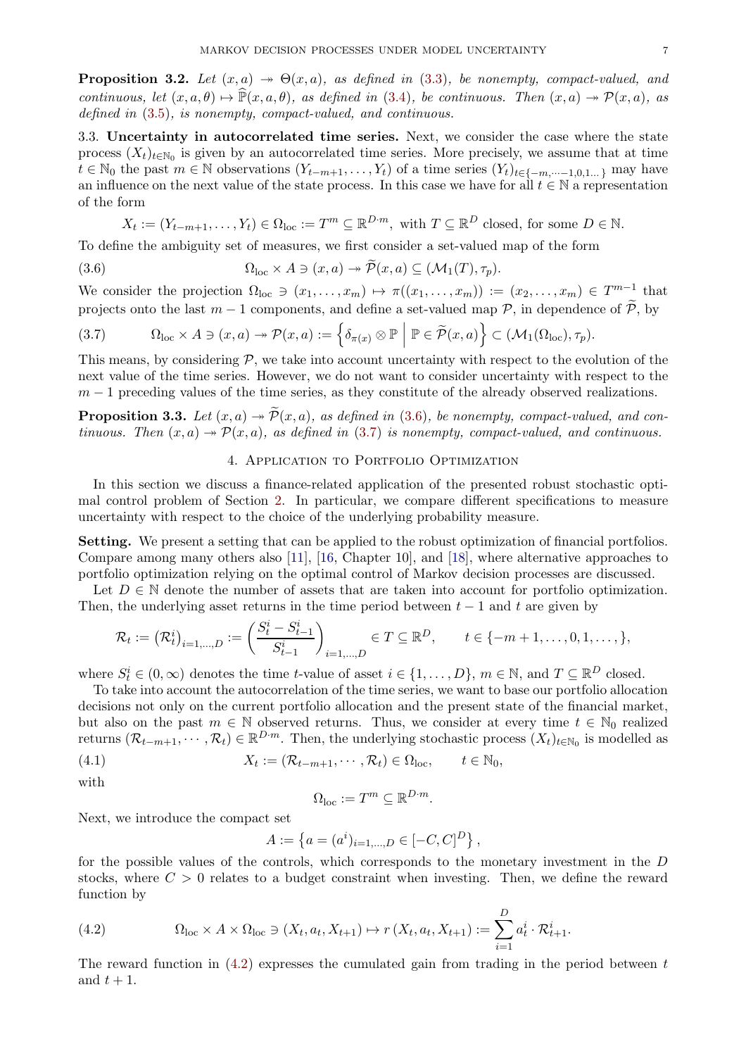**Proposition 3.2.** *Let $(x,a) \twoheadrightarrow \Theta(x,a)$, as defined in (3.3), be nonempty, compact-valued, and continuous, let $(x,a,\theta) \mapsto \widehat{\mathbb{P}}(x,a,\theta)$, as defined in (3.4), be continuous. Then $(x,a) \twoheadrightarrow \mathcal{P}(x,a)$, as defined in (3.5), is nonempty, compact-valued, and continuous.*

3.3. **Uncertainty in autocorrelated time series.** Next, we consider the case where the state process $(X_t)_{t\in\mathbb{N}_0}$ is given by an autocorrelated time series. More precisely, we assume that at time $t \in \mathbb{N}_0$ the past $m \in \mathbb{N}$ observations $(Y_{t-m+1},\dots,Y_t)$ of a time series $(Y_t)_{t\in\{-m,\cdots-1,0,1\dots\}}$ may have an influence on the next value of the state process. In this case we have for all $t \in \mathbb{N}$ a representation of the form

$$X_t := (Y_{t-m+1},\dots,Y_t) \in \Omega_{\mathrm{loc}} := T^m \subseteq \mathbb{R}^{D\cdot m}, \text{ with } T \subseteq \mathbb{R}^D \text{ closed, for some } D \in \mathbb{N}.$$

To define the ambiguity set of measures, we first consider a set-valued map of the form

$$\Omega_{\mathrm{loc}} \times A \ni (x,a) \twoheadrightarrow \widetilde{\mathcal{P}}(x,a) \subseteq (\mathcal{M}_1(T),\tau_p). \tag{3.6}$$

We consider the projection $\Omega_{\mathrm{loc}} \ni (x_1,\dots,x_m) \mapsto \pi((x_1,\dots,x_m)) := (x_2,\dots,x_m) \in T^{m-1}$ that projects onto the last $m-1$ components, and define a set-valued map $\mathcal{P}$, in dependence of $\widetilde{\mathcal{P}}$, by

$$\Omega_{\mathrm{loc}} \times A \ni (x,a) \twoheadrightarrow \mathcal{P}(x,a) := \left\{ \delta_{\pi(x)} \otimes \mathbb{P} \;\middle|\; \mathbb{P} \in \widetilde{\mathcal{P}}(x,a) \right\} \subset (\mathcal{M}_1(\Omega_{\mathrm{loc}}),\tau_p). \tag{3.7}$$

This means, by considering $\mathcal{P}$, we take into account uncertainty with respect to the evolution of the next value of the time series. However, we do not want to consider uncertainty with respect to the $m-1$ preceding values of the time series, as they constitute of the already observed realizations.

**Proposition 3.3.** *Let $(x,a) \twoheadrightarrow \widetilde{\mathcal{P}}(x,a)$, as defined in (3.6), be nonempty, compact-valued, and continuous. Then $(x,a) \twoheadrightarrow \mathcal{P}(x,a)$, as defined in (3.7) is nonempty, compact-valued, and continuous.*

## 4. Application to Portfolio Optimization

In this section we discuss a finance-related application of the presented robust stochastic optimal control problem of Section 2. In particular, we compare different specifications to measure uncertainty with respect to the choice of the underlying probability measure.

**Setting.** We present a setting that can be applied to the robust optimization of financial portfolios. Compare among many others also [11], [16, Chapter 10], and [18], where alternative approaches to portfolio optimization relying on the optimal control of Markov decision processes are discussed.

Let $D \in \mathbb{N}$ denote the number of assets that are taken into account for portfolio optimization. Then, the underlying asset returns in the time period between $t-1$ and $t$ are given by

$$\mathcal{R}_t := \left(\mathcal{R}_t^i\right)_{i=1,\dots,D} := \left(\frac{S_t^i - S_{t-1}^i}{S_{t-1}^i}\right)_{i=1,\dots,D} \in T \subseteq \mathbb{R}^D, \qquad t \in \{-m+1,\dots,0,1,\dots,\},$$

where $S_t^i \in (0,\infty)$ denotes the time $t$-value of asset $i \in \{1,\dots,D\}$, $m \in \mathbb{N}$, and $T \subseteq \mathbb{R}^D$ closed.

To take into account the autocorrelation of the time series, we want to base our portfolio allocation decisions not only on the current portfolio allocation and the present state of the financial market, but also on the past $m \in \mathbb{N}$ observed returns. Thus, we consider at every time $t \in \mathbb{N}_0$ realized returns $(\mathcal{R}_{t-m+1},\cdots,\mathcal{R}_t) \in \mathbb{R}^{D\cdot m}$. Then, the underlying stochastic process $(X_t)_{t\in\mathbb{N}_0}$ is modelled as

$$X_t := (\mathcal{R}_{t-m+1},\cdots,\mathcal{R}_t) \in \Omega_{\mathrm{loc}}, \qquad t \in \mathbb{N}_0, \tag{4.1}$$

with

$$\Omega_{\mathrm{loc}} := T^m \subseteq \mathbb{R}^{D\cdot m}.$$

Next, we introduce the compact set

$$A := \left\{ a = (a^i)_{i=1,\dots,D} \in [-C,C]^D \right\},$$

for the possible values of the controls, which corresponds to the monetary investment in the $D$ stocks, where $C > 0$ relates to a budget constraint when investing. Then, we define the reward function by

$$\Omega_{\mathrm{loc}} \times A \times \Omega_{\mathrm{loc}} \ni (X_t,a_t,X_{t+1}) \mapsto r(X_t,a_t,X_{t+1}) := \sum_{i=1}^{D} a_t^i \cdot \mathcal{R}_{t+1}^i. \tag{4.2}$$

The reward function in (4.2) expresses the cumulated gain from trading in the period between $t$ and $t+1$.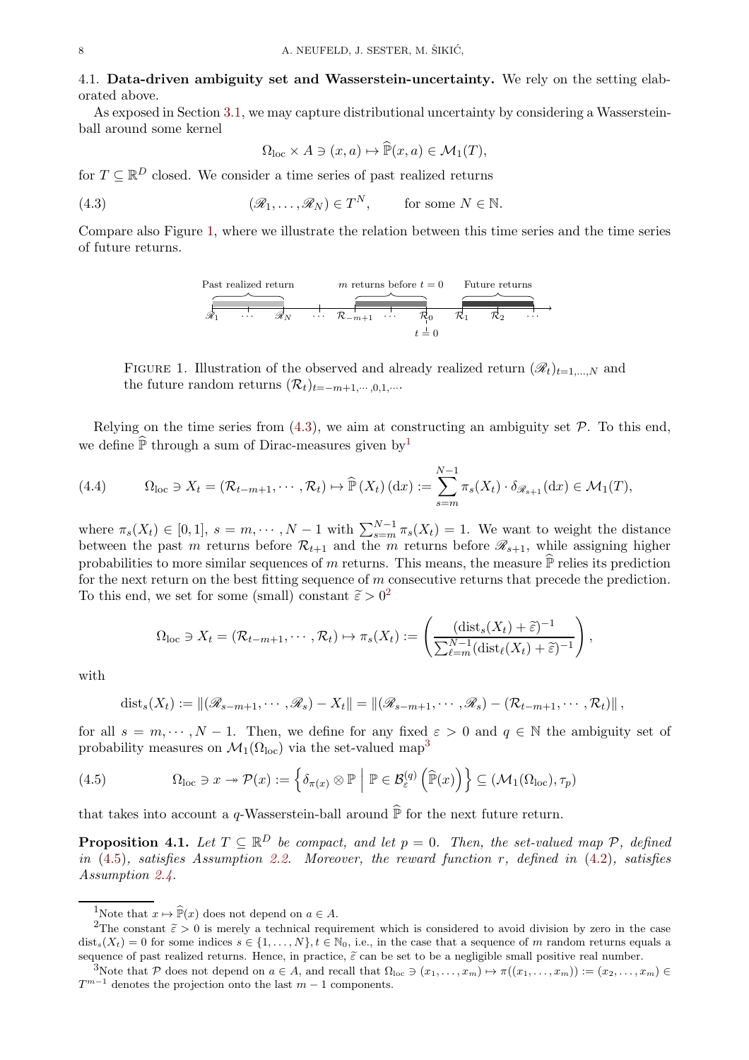### 4.1. Data-driven ambiguity set and Wasserstein-uncertainty.

We rely on the setting elaborated above.

As exposed in Section 3.1, we may capture distributional uncertainty by considering a Wasserstein-ball around some kernel

$$\Omega_{\text{loc}} \times A \ni (x,a) \mapsto \widehat{\mathbb{P}}(x,a) \in \mathcal{M}_1(T),$$

for $T \subseteq \mathbb{R}^D$ closed. We consider a time series of past realized returns

$$(\mathscr{R}_1, \dots, \mathscr{R}_N) \in T^N, \qquad \text{for some } N \in \mathbb{N}. \tag{4.3}$$

Compare also Figure 1, where we illustrate the relation between this time series and the time series of future returns.

Past realized return

$m$ returns before $t=0$

Future returns

$\mathscr{R}_1$ $\cdots$ $\mathscr{R}_N$ $\cdots$ $\mathcal{R}_{-m+1}$ $\cdots$ $\mathcal{R}_0$ $\mathcal{R}_1$ $\mathcal{R}_2$ $\cdots$

$t \stackrel{!}{=} 0$

FIGURE 1. Illustration of the observed and already realized return $(\mathscr{R}_t)_{t=1,\dots,N}$ and the future random returns $(\mathcal{R}_t)_{t=-m+1,\cdots,0,1,\cdots}$.

Relying on the time series from (4.3), we aim at constructing an ambiguity set $\mathcal{P}$. To this end, we define $\widehat{\mathbb{P}}$ through a sum of Dirac-measures given by[1]

$$\Omega_{\text{loc}} \ni X_t = (\mathcal{R}_{t-m+1}, \cdots, \mathcal{R}_t) \mapsto \widehat{\mathbb{P}}\,(X_t)\,(\mathrm{d}x) := \sum_{s=m}^{N-1} \pi_s(X_t) \cdot \delta_{\mathscr{R}_{s+1}}(\mathrm{d}x) \in \mathcal{M}_1(T), \tag{4.4}$$

where $\pi_s(X_t) \in [0,1]$, $s = m, \cdots, N-1$ with $\sum_{s=m}^{N-1} \pi_s(X_t) = 1$. We want to weight the distance between the past $m$ returns before $\mathcal{R}_{t+1}$ and the $m$ returns before $\mathscr{R}_{s+1}$, while assigning higher probabilities to more similar sequences of $m$ returns. This means, the measure $\widehat{\mathbb{P}}$ relies its prediction for the next return on the best fitting sequence of $m$ consecutive returns that precede the prediction. To this end, we set for some (small) constant $\widetilde{\varepsilon} > 0$[2]

$$\Omega_{\text{loc}} \ni X_t = (\mathcal{R}_{t-m+1}, \cdots, \mathcal{R}_t) \mapsto \pi_s(X_t) := \left( \frac{(\text{dist}_s(X_t) + \widetilde{\varepsilon})^{-1}}{\sum_{\ell=m}^{N-1} (\text{dist}_\ell(X_t) + \widetilde{\varepsilon})^{-1}} \right),$$

with

$$\text{dist}_s(X_t) := \|(\mathscr{R}_{s-m+1}, \cdots, \mathscr{R}_s) - X_t\| = \|(\mathscr{R}_{s-m+1}, \cdots, \mathscr{R}_s) - (\mathcal{R}_{t-m+1}, \cdots, \mathcal{R}_t)\|,$$

for all $s = m, \cdots, N-1$. Then, we define for any fixed $\varepsilon > 0$ and $q \in \mathbb{N}$ the ambiguity set of probability measures on $\mathcal{M}_1(\Omega_{\text{loc}})$ via the set-valued map[3]

$$\Omega_{\text{loc}} \ni x \twoheadrightarrow \mathcal{P}(x) := \left\{ \delta_{\pi(x)} \otimes \mathbb{P} \;\middle|\; \mathbb{P} \in \mathcal{B}_\varepsilon^{(q)}\left(\widehat{\mathbb{P}}(x)\right) \right\} \subseteq (\mathcal{M}_1(\Omega_{\text{loc}}), \tau_p) \tag{4.5}$$

that takes into account a $q$-Wasserstein-ball around $\widehat{\mathbb{P}}$ for the next future return.

**Proposition 4.1.** *Let $T \subseteq \mathbb{R}^D$ be compact, and let $p = 0$. Then, the set-valued map $\mathcal{P}$, defined in (4.5), satisfies Assumption 2.2. Moreover, the reward function $r$, defined in (4.2), satisfies Assumption 2.4.*

---

[1] Note that $x \mapsto \widehat{\mathbb{P}}(x)$ does not depend on $a \in A$.

[2] The constant $\widetilde{\varepsilon} > 0$ is merely a technical requirement which is considered to avoid division by zero in the case $\text{dist}_s(X_t) = 0$ for some indices $s \in \{1, \dots, N\}, t \in \mathbb{N}_0$, i.e., in the case that a sequence of $m$ random returns equals a sequence of past realized returns. Hence, in practice, $\widetilde{\varepsilon}$ can be set to be a negligible small positive real number.

[3] Note that $\mathcal{P}$ does not depend on $a \in A$, and recall that $\Omega_{\text{loc}} \ni (x_1, \dots, x_m) \mapsto \pi((x_1, \dots, x_m)) := (x_2, \dots, x_m) \in T^{m-1}$ denotes the projection onto the last $m-1$ components.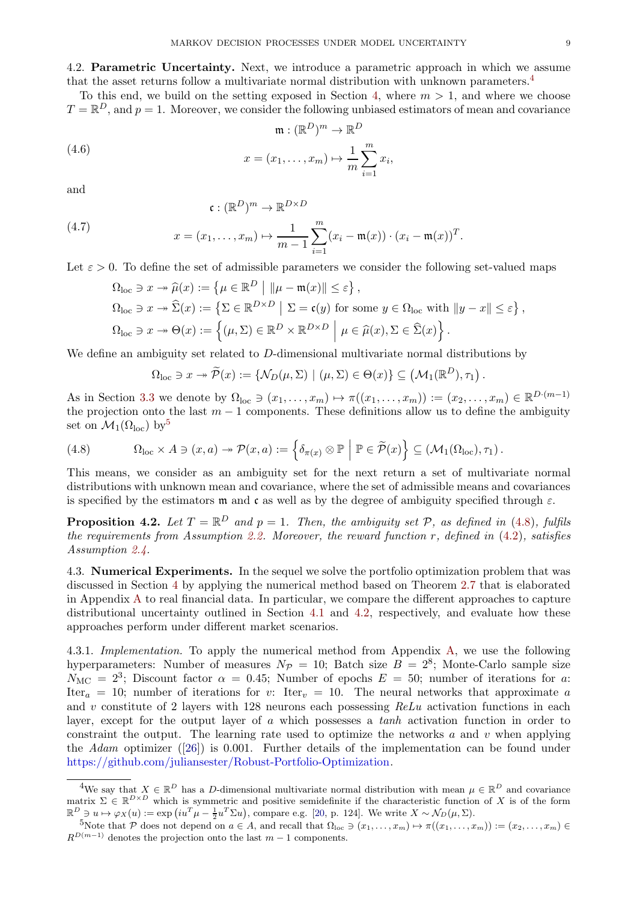4.2. **Parametric Uncertainty.** Next, we introduce a parametric approach in which we assume that the asset returns follow a multivariate normal distribution with unknown parameters.[4]

To this end, we build on the setting exposed in Section 4, where $m > 1$, and where we choose $T = \mathbb{R}^D$, and $p = 1$. Moreover, we consider the following unbiased estimators of mean and covariance

$$
\begin{aligned}
&\mathfrak{m} : (\mathbb{R}^D)^m \to \mathbb{R}^D \\
&x = (x_1, \dots, x_m) \mapsto \frac{1}{m} \sum_{i=1}^m x_i,
\end{aligned}
\tag{4.6}
$$

and

$$
\begin{aligned}
&\mathfrak{c} : (\mathbb{R}^D)^m \to \mathbb{R}^{D \times D} \\
&x = (x_1, \dots, x_m) \mapsto \frac{1}{m-1} \sum_{i=1}^m (x_i - \mathfrak{m}(x)) \cdot (x_i - \mathfrak{m}(x))^T.
\end{aligned}
\tag{4.7}
$$

Let $\varepsilon > 0$. To define the set of admissible parameters we consider the following set-valued maps

$$
\begin{aligned}
&\Omega_{\text{loc}} \ni x \twoheadrightarrow \widehat{\mu}(x) := \left\{ \mu \in \mathbb{R}^D \;\middle|\; \|\mu - \mathfrak{m}(x)\| \leq \varepsilon \right\}, \\
&\Omega_{\text{loc}} \ni x \twoheadrightarrow \widehat{\Sigma}(x) := \left\{ \Sigma \in \mathbb{R}^{D \times D} \;\middle|\; \Sigma = \mathfrak{c}(y) \text{ for some } y \in \Omega_{\text{loc}} \text{ with } \|y - x\| \leq \varepsilon \right\}, \\
&\Omega_{\text{loc}} \ni x \twoheadrightarrow \Theta(x) := \left\{ (\mu, \Sigma) \in \mathbb{R}^D \times \mathbb{R}^{D \times D} \;\middle|\; \mu \in \widehat{\mu}(x), \Sigma \in \widehat{\Sigma}(x) \right\}.
\end{aligned}
$$

We define an ambiguity set related to $D$-dimensional multivariate normal distributions by

$$
\Omega_{\text{loc}} \ni x \twoheadrightarrow \widetilde{\mathcal{P}}(x) := \left\{ \mathcal{N}_D(\mu, \Sigma) \mid (\mu, \Sigma) \in \Theta(x) \right\} \subseteq \left( \mathcal{M}_1(\mathbb{R}^D), \tau_1 \right).
$$

As in Section 3.3 we denote by $\Omega_{\text{loc}} \ni (x_1, \dots, x_m) \mapsto \pi((x_1, \dots, x_m)) := (x_2, \dots, x_m) \in \mathbb{R}^{D \cdot (m-1)}$ the projection onto the last $m - 1$ components. These definitions allow us to define the ambiguity set on $\mathcal{M}_1(\Omega_{\text{loc}})$ by[5]

$$
\Omega_{\text{loc}} \times A \ni (x, a) \twoheadrightarrow \mathcal{P}(x, a) := \left\{ \delta_{\pi(x)} \otimes \mathbb{P} \;\middle|\; \mathbb{P} \in \widetilde{\mathcal{P}}(x) \right\} \subseteq (\mathcal{M}_1(\Omega_{\text{loc}}), \tau_1).
\tag{4.8}
$$

This means, we consider as an ambiguity set for the next return a set of multivariate normal distributions with unknown mean and covariance, where the set of admissible means and covariances is specified by the estimators $\mathfrak{m}$ and $\mathfrak{c}$ as well as by the degree of ambiguity specified through $\varepsilon$.

**Proposition 4.2.** *Let $T = \mathbb{R}^D$ and $p = 1$. Then, the ambiguity set $\mathcal{P}$, as defined in (4.8), fulfils the requirements from Assumption 2.2. Moreover, the reward function $r$, defined in (4.2), satisfies Assumption 2.4.*

4.3. **Numerical Experiments.** In the sequel we solve the portfolio optimization problem that was discussed in Section 4 by applying the numerical method based on Theorem 2.7 that is elaborated in Appendix A to real financial data. In particular, we compare the different approaches to capture distributional uncertainty outlined in Section 4.1 and 4.2, respectively, and evaluate how these approaches perform under different market scenarios.

4.3.1. *Implementation.* To apply the numerical method from Appendix A, we use the following hyperparameters: Number of measures $N_{\mathcal{P}} = 10$; Batch size $B = 2^8$; Monte-Carlo sample size $N_{\text{MC}} = 2^3$; Discount factor $\alpha = 0.45$; Number of epochs $E = 50$; number of iterations for $a$: $\text{Iter}_a = 10$; number of iterations for $v$: $\text{Iter}_v = 10$. The neural networks that approximate $a$ and $v$ constitute of 2 layers with 128 neurons each possessing *ReLu* activation functions in each layer, except for the output layer of $a$ which possesses a *tanh* activation function in order to constraint the output. The learning rate used to optimize the networks $a$ and $v$ when applying the *Adam* optimizer ([26]) is 0.001. Further details of the implementation can be found under https://github.com/juliansester/Robust-Portfolio-Optimization.

---

[4] We say that $X \in \mathbb{R}^D$ has a $D$-dimensional multivariate normal distribution with mean $\mu \in \mathbb{R}^D$ and covariance matrix $\Sigma \in \mathbb{R}^{D \times D}$ which is symmetric and positive semidefinite if the characteristic function of $X$ is of the form $\mathbb{R}^D \ni u \mapsto \varphi_X(u) := \exp\left(iu^T\mu - \frac{1}{2}u^T\Sigma u\right)$, compare e.g. [20, p. 124]. We write $X \sim \mathcal{N}_D(\mu, \Sigma)$.

[5] Note that $\mathcal{P}$ does not depend on $a \in A$, and recall that $\Omega_{\text{loc}} \ni (x_1, \dots, x_m) \mapsto \pi((x_1, \dots, x_m)) := (x_2, \dots, x_m) \in R^{D(m-1)}$ denotes the projection onto the last $m - 1$ components.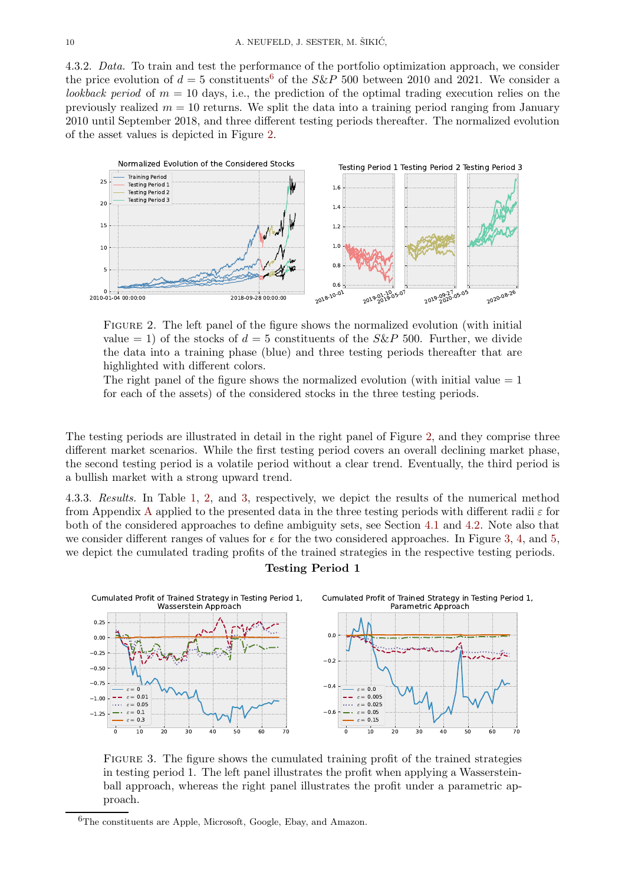4.3.2. *Data.* To train and test the performance of the portfolio optimization approach, we consider the price evolution of $d = 5$ constituents[6] of the *S&P* 500 between 2010 and 2021. We consider a *lookback period* of $m = 10$ days, i.e., the prediction of the optimal trading execution relies on the previously realized $m = 10$ returns. We split the data into a training period ranging from January 2010 until September 2018, and three different testing periods thereafter. The normalized evolution of the asset values is depicted in Figure 2.

Normalized Evolution of the Considered Stocks

Training Period
Testing Period 1
Testing Period 2
Testing Period 3

25
20
15
10
5
0

2010-01-04 00:00:00
2018-09-28 00:00:00

Testing Period 1 Testing Period 2 Testing Period 3

1.6
1.4
1.2
1.0
0.8
0.6

2018-10-01
2019-01-10
2019-05-07
2019-09-27
2020-05-05
2020-08-26

FIGURE 2. The left panel of the figure shows the normalized evolution (with initial value = 1) of the stocks of $d = 5$ constituents of the *S&P* 500. Further, we divide the data into a training phase (blue) and three testing periods thereafter that are highlighted with different colors.
The right panel of the figure shows the normalized evolution (with initial value = 1 for each of the assets) of the considered stocks in the three testing periods.

The testing periods are illustrated in detail in the right panel of Figure 2, and they comprise three different market scenarios. While the first testing period covers an overall declining market phase, the second testing period is a volatile period without a clear trend. Eventually, the third period is a bullish market with a strong upward trend.

4.3.3. *Results.* In Table 1, 2, and 3, respectively, we depict the results of the numerical method from Appendix A applied to the presented data in the three testing periods with different radii $\varepsilon$ for both of the considered approaches to define ambiguity sets, see Section 4.1 and 4.2. Note also that we consider different ranges of values for $\epsilon$ for the two considered approaches. In Figure 3, 4, and 5, we depict the cumulated trading profits of the trained strategies in the respective testing periods.

**Testing Period 1**

Cumulated Profit of Trained Strategy in Testing Period 1, Wasserstein Approach

0.25
0.00
−0.25
−0.50
−0.75
−1.00
−1.25

0 10 20 30 40 50 60 70

$\varepsilon = 0$
$\varepsilon = 0.01$
$\varepsilon = 0.05$
$\varepsilon = 0.1$
$\varepsilon = 0.3$

Cumulated Profit of Trained Strategy in Testing Period 1, Parametric Approach

0.0
−0.2
−0.4
−0.6

0 10 20 30 40 50 60 70

$\varepsilon = 0.0$
$\varepsilon = 0.005$
$\varepsilon = 0.025$
$\varepsilon = 0.05$
$\varepsilon = 0.15$

FIGURE 3. The figure shows the cumulated training profit of the trained strategies in testing period 1. The left panel illustrates the profit when applying a Wasserstein-ball approach, whereas the right panel illustrates the profit under a parametric approach.

[6]The constituents are Apple, Microsoft, Google, Ebay, and Amazon.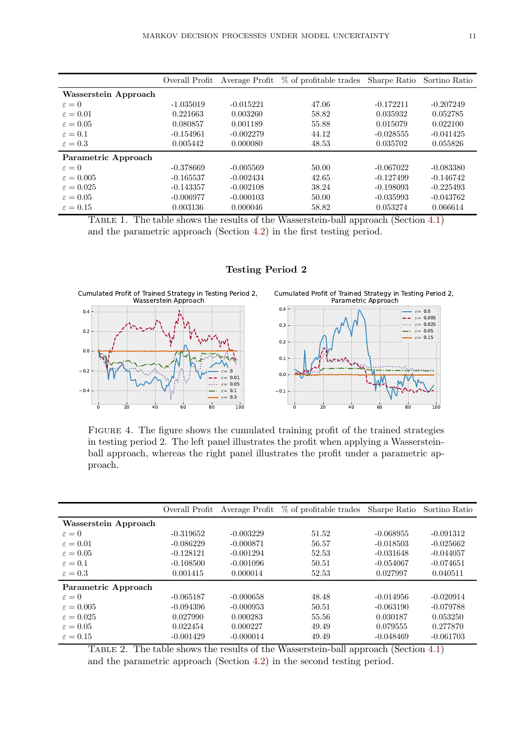| | Overall Profit | Average Profit | % of profitable trades | Sharpe Ratio | Sortino Ratio |
|---|---|---|---|---|---|
| **Wasserstein Approach** | | | | | |
| $\varepsilon = 0$ | -1.035019 | -0.015221 | 47.06 | -0.172211 | -0.207249 |
| $\varepsilon = 0.01$ | 0.221663 | 0.003260 | 58.82 | 0.035932 | 0.052785 |
| $\varepsilon = 0.05$ | 0.080857 | 0.001189 | 55.88 | 0.015079 | 0.022100 |
| $\varepsilon = 0.1$ | -0.154961 | -0.002279 | 44.12 | -0.028555 | -0.041425 |
| $\varepsilon = 0.3$ | 0.005442 | 0.000080 | 48.53 | 0.035702 | 0.055826 |
| **Parametric Approach** | | | | | |
| $\varepsilon = 0$ | -0.378669 | -0.005569 | 50.00 | -0.067022 | -0.083380 |
| $\varepsilon = 0.005$ | -0.165537 | -0.002434 | 42.65 | -0.127499 | -0.146742 |
| $\varepsilon = 0.025$ | -0.143357 | -0.002108 | 38.24 | -0.198093 | -0.225493 |
| $\varepsilon = 0.05$ | -0.006977 | -0.000103 | 50.00 | -0.035993 | -0.043762 |
| $\varepsilon = 0.15$ | 0.003136 | 0.000046 | 58.82 | 0.053274 | 0.066614 |

TABLE 1. The table shows the results of the Wasserstein-ball approach (Section 4.1) and the parametric approach (Section 4.2) in the first testing period.

## Testing Period 2

Cumulated Profit of Trained Strategy in Testing Period 2, Wasserstein Approach

Cumulated Profit of Trained Strategy in Testing Period 2, Parametric Approach

FIGURE 4. The figure shows the cumulated training profit of the trained strategies in testing period 2. The left panel illustrates the profit when applying a Wasserstein-ball approach, whereas the right panel illustrates the profit under a parametric approach.

| | Overall Profit | Average Profit | % of profitable trades | Sharpe Ratio | Sortino Ratio |
|---|---|---|---|---|---|
| **Wasserstein Approach** | | | | | |
| $\varepsilon = 0$ | -0.319652 | -0.003229 | 51.52 | -0.068955 | -0.091312 |
| $\varepsilon = 0.01$ | -0.086229 | -0.000871 | 56.57 | -0.018503 | -0.025662 |
| $\varepsilon = 0.05$ | -0.128121 | -0.001294 | 52.53 | -0.031648 | -0.044057 |
| $\varepsilon = 0.1$ | -0.108500 | -0.001096 | 50.51 | -0.054067 | -0.074651 |
| $\varepsilon = 0.3$ | 0.001415 | 0.000014 | 52.53 | 0.027997 | 0.040511 |
| **Parametric Approach** | | | | | |
| $\varepsilon = 0$ | -0.065187 | -0.000658 | 48.48 | -0.014956 | -0.020914 |
| $\varepsilon = 0.005$ | -0.094396 | -0.000953 | 50.51 | -0.063190 | -0.079788 |
| $\varepsilon = 0.025$ | 0.027990 | 0.000283 | 55.56 | 0.030187 | 0.053250 |
| $\varepsilon = 0.05$ | 0.022454 | 0.000227 | 49.49 | 0.079555 | 0.277870 |
| $\varepsilon = 0.15$ | -0.001429 | -0.000014 | 49.49 | -0.048469 | -0.061703 |

TABLE 2. The table shows the results of the Wasserstein-ball approach (Section 4.1) and the parametric approach (Section 4.2) in the second testing period.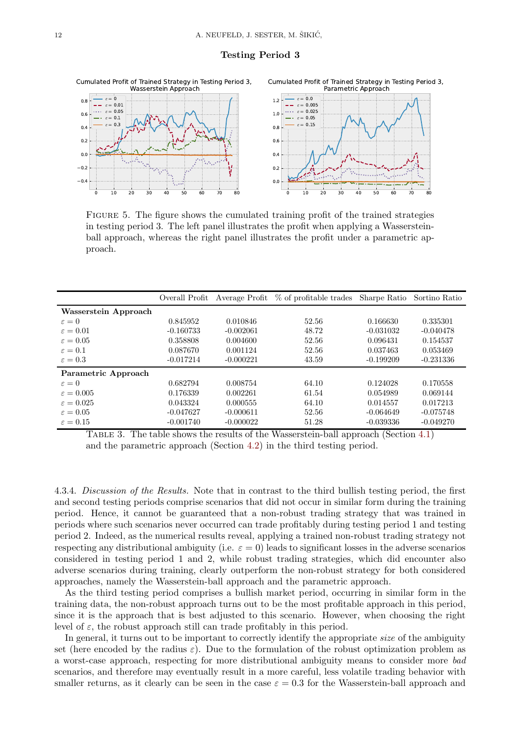## Testing Period 3

FIGURE 5. The figure shows the cumulated training profit of the trained strategies in testing period 3. The left panel illustrates the profit when applying a Wasserstein-ball approach, whereas the right panel illustrates the profit under a parametric approach.

| | Overall Profit | Average Profit | % of profitable trades | Sharpe Ratio | Sortino Ratio |
|---|---|---|---|---|---|
| **Wasserstein Approach** | | | | | |
| $\varepsilon = 0$ | 0.845952 | 0.010846 | 52.56 | 0.166630 | 0.335301 |
| $\varepsilon = 0.01$ | -0.160733 | -0.002061 | 48.72 | -0.031032 | -0.040478 |
| $\varepsilon = 0.05$ | 0.358808 | 0.004600 | 52.56 | 0.096431 | 0.154537 |
| $\varepsilon = 0.1$ | 0.087670 | 0.001124 | 52.56 | 0.037463 | 0.053469 |
| $\varepsilon = 0.3$ | -0.017214 | -0.000221 | 43.59 | -0.199209 | -0.231336 |
| **Parametric Approach** | | | | | |
| $\varepsilon = 0$ | 0.682794 | 0.008754 | 64.10 | 0.124028 | 0.170558 |
| $\varepsilon = 0.005$ | 0.176339 | 0.002261 | 61.54 | 0.054989 | 0.069144 |
| $\varepsilon = 0.025$ | 0.043324 | 0.000555 | 64.10 | 0.014557 | 0.017213 |
| $\varepsilon = 0.05$ | -0.047627 | -0.000611 | 52.56 | -0.064649 | -0.075748 |
| $\varepsilon = 0.15$ | -0.001740 | -0.000022 | 51.28 | -0.039336 | -0.049270 |

TABLE 3. The table shows the results of the Wasserstein-ball approach (Section 4.1) and the parametric approach (Section 4.2) in the third testing period.

4.3.4. *Discussion of the Results.* Note that in contrast to the third bullish testing period, the first and second testing periods comprise scenarios that did not occur in similar form during the training period. Hence, it cannot be guaranteed that a non-robust trading strategy that was trained in periods where such scenarios never occurred can trade profitably during testing period 1 and testing period 2. Indeed, as the numerical results reveal, applying a trained non-robust trading strategy not respecting any distributional ambiguity (i.e. $\varepsilon = 0$) leads to significant losses in the adverse scenarios considered in testing period 1 and 2, while robust trading strategies, which did encounter also adverse scenarios during training, clearly outperform the non-robust strategy for both considered approaches, namely the Wasserstein-ball approach and the parametric approach.

As the third testing period comprises a bullish market period, occurring in similar form in the training data, the non-robust approach turns out to be the most profitable approach in this period, since it is the approach that is best adjusted to this scenario. However, when choosing the right level of $\varepsilon$, the robust approach still can trade profitably in this period.

In general, it turns out to be important to correctly identify the appropriate *size* of the ambiguity set (here encoded by the radius $\varepsilon$). Due to the formulation of the robust optimization problem as a worst-case approach, respecting for more distributional ambiguity means to consider more *bad* scenarios, and therefore may eventually result in a more careful, less volatile trading behavior with smaller returns, as it clearly can be seen in the case $\varepsilon = 0.3$ for the Wasserstein-ball approach and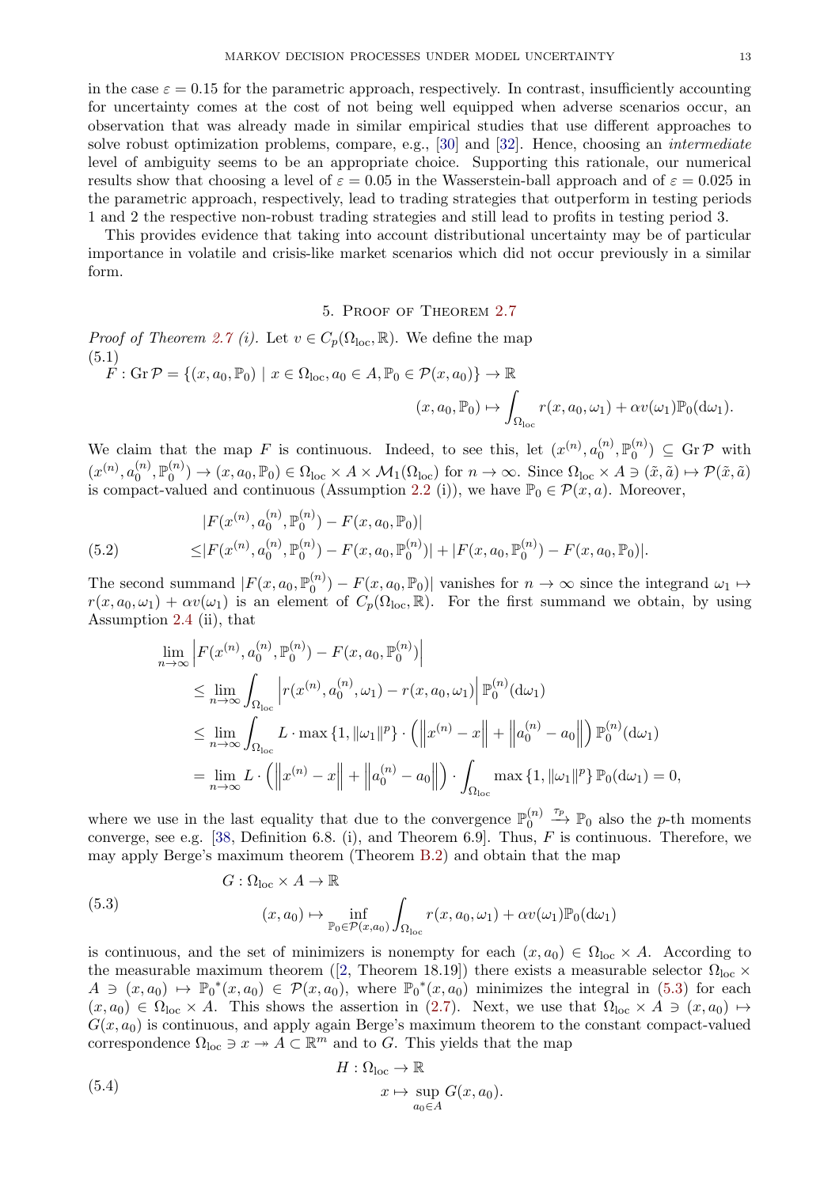in the case $\varepsilon = 0.15$ for the parametric approach, respectively. In contrast, insufficiently accounting for uncertainty comes at the cost of not being well equipped when adverse scenarios occur, an observation that was already made in similar empirical studies that use different approaches to solve robust optimization problems, compare, e.g., [30] and [32]. Hence, choosing an *intermediate* level of ambiguity seems to be an appropriate choice. Supporting this rationale, our numerical results show that choosing a level of $\varepsilon = 0.05$ in the Wasserstein-ball approach and of $\varepsilon = 0.025$ in the parametric approach, respectively, lead to trading strategies that outperform in testing periods 1 and 2 the respective non-robust trading strategies and still lead to profits in testing period 3.

This provides evidence that taking into account distributional uncertainty may be of particular importance in volatile and crisis-like market scenarios which did not occur previously in a similar form.

## 5. Proof of Theorem 2.7

*Proof of Theorem 2.7 (i).* Let $v \in C_p(\Omega_{\text{loc}}, \mathbb{R})$. We define the map

$$
\begin{aligned}
F : \operatorname{Gr} \mathcal{P} = \{(x, a_0, \mathbb{P}_0) \mid x \in \Omega_{\text{loc}}, a_0 \in A, \mathbb{P}_0 \in \mathcal{P}(x, a_0)\} \to \mathbb{R} \\
(x, a_0, \mathbb{P}_0) \mapsto \int_{\Omega_{\text{loc}}} r(x, a_0, \omega_1) + \alpha v(\omega_1) \mathbb{P}_0(\mathrm{d}\omega_1).
\end{aligned} \tag{5.1}
$$

We claim that the map $F$ is continuous. Indeed, to see this, let $(x^{(n)}, a_0^{(n)}, \mathbb{P}_0^{(n)}) \subseteq \operatorname{Gr} \mathcal{P}$ with $(x^{(n)}, a_0^{(n)}, \mathbb{P}_0^{(n)}) \to (x, a_0, \mathbb{P}_0) \in \Omega_{\text{loc}} \times A \times \mathcal{M}_1(\Omega_{\text{loc}})$ for $n \to \infty$. Since $\Omega_{\text{loc}} \times A \ni (\tilde{x}, \tilde{a}) \mapsto \mathcal{P}(\tilde{x}, \tilde{a})$ is compact-valued and continuous (Assumption 2.2 (i)), we have $\mathbb{P}_0 \in \mathcal{P}(x, a)$. Moreover,

$$
\begin{aligned}
&|F(x^{(n)}, a_0^{(n)}, \mathbb{P}_0^{(n)}) - F(x, a_0, \mathbb{P}_0)| \\
\leq &|F(x^{(n)}, a_0^{(n)}, \mathbb{P}_0^{(n)}) - F(x, a_0, \mathbb{P}_0^{(n)})| + |F(x, a_0, \mathbb{P}_0^{(n)}) - F(x, a_0, \mathbb{P}_0)|.
\end{aligned} \tag{5.2}
$$

The second summand $|F(x, a_0, \mathbb{P}_0^{(n)}) - F(x, a_0, \mathbb{P}_0)|$ vanishes for $n \to \infty$ since the integrand $\omega_1 \mapsto r(x, a_0, \omega_1) + \alpha v(\omega_1)$ is an element of $C_p(\Omega_{\text{loc}}, \mathbb{R})$. For the first summand we obtain, by using Assumption 2.4 (ii), that

$$
\begin{aligned}
&\lim_{n \to \infty} \left| F(x^{(n)}, a_0^{(n)}, \mathbb{P}_0^{(n)}) - F(x, a_0, \mathbb{P}_0^{(n)}) \right| \\
&\leq \lim_{n \to \infty} \int_{\Omega_{\text{loc}}} \left| r(x^{(n)}, a_0^{(n)}, \omega_1) - r(x, a_0, \omega_1) \right| \mathbb{P}_0^{(n)}(\mathrm{d}\omega_1) \\
&\leq \lim_{n \to \infty} \int_{\Omega_{\text{loc}}} L \cdot \max\{1, \|\omega_1\|^p\} \cdot \left( \left\| x^{(n)} - x \right\| + \left\| a_0^{(n)} - a_0 \right\| \right) \mathbb{P}_0^{(n)}(\mathrm{d}\omega_1) \\
&= \lim_{n \to \infty} L \cdot \left( \left\| x^{(n)} - x \right\| + \left\| a_0^{(n)} - a_0 \right\| \right) \cdot \int_{\Omega_{\text{loc}}} \max\{1, \|\omega_1\|^p\} \mathbb{P}_0(\mathrm{d}\omega_1) = 0,
\end{aligned}
$$

where we use in the last equality that due to the convergence $\mathbb{P}_0^{(n)} \xrightarrow{\tau_p} \mathbb{P}_0$ also the $p$-th moments converge, see e.g. [38, Definition 6.8. (i), and Theorem 6.9]. Thus, $F$ is continuous. Therefore, we may apply Berge's maximum theorem (Theorem B.2) and obtain that the map

$$
\begin{aligned}
G : \Omega_{\text{loc}} \times A \to \mathbb{R} \\
(x, a_0) \mapsto \inf_{\mathbb{P}_0 \in \mathcal{P}(x, a_0)} \int_{\Omega_{\text{loc}}} r(x, a_0, \omega_1) + \alpha v(\omega_1) \mathbb{P}_0(\mathrm{d}\omega_1)
\end{aligned} \tag{5.3}
$$

is continuous, and the set of minimizers is nonempty for each $(x, a_0) \in \Omega_{\text{loc}} \times A$. According to the measurable maximum theorem ([2, Theorem 18.19]) there exists a measurable selector $\Omega_{\text{loc}} \times A \ni (x, a_0) \mapsto \mathbb{P}_0^*(x, a_0) \in \mathcal{P}(x, a_0)$, where $\mathbb{P}_0^*(x, a_0)$ minimizes the integral in (5.3) for each $(x, a_0) \in \Omega_{\text{loc}} \times A$. This shows the assertion in (2.7). Next, we use that $\Omega_{\text{loc}} \times A \ni (x, a_0) \mapsto G(x, a_0)$ is continuous, and apply again Berge's maximum theorem to the constant compact-valued correspondence $\Omega_{\text{loc}} \ni x \twoheadrightarrow A \subset \mathbb{R}^m$ and to $G$. This yields that the map

$$
\begin{aligned}
H : \Omega_{\text{loc}} \to \mathbb{R} \\
x \mapsto \sup_{a_0 \in A} G(x, a_0).
\end{aligned} \tag{5.4}
$$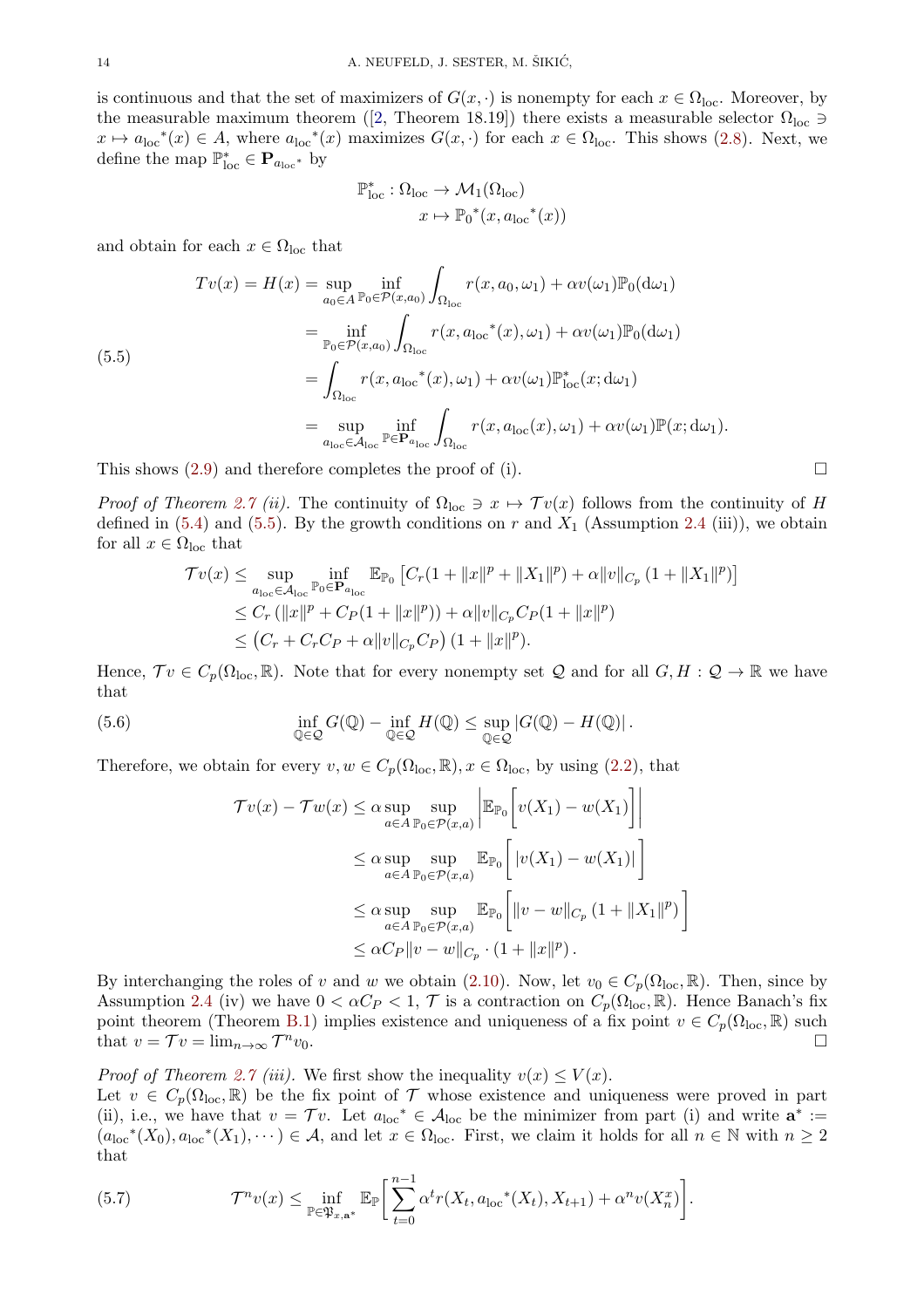is continuous and that the set of maximizers of $G(x,\cdot)$ is nonempty for each $x \in \Omega_{\mathrm{loc}}$. Moreover, by the measurable maximum theorem ([2, Theorem 18.19]) there exists a measurable selector $\Omega_{\mathrm{loc}} \ni x \mapsto {a_{\mathrm{loc}}}^*(x) \in A$, where ${a_{\mathrm{loc}}}^*(x)$ maximizes $G(x,\cdot)$ for each $x \in \Omega_{\mathrm{loc}}$. This shows (2.8). Next, we define the map $\mathbb{P}^*_{\mathrm{loc}} \in \mathbf{P}_{{a_{\mathrm{loc}}}^*}$ by

$$
\begin{aligned}
\mathbb{P}^*_{\mathrm{loc}} : \Omega_{\mathrm{loc}} &\to \mathcal{M}_1(\Omega_{\mathrm{loc}}) \\
x &\mapsto {\mathbb{P}_0}^*(x, {a_{\mathrm{loc}}}^*(x))
\end{aligned}
$$

and obtain for each $x \in \Omega_{\mathrm{loc}}$ that

$$
\begin{aligned}
Tv(x) = H(x) &= \sup_{a_0 \in A} \inf_{\mathbb{P}_0 \in \mathcal{P}(x,a_0)} \int_{\Omega_{\mathrm{loc}}} r(x,a_0,\omega_1) + \alpha v(\omega_1) \mathbb{P}_0(\mathrm{d}\omega_1) \\
&= \inf_{\mathbb{P}_0 \in \mathcal{P}(x,a_0)} \int_{\Omega_{\mathrm{loc}}} r(x,{a_{\mathrm{loc}}}^*(x),\omega_1) + \alpha v(\omega_1) \mathbb{P}_0(\mathrm{d}\omega_1) \\
&= \int_{\Omega_{\mathrm{loc}}} r(x,{a_{\mathrm{loc}}}^*(x),\omega_1) + \alpha v(\omega_1) \mathbb{P}^*_{\mathrm{loc}}(x;\mathrm{d}\omega_1) \\
&= \sup_{a_{\mathrm{loc}} \in \mathcal{A}_{\mathrm{loc}}} \inf_{\mathbb{P} \in \mathbf{P}_{a_{\mathrm{loc}}}} \int_{\Omega_{\mathrm{loc}}} r(x,a_{\mathrm{loc}}(x),\omega_1) + \alpha v(\omega_1) \mathbb{P}(x;\mathrm{d}\omega_1).
\end{aligned} \tag{5.5}
$$

This shows (2.9) and therefore completes the proof of (i). □

*Proof of Theorem 2.7 (ii).* The continuity of $\Omega_{\mathrm{loc}} \ni x \mapsto \mathcal{T}v(x)$ follows from the continuity of $H$ defined in (5.4) and (5.5). By the growth conditions on $r$ and $X_1$ (Assumption 2.4 (iii)), we obtain for all $x \in \Omega_{\mathrm{loc}}$ that

$$
\begin{aligned}
\mathcal{T}v(x) &\le \sup_{a_{\mathrm{loc}} \in \mathcal{A}_{\mathrm{loc}}} \inf_{\mathbb{P}_0 \in \mathbf{P}_{a_{\mathrm{loc}}}} \mathbb{E}_{\mathbb{P}_0}\left[C_r(1+\|x\|^p + \|X_1\|^p) + \alpha \|v\|_{C_p}\left(1+\|X_1\|^p\right)\right] \\
&\le C_r\left(\|x\|^p + C_P(1+\|x\|^p)\right) + \alpha\|v\|_{C_p} C_P(1+\|x\|^p) \\
&\le \left(C_r + C_r C_P + \alpha \|v\|_{C_p} C_P\right)(1+\|x\|^p).
\end{aligned}
$$

Hence, $\mathcal{T}v \in C_p(\Omega_{\mathrm{loc}}, \mathbb{R})$. Note that for every nonempty set $\mathcal{Q}$ and for all $G, H : \mathcal{Q} \to \mathbb{R}$ we have that

$$
\inf_{\mathbb{Q} \in \mathcal{Q}} G(\mathbb{Q}) - \inf_{\mathbb{Q} \in \mathcal{Q}} H(\mathbb{Q}) \le \sup_{\mathbb{Q} \in \mathcal{Q}} \left|G(\mathbb{Q}) - H(\mathbb{Q})\right|. \tag{5.6}
$$

Therefore, we obtain for every $v, w \in C_p(\Omega_{\mathrm{loc}}, \mathbb{R})$, $x \in \Omega_{\mathrm{loc}}$, by using (2.2), that

$$
\begin{aligned}
\mathcal{T}v(x) - \mathcal{T}w(x) &\le \alpha \sup_{a \in A} \sup_{\mathbb{P}_0 \in \mathcal{P}(x,a)} \left|\mathbb{E}_{\mathbb{P}_0}\Big[v(X_1) - w(X_1)\Big]\right| \\
&\le \alpha \sup_{a \in A} \sup_{\mathbb{P}_0 \in \mathcal{P}(x,a)} \mathbb{E}_{\mathbb{P}_0}\Big[\left|v(X_1) - w(X_1)\right|\Big] \\
&\le \alpha \sup_{a \in A} \sup_{\mathbb{P}_0 \in \mathcal{P}(x,a)} \mathbb{E}_{\mathbb{P}_0}\Big[\|v-w\|_{C_p}\left(1+\|X_1\|^p\right)\Big] \\
&\le \alpha C_P \|v-w\|_{C_p} \cdot \left(1+\|x\|^p\right).
\end{aligned}
$$

By interchanging the roles of $v$ and $w$ we obtain (2.10). Now, let $v_0 \in C_p(\Omega_{\mathrm{loc}}, \mathbb{R})$. Then, since by Assumption 2.4 (iv) we have $0 < \alpha C_P < 1$, $\mathcal{T}$ is a contraction on $C_p(\Omega_{\mathrm{loc}}, \mathbb{R})$. Hence Banach's fix point theorem (Theorem B.1) implies existence and uniqueness of a fix point $v \in C_p(\Omega_{\mathrm{loc}}, \mathbb{R})$ such that $v = \mathcal{T}v = \lim_{n\to\infty} \mathcal{T}^n v_0$. □

*Proof of Theorem 2.7 (iii).* We first show the inequality $v(x) \le V(x)$.
Let $v \in C_p(\Omega_{\mathrm{loc}}, \mathbb{R})$ be the fix point of $\mathcal{T}$ whose existence and uniqueness were proved in part (ii), i.e., we have that $v = \mathcal{T}v$. Let ${a_{\mathrm{loc}}}^* \in \mathcal{A}_{\mathrm{loc}}$ be the minimizer from part (i) and write $\mathbf{a}^* := ({a_{\mathrm{loc}}}^*(X_0), {a_{\mathrm{loc}}}^*(X_1), \cdots) \in \mathcal{A}$, and let $x \in \Omega_{\mathrm{loc}}$. First, we claim it holds for all $n \in \mathbb{N}$ with $n \ge 2$ that

$$
\mathcal{T}^n v(x) \le \inf_{\mathbb{P} \in \mathfrak{P}_{x,\mathbf{a}^*}} \mathbb{E}_{\mathbb{P}}\Bigg[\sum_{t=0}^{n-1} \alpha^t r(X_t, {a_{\mathrm{loc}}}^*(X_t), X_{t+1}) + \alpha^n v(X_n^x)\Bigg]. \tag{5.7}
$$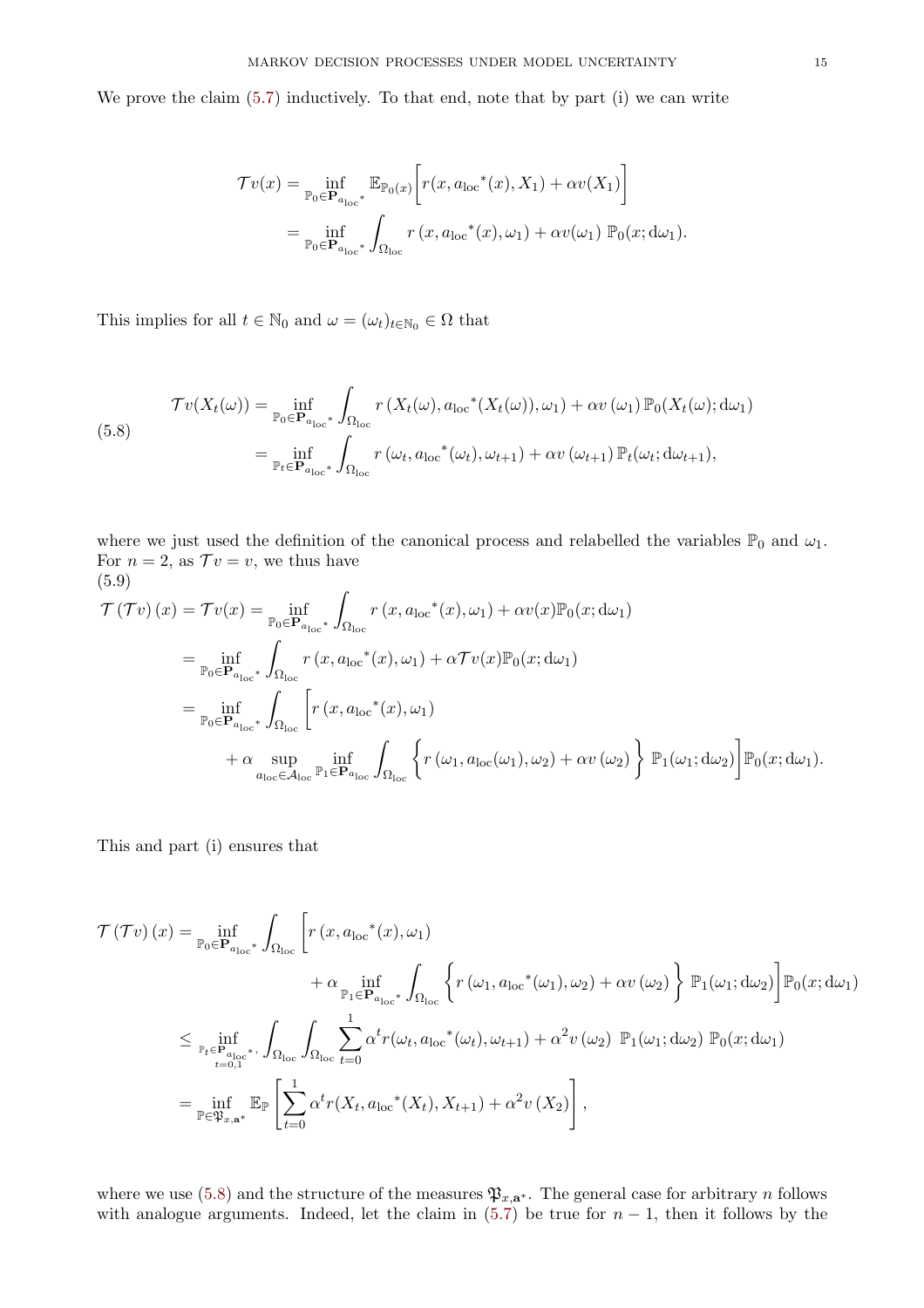We prove the claim (5.7) inductively. To that end, note that by part (i) we can write

$$
\begin{aligned}
\mathcal{T}v(x) &= \inf_{\mathbb{P}_0 \in \mathbf{P}_{a_{\mathrm{loc}}^*}} \mathbb{E}_{\mathbb{P}_0(x)}\bigg[ r(x, {a_{\mathrm{loc}}}^*(x), X_1) + \alpha v(X_1) \bigg] \\
&= \inf_{\mathbb{P}_0 \in \mathbf{P}_{a_{\mathrm{loc}}^*}} \int_{\Omega_{\mathrm{loc}}} r\left(x, {a_{\mathrm{loc}}}^*(x), \omega_1\right) + \alpha v(\omega_1) \; \mathbb{P}_0(x; \mathrm{d}\omega_1).
\end{aligned}
$$

This implies for all $t \in \mathbb{N}_0$ and $\omega = (\omega_t)_{t \in \mathbb{N}_0} \in \Omega$ that

$$
\begin{aligned}
\mathcal{T}v(X_t(\omega)) &= \inf_{\mathbb{P}_0 \in \mathbf{P}_{a_{\mathrm{loc}}^*}} \int_{\Omega_{\mathrm{loc}}} r\left(X_t(\omega), {a_{\mathrm{loc}}}^*(X_t(\omega)), \omega_1\right) + \alpha v\left(\omega_1\right) \mathbb{P}_0(X_t(\omega); \mathrm{d}\omega_1) \\
&= \inf_{\mathbb{P}_t \in \mathbf{P}_{a_{\mathrm{loc}}^*}} \int_{\Omega_{\mathrm{loc}}} r\left(\omega_t, {a_{\mathrm{loc}}}^*(\omega_t), \omega_{t+1}\right) + \alpha v\left(\omega_{t+1}\right) \mathbb{P}_t(\omega_t; \mathrm{d}\omega_{t+1}),
\end{aligned} \tag{5.8}
$$

where we just used the definition of the canonical process and relabelled the variables $\mathbb{P}_0$ and $\omega_1$. For $n = 2$, as $\mathcal{T}v = v$, we thus have

$$
\begin{aligned}
\mathcal{T}\left(\mathcal{T}v\right)(x) = \mathcal{T}v(x) &= \inf_{\mathbb{P}_0 \in \mathbf{P}_{a_{\mathrm{loc}}^*}} \int_{\Omega_{\mathrm{loc}}} r\left(x, {a_{\mathrm{loc}}}^*(x), \omega_1\right) + \alpha v(x) \mathbb{P}_0(x; \mathrm{d}\omega_1) \\
&= \inf_{\mathbb{P}_0 \in \mathbf{P}_{a_{\mathrm{loc}}^*}} \int_{\Omega_{\mathrm{loc}}} r\left(x, {a_{\mathrm{loc}}}^*(x), \omega_1\right) + \alpha \mathcal{T}v(x) \mathbb{P}_0(x; \mathrm{d}\omega_1) \\
&= \inf_{\mathbb{P}_0 \in \mathbf{P}_{a_{\mathrm{loc}}^*}} \int_{\Omega_{\mathrm{loc}}} \bigg[ r\left(x, {a_{\mathrm{loc}}}^*(x), \omega_1\right) \\
&\qquad + \alpha \sup_{a_{\mathrm{loc}} \in \mathcal{A}_{\mathrm{loc}}} \inf_{\mathbb{P}_1 \in \mathbf{P}_{a_{\mathrm{loc}}}} \int_{\Omega_{\mathrm{loc}}} \bigg\{ r\left(\omega_1, a_{\mathrm{loc}}(\omega_1), \omega_2\right) + \alpha v\left(\omega_2\right) \bigg\} \; \mathbb{P}_1(\omega_1; \mathrm{d}\omega_2) \bigg] \mathbb{P}_0(x; \mathrm{d}\omega_1).
\end{aligned} \tag{5.9}
$$

This and part (i) ensures that

$$
\begin{aligned}
\mathcal{T}\left(\mathcal{T}v\right)(x) &= \inf_{\mathbb{P}_0 \in \mathbf{P}_{a_{\mathrm{loc}}^*}} \int_{\Omega_{\mathrm{loc}}} \bigg[ r\left(x, {a_{\mathrm{loc}}}^*(x), \omega_1\right) \\
&\qquad + \alpha \inf_{\mathbb{P}_1 \in \mathbf{P}_{a_{\mathrm{loc}}^*}} \int_{\Omega_{\mathrm{loc}}} \bigg\{ r\left(\omega_1, {a_{\mathrm{loc}}}^*(\omega_1), \omega_2\right) + \alpha v\left(\omega_2\right) \bigg\} \; \mathbb{P}_1(\omega_1; \mathrm{d}\omega_2) \bigg] \mathbb{P}_0(x; \mathrm{d}\omega_1) \\
&\leq \inf_{\substack{\mathbb{P}_t \in \mathbf{P}_{a_{\mathrm{loc}}^*}, \\ t=0,1}} \int_{\Omega_{\mathrm{loc}}} \int_{\Omega_{\mathrm{loc}}} \sum_{t=0}^{1} \alpha^t r(\omega_t, {a_{\mathrm{loc}}}^*(\omega_t), \omega_{t+1}) + \alpha^2 v\left(\omega_2\right) \; \mathbb{P}_1(\omega_1; \mathrm{d}\omega_2) \; \mathbb{P}_0(x; \mathrm{d}\omega_1) \\
&= \inf_{\mathbb{P} \in \mathfrak{P}_{x,\mathbf{a}^*}} \mathbb{E}_{\mathbb{P}}\left[ \sum_{t=0}^{1} \alpha^t r(X_t, {a_{\mathrm{loc}}}^*(X_t), X_{t+1}) + \alpha^2 v\left(X_2\right) \right],
\end{aligned}
$$

where we use (5.8) and the structure of the measures $\mathfrak{P}_{x,\mathbf{a}^*}$. The general case for arbitrary $n$ follows with analogue arguments. Indeed, let the claim in (5.7) be true for $n - 1$, then it follows by the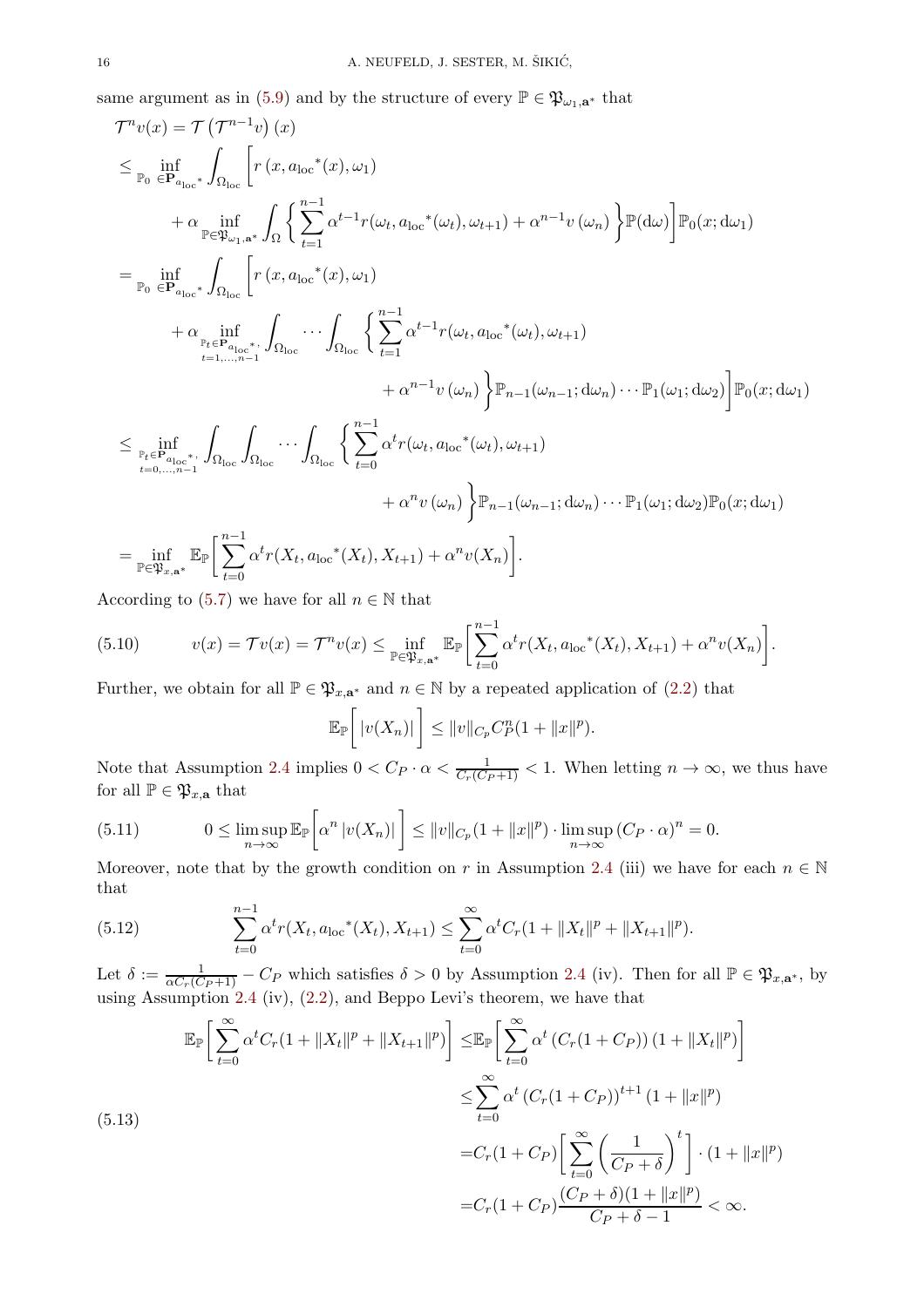same argument as in (5.9) and by the structure of every $\mathbb{P} \in \mathfrak{P}_{\omega_1, \mathbf{a}^*}$ that

$$
\begin{aligned}
\mathcal{T}^n v(x) &= \mathcal{T}\left(\mathcal{T}^{n-1} v\right)(x) \\
&\leq \inf_{\mathbb{P}_0 \in \mathbf{P}_{a_{\mathrm{loc}}{}^*}} \int_{\Omega_{\mathrm{loc}}} \Bigg[ r\left(x, a_{\mathrm{loc}}{}^*(x), \omega_1\right) \\
&\qquad + \alpha \inf_{\mathbb{P} \in \mathfrak{P}_{\omega_1, \mathbf{a}^*}} \int_{\Omega} \left\{ \sum_{t=1}^{n-1} \alpha^{t-1} r(\omega_t, a_{\mathrm{loc}}{}^*(\omega_t), \omega_{t+1}) + \alpha^{n-1} v\left(\omega_n\right) \right\} \mathbb{P}(\mathrm{d}\omega) \Bigg] \mathbb{P}_0(x; \mathrm{d}\omega_1) \\
&= \inf_{\mathbb{P}_0 \in \mathbf{P}_{a_{\mathrm{loc}}{}^*}} \int_{\Omega_{\mathrm{loc}}} \Bigg[ r\left(x, a_{\mathrm{loc}}{}^*(x), \omega_1\right) \\
&\qquad + \alpha \inf_{\substack{\mathbb{P}_t \in \mathbf{P}_{a_{\mathrm{loc}}{}^*}, \\ t=1,\dots,n-1}} \int_{\Omega_{\mathrm{loc}}} \cdots \int_{\Omega_{\mathrm{loc}}} \Bigg\{ \sum_{t=1}^{n-1} \alpha^{t-1} r(\omega_t, a_{\mathrm{loc}}{}^*(\omega_t), \omega_{t+1}) \\
&\qquad\qquad + \alpha^{n-1} v\left(\omega_n\right) \Bigg\} \mathbb{P}_{n-1}(\omega_{n-1}; \mathrm{d}\omega_n) \cdots \mathbb{P}_1(\omega_1; \mathrm{d}\omega_2) \Bigg] \mathbb{P}_0(x; \mathrm{d}\omega_1) \\
&\leq \inf_{\substack{\mathbb{P}_t \in \mathbf{P}_{a_{\mathrm{loc}}{}^*}, \\ t=0,\dots,n-1}} \int_{\Omega_{\mathrm{loc}}} \int_{\Omega_{\mathrm{loc}}} \cdots \int_{\Omega_{\mathrm{loc}}} \Bigg\{ \sum_{t=0}^{n-1} \alpha^{t} r(\omega_t, a_{\mathrm{loc}}{}^*(\omega_t), \omega_{t+1}) \\
&\qquad\qquad + \alpha^{n} v\left(\omega_n\right) \Bigg\} \mathbb{P}_{n-1}(\omega_{n-1}; \mathrm{d}\omega_n) \cdots \mathbb{P}_1(\omega_1; \mathrm{d}\omega_2) \mathbb{P}_0(x; \mathrm{d}\omega_1) \\
&= \inf_{\mathbb{P} \in \mathfrak{P}_{x, \mathbf{a}^*}} \mathbb{E}_{\mathbb{P}}\Bigg[ \sum_{t=0}^{n-1} \alpha^t r(X_t, a_{\mathrm{loc}}{}^*(X_t), X_{t+1}) + \alpha^n v(X_n) \Bigg].
\end{aligned}
$$

According to (5.7) we have for all $n \in \mathbb{N}$ that

$$
v(x) = \mathcal{T} v(x) = \mathcal{T}^n v(x) \leq \inf_{\mathbb{P} \in \mathfrak{P}_{x, \mathbf{a}^*}} \mathbb{E}_{\mathbb{P}}\Bigg[ \sum_{t=0}^{n-1} \alpha^t r(X_t, a_{\mathrm{loc}}{}^*(X_t), X_{t+1}) + \alpha^n v(X_n) \Bigg]. \tag{5.10}
$$

Further, we obtain for all $\mathbb{P} \in \mathfrak{P}_{x, \mathbf{a}^*}$ and $n \in \mathbb{N}$ by a repeated application of (2.2) that

$$
\mathbb{E}_{\mathbb{P}}\Bigg[ |v(X_n)| \Bigg] \leq \|v\|_{C_p} C_P^n (1 + \|x\|^p).
$$

Note that Assumption 2.4 implies $0 < C_P \cdot \alpha < \frac{1}{C_r(C_P+1)} < 1$. When letting $n \to \infty$, we thus have for all $\mathbb{P} \in \mathfrak{P}_{x, \mathbf{a}}$ that

$$
0 \leq \limsup_{n \to \infty} \mathbb{E}_{\mathbb{P}}\Bigg[ \alpha^n |v(X_n)| \Bigg] \leq \|v\|_{C_p} (1 + \|x\|^p) \cdot \limsup_{n \to \infty} (C_P \cdot \alpha)^n = 0. \tag{5.11}
$$

Moreover, note that by the growth condition on $r$ in Assumption 2.4 (iii) we have for each $n \in \mathbb{N}$ that

$$
\sum_{t=0}^{n-1} \alpha^t r(X_t, a_{\mathrm{loc}}{}^*(X_t), X_{t+1}) \leq \sum_{t=0}^{\infty} \alpha^t C_r (1 + \|X_t\|^p + \|X_{t+1}\|^p). \tag{5.12}
$$

Let $\delta := \frac{1}{\alpha C_r (C_P+1)} - C_P$ which satisfies $\delta > 0$ by Assumption 2.4 (iv). Then for all $\mathbb{P} \in \mathfrak{P}_{x, \mathbf{a}^*}$, by using Assumption 2.4 (iv), (2.2), and Beppo Levi's theorem, we have that

$$
\begin{aligned}
\mathbb{E}_{\mathbb{P}}\Bigg[ \sum_{t=0}^{\infty} \alpha^t C_r (1 + \|X_t\|^p + \|X_{t+1}\|^p) \Bigg] &\leq \mathbb{E}_{\mathbb{P}}\Bigg[ \sum_{t=0}^{\infty} \alpha^t \left( C_r (1 + C_P) \right) (1 + \|X_t\|^p) \Bigg] \\
&\leq \sum_{t=0}^{\infty} \alpha^t \left( C_r (1 + C_P) \right)^{t+1} (1 + \|x\|^p) \\
&= C_r (1 + C_P) \Bigg[ \sum_{t=0}^{\infty} \left( \frac{1}{C_P + \delta} \right)^t \Bigg] \cdot (1 + \|x\|^p) \\
&= C_r (1 + C_P) \frac{(C_P + \delta)(1 + \|x\|^p)}{C_P + \delta - 1} < \infty.
\end{aligned} \tag{5.13}
$$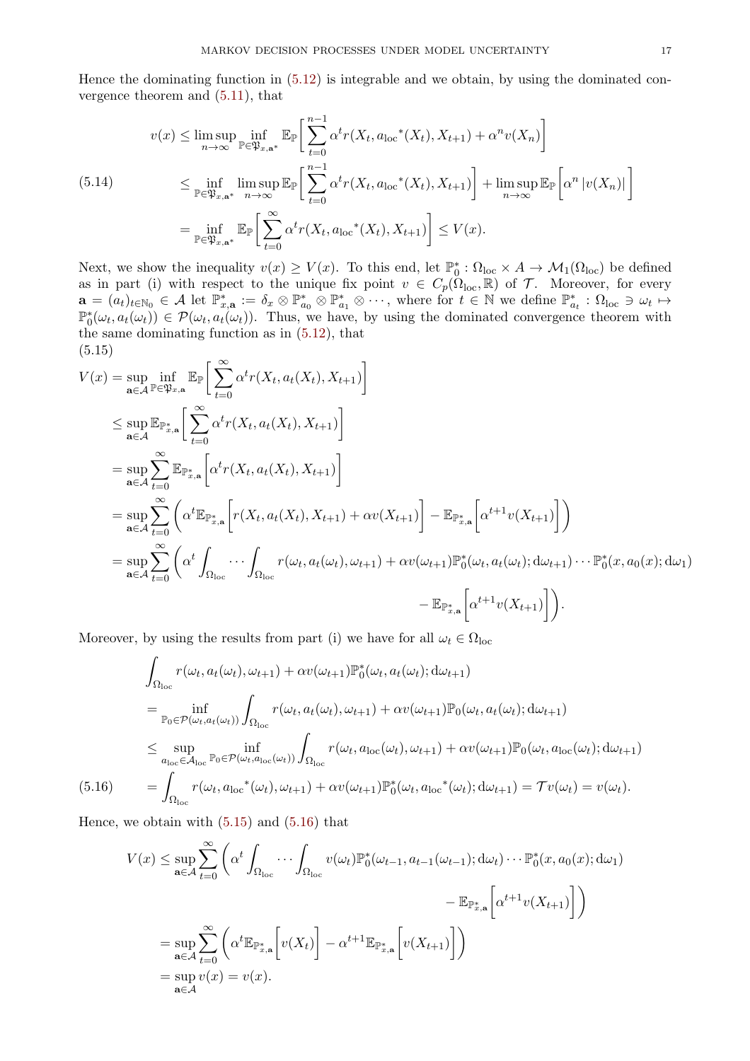Hence the dominating function in (5.12) is integrable and we obtain, by using the dominated convergence theorem and (5.11), that

$$
\begin{aligned}
v(x) &\leq \limsup_{n\to\infty} \inf_{\mathbb{P}\in\mathfrak{P}_{x,\mathbf{a}^*}} \mathbb{E}_{\mathbb{P}}\Big[\sum_{t=0}^{n-1} \alpha^t r(X_t, a_{\mathrm{loc}}{}^*(X_t), X_{t+1}) + \alpha^n v(X_n)\Big] \\
&\leq \inf_{\mathbb{P}\in\mathfrak{P}_{x,\mathbf{a}^*}} \limsup_{n\to\infty} \mathbb{E}_{\mathbb{P}}\Big[\sum_{t=0}^{n-1} \alpha^t r(X_t, a_{\mathrm{loc}}{}^*(X_t), X_{t+1})\Big] + \limsup_{n\to\infty} \mathbb{E}_{\mathbb{P}}\Big[\alpha^n\, |v(X_n)|\Big] \\
&= \inf_{\mathbb{P}\in\mathfrak{P}_{x,\mathbf{a}^*}} \mathbb{E}_{\mathbb{P}}\Big[\sum_{t=0}^{\infty} \alpha^t r(X_t, a_{\mathrm{loc}}{}^*(X_t), X_{t+1})\Big] \leq V(x).
\end{aligned}
\tag{5.14}
$$

Next, we show the inequality $v(x) \geq V(x)$. To this end, let $\mathbb{P}_0^* : \Omega_{\mathrm{loc}} \times A \to \mathcal{M}_1(\Omega_{\mathrm{loc}})$ be defined as in part (i) with respect to the unique fix point $v \in C_p(\Omega_{\mathrm{loc}}, \mathbb{R})$ of $\mathcal{T}$. Moreover, for every $\mathbf{a} = (a_t)_{t\in\mathbb{N}_0} \in \mathcal{A}$ let $\mathbb{P}_{x,\mathbf{a}}^* := \delta_x \otimes \mathbb{P}_{a_0}^* \otimes \mathbb{P}_{a_1}^* \otimes \cdots$, where for $t \in \mathbb{N}$ we define $\mathbb{P}_{a_t}^* : \Omega_{\mathrm{loc}} \ni \omega_t \mapsto \mathbb{P}_0^*(\omega_t, a_t(\omega_t)) \in \mathcal{P}(\omega_t, a_t(\omega_t))$. Thus, we have, by using the dominated convergence theorem with the same dominating function as in (5.12), that

$$
\begin{aligned}
V(x) &= \sup_{\mathbf{a}\in\mathcal{A}} \inf_{\mathbb{P}\in\mathfrak{P}_{x,\mathbf{a}}} \mathbb{E}_{\mathbb{P}}\Big[\sum_{t=0}^{\infty} \alpha^t r(X_t, a_t(X_t), X_{t+1})\Big] \\
&\leq \sup_{\mathbf{a}\in\mathcal{A}} \mathbb{E}_{\mathbb{P}_{x,\mathbf{a}}^*}\Big[\sum_{t=0}^{\infty} \alpha^t r(X_t, a_t(X_t), X_{t+1})\Big] \\
&= \sup_{\mathbf{a}\in\mathcal{A}} \sum_{t=0}^{\infty} \mathbb{E}_{\mathbb{P}_{x,\mathbf{a}}^*}\Big[\alpha^t r(X_t, a_t(X_t), X_{t+1})\Big] \\
&= \sup_{\mathbf{a}\in\mathcal{A}} \sum_{t=0}^{\infty} \Big(\alpha^t \mathbb{E}_{\mathbb{P}_{x,\mathbf{a}}^*}\Big[r(X_t, a_t(X_t), X_{t+1}) + \alpha v(X_{t+1})\Big] - \mathbb{E}_{\mathbb{P}_{x,\mathbf{a}}^*}\Big[\alpha^{t+1} v(X_{t+1})\Big]\Big) \\
&= \sup_{\mathbf{a}\in\mathcal{A}} \sum_{t=0}^{\infty} \Big(\alpha^t \int_{\Omega_{\mathrm{loc}}} \cdots \int_{\Omega_{\mathrm{loc}}} r(\omega_t, a_t(\omega_t), \omega_{t+1}) + \alpha v(\omega_{t+1}) \mathbb{P}_0^*(\omega_t, a_t(\omega_t); \mathrm{d}\omega_{t+1}) \cdots \mathbb{P}_0^*(x, a_0(x); \mathrm{d}\omega_1) \\
&\qquad\qquad - \mathbb{E}_{\mathbb{P}_{x,\mathbf{a}}^*}\Big[\alpha^{t+1} v(X_{t+1})\Big]\Big).
\end{aligned}
\tag{5.15}
$$

Moreover, by using the results from part (i) we have for all $\omega_t \in \Omega_{\mathrm{loc}}$

$$
\begin{aligned}
&\int_{\Omega_{\mathrm{loc}}} r(\omega_t, a_t(\omega_t), \omega_{t+1}) + \alpha v(\omega_{t+1}) \mathbb{P}_0^*(\omega_t, a_t(\omega_t); \mathrm{d}\omega_{t+1}) \\
&= \inf_{\mathbb{P}_0\in\mathcal{P}(\omega_t, a_t(\omega_t))} \int_{\Omega_{\mathrm{loc}}} r(\omega_t, a_t(\omega_t), \omega_{t+1}) + \alpha v(\omega_{t+1}) \mathbb{P}_0(\omega_t, a_t(\omega_t); \mathrm{d}\omega_{t+1}) \\
&\leq \sup_{a_{\mathrm{loc}}\in\mathcal{A}_{\mathrm{loc}}} \inf_{\mathbb{P}_0\in\mathcal{P}(\omega_t, a_{\mathrm{loc}}(\omega_t))} \int_{\Omega_{\mathrm{loc}}} r(\omega_t, a_{\mathrm{loc}}(\omega_t), \omega_{t+1}) + \alpha v(\omega_{t+1}) \mathbb{P}_0(\omega_t, a_{\mathrm{loc}}(\omega_t); \mathrm{d}\omega_{t+1}) \\
&= \int_{\Omega_{\mathrm{loc}}} r(\omega_t, a_{\mathrm{loc}}{}^*(\omega_t), \omega_{t+1}) + \alpha v(\omega_{t+1}) \mathbb{P}_0^*(\omega_t, a_{\mathrm{loc}}{}^*(\omega_t); \mathrm{d}\omega_{t+1}) = \mathcal{T}v(\omega_t) = v(\omega_t).
\end{aligned}
\tag{5.16}
$$

Hence, we obtain with (5.15) and (5.16) that

$$
\begin{aligned}
V(x) &\leq \sup_{\mathbf{a}\in\mathcal{A}} \sum_{t=0}^{\infty} \Big(\alpha^t \int_{\Omega_{\mathrm{loc}}} \cdots \int_{\Omega_{\mathrm{loc}}} v(\omega_t) \mathbb{P}_0^*(\omega_{t-1}, a_{t-1}(\omega_{t-1}); \mathrm{d}\omega_t) \cdots \mathbb{P}_0^*(x, a_0(x); \mathrm{d}\omega_1) \\
&\qquad\qquad - \mathbb{E}_{\mathbb{P}_{x,\mathbf{a}}^*}\Big[\alpha^{t+1} v(X_{t+1})\Big]\Big) \\
&= \sup_{\mathbf{a}\in\mathcal{A}} \sum_{t=0}^{\infty} \Big(\alpha^t \mathbb{E}_{\mathbb{P}_{x,\mathbf{a}}^*}\Big[v(X_t)\Big] - \alpha^{t+1} \mathbb{E}_{\mathbb{P}_{x,\mathbf{a}}^*}\Big[v(X_{t+1})\Big]\Big) \\
&= \sup_{\mathbf{a}\in\mathcal{A}} v(x) = v(x).
\end{aligned}
$$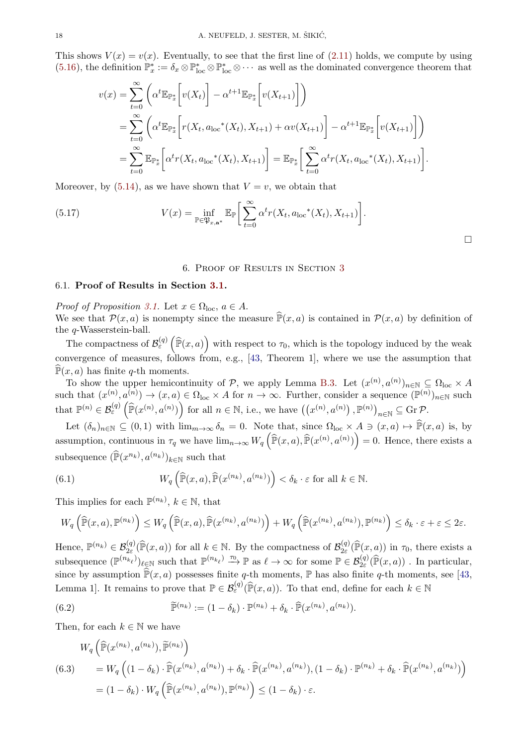This shows $V(x) = v(x)$. Eventually, to see that the first line of (2.11) holds, we compute by using (5.16), the definition $\mathbb{P}_x^* := \delta_x \otimes \mathbb{P}_{\mathrm{loc}}^* \otimes \mathbb{P}_{\mathrm{loc}}^* \otimes \cdots$ as well as the dominated convergence theorem that

$$
\begin{aligned}
v(x) &= \sum_{t=0}^{\infty} \left( \alpha^t \mathbb{E}_{\mathbb{P}_x^*}\Big[ v(X_t) \Big] - \alpha^{t+1} \mathbb{E}_{\mathbb{P}_x^*}\Big[ v(X_{t+1}) \Big] \right) \\
&= \sum_{t=0}^{\infty} \left( \alpha^t \mathbb{E}_{\mathbb{P}_x^*}\Big[ r(X_t, {a_{\mathrm{loc}}}^*(X_t), X_{t+1}) + \alpha v(X_{t+1}) \Big] - \alpha^{t+1} \mathbb{E}_{\mathbb{P}_x^*}\Big[ v(X_{t+1}) \Big] \right) \\
&= \sum_{t=0}^{\infty} \mathbb{E}_{\mathbb{P}_x^*}\Big[ \alpha^t r(X_t, {a_{\mathrm{loc}}}^*(X_t), X_{t+1}) \Big] = \mathbb{E}_{\mathbb{P}_x^*}\Big[ \sum_{t=0}^{\infty} \alpha^t r(X_t, {a_{\mathrm{loc}}}^*(X_t), X_{t+1}) \Big].
\end{aligned}
$$

Moreover, by (5.14), as we have shown that $V = v$, we obtain that

$$
V(x) = \inf_{\mathbb{P} \in \mathfrak{P}_{x,\mathbf{a}^*}} \mathbb{E}_{\mathbb{P}}\Big[ \sum_{t=0}^{\infty} \alpha^t r(X_t, {a_{\mathrm{loc}}}^*(X_t), X_{t+1}) \Big]. \tag{5.17}
$$

□

## 6. Proof of Results in Section 3

### 6.1. Proof of Results in Section 3.1.

*Proof of Proposition 3.1.* Let $x \in \Omega_{\mathrm{loc}}$, $a \in A$.
We see that $\mathcal{P}(x,a)$ is nonempty since the measure $\widehat{\mathbb{P}}(x,a)$ is contained in $\mathcal{P}(x,a)$ by definition of the $q$-Wasserstein-ball.

The compactness of $\mathcal{B}_\varepsilon^{(q)}\left(\widehat{\mathbb{P}}(x,a)\right)$ with respect to $\tau_0$, which is the topology induced by the weak convergence of measures, follows from, e.g., [43, Theorem 1], where we use the assumption that $\widehat{\mathbb{P}}(x,a)$ has finite $q$-th moments.

To show the upper hemicontinuity of $\mathcal{P}$, we apply Lemma B.3. Let $(x^{(n)}, a^{(n)})_{n \in \mathbb{N}} \subseteq \Omega_{\mathrm{loc}} \times A$ such that $(x^{(n)}, a^{(n)}) \to (x,a) \in \Omega_{\mathrm{loc}} \times A$ for $n \to \infty$. Further, consider a sequence $(\mathbb{P}^{(n)})_{n \in \mathbb{N}}$ such that $\mathbb{P}^{(n)} \in \mathcal{B}_\varepsilon^{(q)}\left(\widehat{\mathbb{P}}(x^{(n)}, a^{(n)})\right)$ for all $n \in \mathbb{N}$, i.e., we have $\left(\left(x^{(n)}, a^{(n)}\right), \mathbb{P}^{(n)}\right)_{n \in \mathbb{N}} \subseteq \operatorname{Gr} \mathcal{P}$.

Let $(\delta_n)_{n \in \mathbb{N}} \subseteq (0,1)$ with $\lim_{m \to \infty} \delta_n = 0$. Note that, since $\Omega_{\mathrm{loc}} \times A \ni (x,a) \mapsto \widehat{\mathbb{P}}(x,a)$ is, by assumption, continuous in $\tau_q$ we have $\lim_{n \to \infty} W_q\left(\widehat{\mathbb{P}}(x,a), \widehat{\mathbb{P}}(x^{(n)}, a^{(n)})\right) = 0$. Hence, there exists a subsequence $(\widehat{\mathbb{P}}(x^{n_k}, a^{(n_k)})_{k \in \mathbb{N}}$ such that

$$
W_q\left(\widehat{\mathbb{P}}(x,a), \widehat{\mathbb{P}}(x^{(n_k)}, a^{(n_k)})\right) < \delta_k \cdot \varepsilon \text{ for all } k \in \mathbb{N}. \tag{6.1}
$$

This implies for each $\mathbb{P}^{(n_k)}$, $k \in \mathbb{N}$, that

$$
W_q\left(\widehat{\mathbb{P}}(x,a), \mathbb{P}^{(n_k)}\right) \leq W_q\left(\widehat{\mathbb{P}}(x,a), \widehat{\mathbb{P}}(x^{(n_k)}, a^{(n_k)})\right) + W_q\left(\widehat{\mathbb{P}}(x^{(n_k)}, a^{(n_k)}), \mathbb{P}^{(n_k)}\right) \leq \delta_k \cdot \varepsilon + \varepsilon \leq 2\varepsilon.
$$

Hence, $\mathbb{P}^{(n_k)} \in \mathcal{B}_{2\varepsilon}^{(q)}(\widehat{\mathbb{P}}(x,a))$ for all $k \in \mathbb{N}$. By the compactness of $\mathcal{B}_{2\varepsilon}^{(q)}(\widehat{\mathbb{P}}(x,a))$ in $\tau_0$, there exists a subsequence $(\mathbb{P}^{(n_{k_\ell})})_{\ell \in \mathbb{N}}$ such that $\mathbb{P}^{(n_{k_\ell})} \xrightarrow{\tau_0} \mathbb{P}$ as $\ell \to \infty$ for some $\mathbb{P} \in \mathcal{B}_{2\varepsilon}^{(q)}(\widehat{\mathbb{P}}(x,a))$ . In particular, since by assumption $\widehat{\mathbb{P}}(x,a)$ possesses finite $q$-th moments, $\mathbb{P}$ has also finite $q$-th moments, see [43, Lemma 1]. It remains to prove that $\mathbb{P} \in \mathcal{B}_\varepsilon^{(q)}(\widehat{\mathbb{P}}(x,a))$. To that end, define for each $k \in \mathbb{N}$

$$
\widetilde{\mathbb{P}}^{(n_k)} := (1 - \delta_k) \cdot \mathbb{P}^{(n_k)} + \delta_k \cdot \widehat{\mathbb{P}}(x^{(n_k)}, a^{(n_k)}). \tag{6.2}
$$

Then, for each $k \in \mathbb{N}$ we have

$$
\begin{aligned}
&W_q\left(\widehat{\mathbb{P}}(x^{(n_k)}, a^{(n_k)}), \widetilde{\mathbb{P}}^{(n_k)}\right) \\
&= W_q\left((1 - \delta_k) \cdot \widehat{\mathbb{P}}(x^{(n_k)}, a^{(n_k)}) + \delta_k \cdot \widehat{\mathbb{P}}(x^{(n_k)}, a^{(n_k)}), (1 - \delta_k) \cdot \mathbb{P}^{(n_k)} + \delta_k \cdot \widehat{\mathbb{P}}(x^{(n_k)}, a^{(n_k)})\right) \\
&= (1 - \delta_k) \cdot W_q\left(\widehat{\mathbb{P}}(x^{(n_k)}, a^{(n_k)}), \mathbb{P}^{(n_k)}\right) \leq (1 - \delta_k) \cdot \varepsilon.
\end{aligned} \tag{6.3}
$$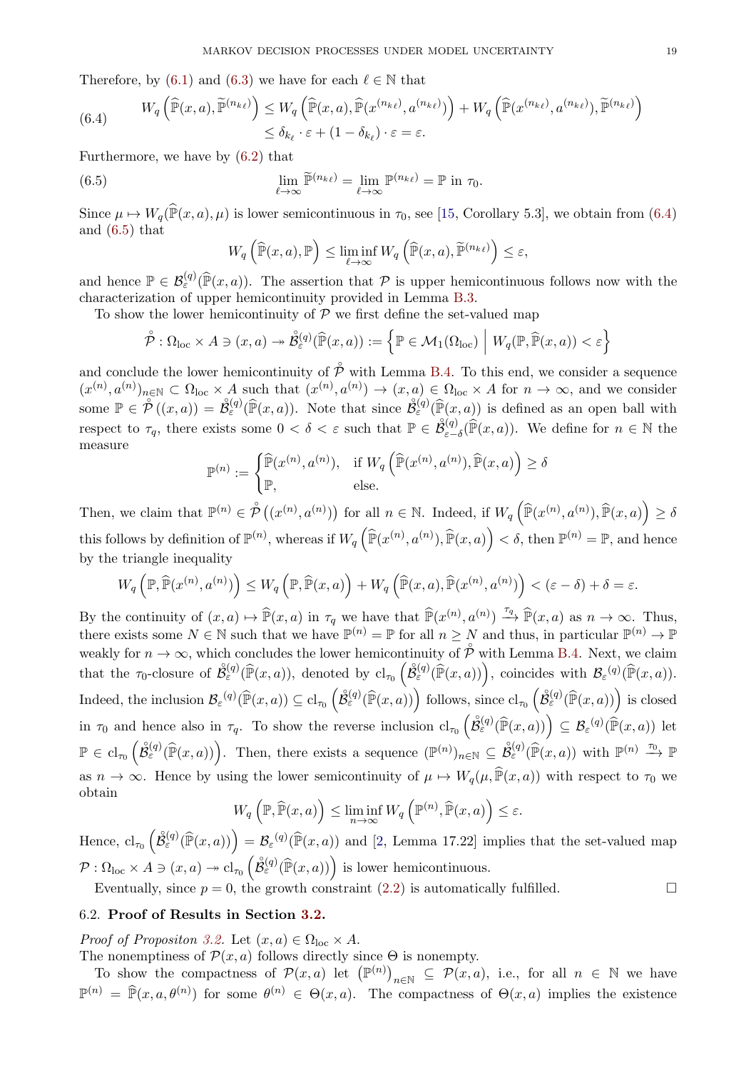Therefore, by (6.1) and (6.3) we have for each $\ell \in \mathbb{N}$ that

$$
\begin{aligned}
W_q\left(\widehat{\mathbb{P}}(x,a), \widetilde{\mathbb{P}}^{(n_{k_\ell})}\right) &\leq W_q\left(\widehat{\mathbb{P}}(x,a), \widehat{\mathbb{P}}(x^{(n_{k_\ell})}, a^{(n_{k_\ell})})\right) + W_q\left(\widehat{\mathbb{P}}(x^{(n_{k_\ell})}, a^{(n_{k_\ell})}), \widetilde{\mathbb{P}}^{(n_{k_\ell})}\right) \\
&\leq \delta_{k_\ell} \cdot \varepsilon + (1-\delta_{k_\ell}) \cdot \varepsilon = \varepsilon.
\end{aligned} \tag{6.4}
$$

Furthermore, we have by (6.2) that

$$
\lim_{\ell \to \infty} \widetilde{\mathbb{P}}^{(n_{k_\ell})} = \lim_{\ell \to \infty} \mathbb{P}^{(n_{k_\ell})} = \mathbb{P} \text{ in } \tau_0. \tag{6.5}
$$

Since $\mu \mapsto W_q(\widehat{\mathbb{P}}(x,a), \mu)$ is lower semicontinuous in $\tau_0$, see [15, Corollary 5.3], we obtain from (6.4) and (6.5) that

$$
W_q\left(\widehat{\mathbb{P}}(x,a), \mathbb{P}\right) \leq \liminf_{\ell \to \infty} W_q\left(\widehat{\mathbb{P}}(x,a), \widetilde{\mathbb{P}}^{(n_{k_\ell})}\right) \leq \varepsilon,
$$

and hence $\mathbb{P} \in \mathcal{B}_\varepsilon^{(q)}(\widehat{\mathbb{P}}(x,a))$. The assertion that $\mathcal{P}$ is upper hemicontinuous follows now with the characterization of upper hemicontinuity provided in Lemma B.3.

To show the lower hemicontinuity of $\mathcal{P}$ we first define the set-valued map

$$
\mathring{\mathcal{P}} : \Omega_{\text{loc}} \times A \ni (x,a) \twoheadrightarrow \mathring{\mathcal{B}}_\varepsilon^{(q)}(\widehat{\mathbb{P}}(x,a)) := \left\{ \mathbb{P} \in \mathcal{M}_1(\Omega_{\text{loc}}) \;\middle|\; W_q(\mathbb{P}, \widehat{\mathbb{P}}(x,a)) < \varepsilon \right\}
$$

and conclude the lower hemicontinuity of $\mathring{\mathcal{P}}$ with Lemma B.4. To this end, we consider a sequence $(x^{(n)}, a^{(n)})_{n \in \mathbb{N}} \subset \Omega_{\text{loc}} \times A$ such that $(x^{(n)}, a^{(n)}) \to (x,a) \in \Omega_{\text{loc}} \times A$ for $n \to \infty$, and we consider some $\mathbb{P} \in \mathring{\mathcal{P}}((x,a)) = \mathring{\mathcal{B}}_\varepsilon^{(q)}(\widehat{\mathbb{P}}(x,a))$. Note that since $\mathring{\mathcal{B}}_\varepsilon^{(q)}(\widehat{\mathbb{P}}(x,a))$ is defined as an open ball with respect to $\tau_q$, there exists some $0 < \delta < \varepsilon$ such that $\mathbb{P} \in \mathring{\mathcal{B}}_{\varepsilon-\delta}^{(q)}(\widehat{\mathbb{P}}(x,a))$. We define for $n \in \mathbb{N}$ the measure

$$
\mathbb{P}^{(n)} := \begin{cases} \widehat{\mathbb{P}}(x^{(n)}, a^{(n)}), & \text{if } W_q\left(\widehat{\mathbb{P}}(x^{(n)}, a^{(n)}), \widehat{\mathbb{P}}(x,a)\right) \geq \delta \\ \mathbb{P}, & \text{else.} \end{cases}
$$

Then, we claim that $\mathbb{P}^{(n)} \in \mathring{\mathcal{P}}((x^{(n)}, a^{(n)}))$ for all $n \in \mathbb{N}$. Indeed, if $W_q\left(\widehat{\mathbb{P}}(x^{(n)}, a^{(n)}), \widehat{\mathbb{P}}(x,a)\right) \geq \delta$ this follows by definition of $\mathbb{P}^{(n)}$, whereas if $W_q\left(\widehat{\mathbb{P}}(x^{(n)}, a^{(n)}), \widehat{\mathbb{P}}(x,a)\right) < \delta$, then $\mathbb{P}^{(n)} = \mathbb{P}$, and hence by the triangle inequality

$$
W_q\left(\mathbb{P}, \widehat{\mathbb{P}}(x^{(n)}, a^{(n)})\right) \leq W_q\left(\mathbb{P}, \widehat{\mathbb{P}}(x,a)\right) + W_q\left(\widehat{\mathbb{P}}(x,a), \widehat{\mathbb{P}}(x^{(n)}, a^{(n)})\right) < (\varepsilon - \delta) + \delta = \varepsilon.
$$

By the continuity of $(x,a) \mapsto \widehat{\mathbb{P}}(x,a)$ in $\tau_q$ we have that $\widehat{\mathbb{P}}(x^{(n)}, a^{(n)}) \xrightarrow{\tau_q} \widehat{\mathbb{P}}(x,a)$ as $n \to \infty$. Thus, there exists some $N \in \mathbb{N}$ such that we have $\mathbb{P}^{(n)} = \mathbb{P}$ for all $n \geq N$ and thus, in particular $\mathbb{P}^{(n)} \to \mathbb{P}$ weakly for $n \to \infty$, which concludes the lower hemicontinuity of $\mathring{\mathcal{P}}$ with Lemma B.4. Next, we claim that the $\tau_0$-closure of $\mathring{\mathcal{B}}_\varepsilon^{(q)}(\widehat{\mathbb{P}}(x,a))$, denoted by $\operatorname{cl}_{\tau_0}\left(\mathring{\mathcal{B}}_\varepsilon^{(q)}(\widehat{\mathbb{P}}(x,a))\right)$, coincides with $\mathcal{B}_\varepsilon{}^{(q)}(\widehat{\mathbb{P}}(x,a))$. Indeed, the inclusion $\mathcal{B}_\varepsilon{}^{(q)}(\widehat{\mathbb{P}}(x,a)) \subseteq \operatorname{cl}_{\tau_0}\left(\mathring{\mathcal{B}}_\varepsilon^{(q)}(\widehat{\mathbb{P}}(x,a))\right)$ follows, since $\operatorname{cl}_{\tau_0}\left(\mathring{\mathcal{B}}_\varepsilon^{(q)}(\widehat{\mathbb{P}}(x,a))\right)$ is closed in $\tau_0$ and hence also in $\tau_q$. To show the reverse inclusion $\operatorname{cl}_{\tau_0}\left(\mathring{\mathcal{B}}_\varepsilon^{(q)}(\widehat{\mathbb{P}}(x,a))\right) \subseteq \mathcal{B}_\varepsilon{}^{(q)}(\widehat{\mathbb{P}}(x,a))$ let $\mathbb{P} \in \operatorname{cl}_{\tau_0}\left(\mathring{\mathcal{B}}_\varepsilon^{(q)}(\widehat{\mathbb{P}}(x,a))\right)$. Then, there exists a sequence $(\mathbb{P}^{(n)})_{n \in \mathbb{N}} \subseteq \mathring{\mathcal{B}}_\varepsilon^{(q)}(\widehat{\mathbb{P}}(x,a))$ with $\mathbb{P}^{(n)} \xrightarrow{\tau_0} \mathbb{P}$ as $n \to \infty$. Hence by using the lower semicontinuity of $\mu \mapsto W_q(\mu, \widehat{\mathbb{P}}(x,a))$ with respect to $\tau_0$ we obtain

$$
W_q\left(\mathbb{P}, \widehat{\mathbb{P}}(x,a)\right) \leq \liminf_{n \to \infty} W_q\left(\mathbb{P}^{(n)}, \widehat{\mathbb{P}}(x,a)\right) \leq \varepsilon.
$$

Hence, $\operatorname{cl}_{\tau_0}\left(\mathring{\mathcal{B}}_\varepsilon^{(q)}(\widehat{\mathbb{P}}(x,a))\right) = \mathcal{B}_\varepsilon{}^{(q)}(\widehat{\mathbb{P}}(x,a))$ and [2, Lemma 17.22] implies that the set-valued map $\mathcal{P} : \Omega_{\text{loc}} \times A \ni (x,a) \twoheadrightarrow \operatorname{cl}_{\tau_0}\left(\mathring{\mathcal{B}}_\varepsilon^{(q)}(\widehat{\mathbb{P}}(x,a))\right)$ is lower hemicontinuous.

Eventually, since $p = 0$, the growth constraint (2.2) is automatically fulfilled. $\square$

### 6.2. Proof of Results in Section 3.2.

*Proof of Propositon 3.2.* Let $(x,a) \in \Omega_{\text{loc}} \times A$.

The nonemptiness of $\mathcal{P}(x,a)$ follows directly since $\Theta$ is nonempty.

To show the compactness of $\mathcal{P}(x,a)$ let $\left(\mathbb{P}^{(n)}\right)_{n \in \mathbb{N}} \subseteq \mathcal{P}(x,a)$, i.e., for all $n \in \mathbb{N}$ we have $\mathbb{P}^{(n)} = \widehat{\mathbb{P}}(x,a,\theta^{(n)})$ for some $\theta^{(n)} \in \Theta(x,a)$. The compactness of $\Theta(x,a)$ implies the existence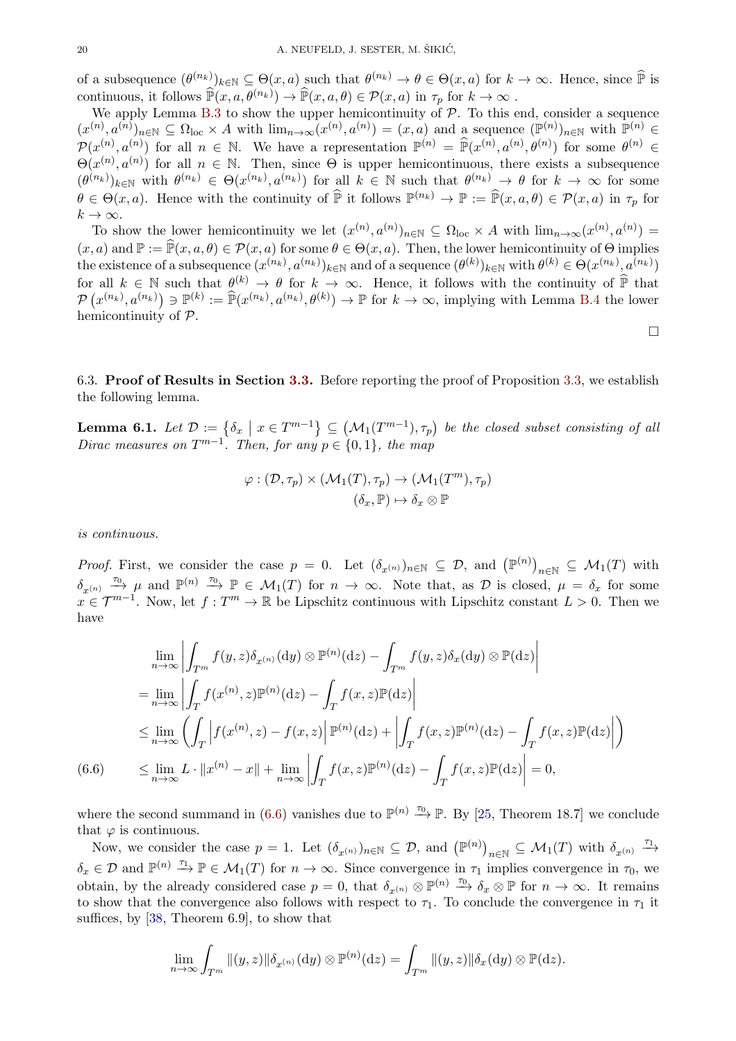of a subsequence $(\theta^{(n_k)})_{k\in\mathbb{N}} \subseteq \Theta(x,a)$ such that $\theta^{(n_k)} \to \theta \in \Theta(x,a)$ for $k\to\infty$. Hence, since $\widehat{\mathbb{P}}$ is continuous, it follows $\widehat{\mathbb{P}}(x,a,\theta^{(n_k)}) \to \widehat{\mathbb{P}}(x,a,\theta) \in \mathcal{P}(x,a)$ in $\tau_p$ for $k\to\infty$ .

We apply Lemma B.3 to show the upper hemicontinuity of $\mathcal{P}$. To this end, consider a sequence $(x^{(n)},a^{(n)})_{n\in\mathbb{N}} \subseteq \Omega_{\text{loc}} \times A$ with $\lim_{n\to\infty}(x^{(n)},a^{(n)}) = (x,a)$ and a sequence $(\mathbb{P}^{(n)})_{n\in\mathbb{N}}$ with $\mathbb{P}^{(n)} \in \mathcal{P}(x^{(n)},a^{(n)})$ for all $n\in\mathbb{N}$. We have a representation $\mathbb{P}^{(n)} = \widehat{\mathbb{P}}(x^{(n)},a^{(n)},\theta^{(n)})$ for some $\theta^{(n)} \in \Theta(x^{(n)},a^{(n)})$ for all $n\in\mathbb{N}$. Then, since $\Theta$ is upper hemicontinuous, there exists a subsequence $(\theta^{(n_k)})_{k\in\mathbb{N}}$ with $\theta^{(n_k)} \in \Theta(x^{(n_k)},a^{(n_k)})$ for all $k\in\mathbb{N}$ such that $\theta^{(n_k)} \to \theta$ for $k\to\infty$ for some $\theta\in\Theta(x,a)$. Hence with the continuity of $\widehat{\mathbb{P}}$ it follows $\mathbb{P}^{(n_k)} \to \mathbb{P} := \widehat{\mathbb{P}}(x,a,\theta) \in \mathcal{P}(x,a)$ in $\tau_p$ for $k\to\infty$.

To show the lower hemicontinuity we let $(x^{(n)},a^{(n)})_{n\in\mathbb{N}} \subseteq \Omega_{\text{loc}} \times A$ with $\lim_{n\to\infty}(x^{(n)},a^{(n)}) = (x,a)$ and $\mathbb{P} := \widehat{\mathbb{P}}(x,a,\theta) \in \mathcal{P}(x,a)$ for some $\theta\in\Theta(x,a)$. Then, the lower hemicontinuity of $\Theta$ implies the existence of a subsequence $(x^{(n_k)},a^{(n_k)})_{k\in\mathbb{N}}$ and of a sequence $(\theta^{(k)})_{k\in\mathbb{N}}$ with $\theta^{(k)} \in \Theta(x^{(n_k)},a^{(n_k)})$ for all $k\in\mathbb{N}$ such that $\theta^{(k)} \to \theta$ for $k\to\infty$. Hence, it follows with the continuity of $\widehat{\mathbb{P}}$ that $\mathcal{P}\left(x^{(n_k)},a^{(n_k)}\right) \ni \mathbb{P}^{(k)} := \widehat{\mathbb{P}}(x^{(n_k)},a^{(n_k)},\theta^{(k)}) \to \mathbb{P}$ for $k\to\infty$, implying with Lemma B.4 the lower hemicontinuity of $\mathcal{P}$.

□

6.3. **Proof of Results in Section 3.3.** Before reporting the proof of Proposition 3.3, we establish the following lemma.

**Lemma 6.1.** *Let $\mathcal{D} := \left\{\delta_x \mid x\in T^{m-1}\right\} \subseteq \left(\mathcal{M}_1(T^{m-1}),\tau_p\right)$ be the closed subset consisting of all Dirac measures on $T^{m-1}$. Then, for any $p\in\{0,1\}$, the map*

$$\varphi : (\mathcal{D},\tau_p)\times(\mathcal{M}_1(T),\tau_p) \to (\mathcal{M}_1(T^m),\tau_p)$$
$$(\delta_x,\mathbb{P}) \mapsto \delta_x\otimes\mathbb{P}$$

*is continuous.*

*Proof.* First, we consider the case $p=0$. Let $(\delta_{x^{(n)}})_{n\in\mathbb{N}} \subseteq \mathcal{D}$, and $\left(\mathbb{P}^{(n)}\right)_{n\in\mathbb{N}} \subseteq \mathcal{M}_1(T)$ with $\delta_{x^{(n)}} \xrightarrow{\tau_0} \mu$ and $\mathbb{P}^{(n)} \xrightarrow{\tau_0} \mathbb{P} \in \mathcal{M}_1(T)$ for $n\to\infty$. Note that, as $\mathcal{D}$ is closed, $\mu = \delta_x$ for some $x\in\mathcal{T}^{m-1}$. Now, let $f: T^m\to\mathbb{R}$ be Lipschitz continuous with Lipschitz constant $L>0$. Then we have

$$\begin{aligned}
&\lim_{n\to\infty}\left|\int_{T^m} f(y,z)\delta_{x^{(n)}}(\mathrm{d}y)\otimes\mathbb{P}^{(n)}(\mathrm{d}z) - \int_{T^m} f(y,z)\delta_x(\mathrm{d}y)\otimes\mathbb{P}(\mathrm{d}z)\right| \\
&= \lim_{n\to\infty}\left|\int_T f(x^{(n)},z)\mathbb{P}^{(n)}(\mathrm{d}z) - \int_T f(x,z)\mathbb{P}(\mathrm{d}z)\right| \\
&\le \lim_{n\to\infty}\left(\int_T\left|f(x^{(n)},z)-f(x,z)\right|\mathbb{P}^{(n)}(\mathrm{d}z) + \left|\int_T f(x,z)\mathbb{P}^{(n)}(\mathrm{d}z) - \int_T f(x,z)\mathbb{P}(\mathrm{d}z)\right|\right) \\
&\le \lim_{n\to\infty} L\cdot\|x^{(n)}-x\| + \lim_{n\to\infty}\left|\int_T f(x,z)\mathbb{P}^{(n)}(\mathrm{d}z) - \int_T f(x,z)\mathbb{P}(\mathrm{d}z)\right| = 0, \qquad (6.6)
\end{aligned}$$

where the second summand in (6.6) vanishes due to $\mathbb{P}^{(n)} \xrightarrow{\tau_0} \mathbb{P}$. By [25, Theorem 18.7] we conclude that $\varphi$ is continuous.

Now, we consider the case $p=1$. Let $(\delta_{x^{(n)}})_{n\in\mathbb{N}} \subseteq \mathcal{D}$, and $\left(\mathbb{P}^{(n)}\right)_{n\in\mathbb{N}} \subseteq \mathcal{M}_1(T)$ with $\delta_{x^{(n)}} \xrightarrow{\tau_1} \delta_x \in \mathcal{D}$ and $\mathbb{P}^{(n)} \xrightarrow{\tau_1} \mathbb{P} \in \mathcal{M}_1(T)$ for $n\to\infty$. Since convergence in $\tau_1$ implies convergence in $\tau_0$, we obtain, by the already considered case $p=0$, that $\delta_{x^{(n)}}\otimes\mathbb{P}^{(n)} \xrightarrow{\tau_0} \delta_x\otimes\mathbb{P}$ for $n\to\infty$. It remains to show that the convergence also follows with respect to $\tau_1$. To conclude the convergence in $\tau_1$ it suffices, by [38, Theorem 6.9], to show that

$$\lim_{n\to\infty}\int_{T^m}\|(y,z)\|\delta_{x^{(n)}}(\mathrm{d}y)\otimes\mathbb{P}^{(n)}(\mathrm{d}z) = \int_{T^m}\|(y,z)\|\delta_x(\mathrm{d}y)\otimes\mathbb{P}(\mathrm{d}z).$$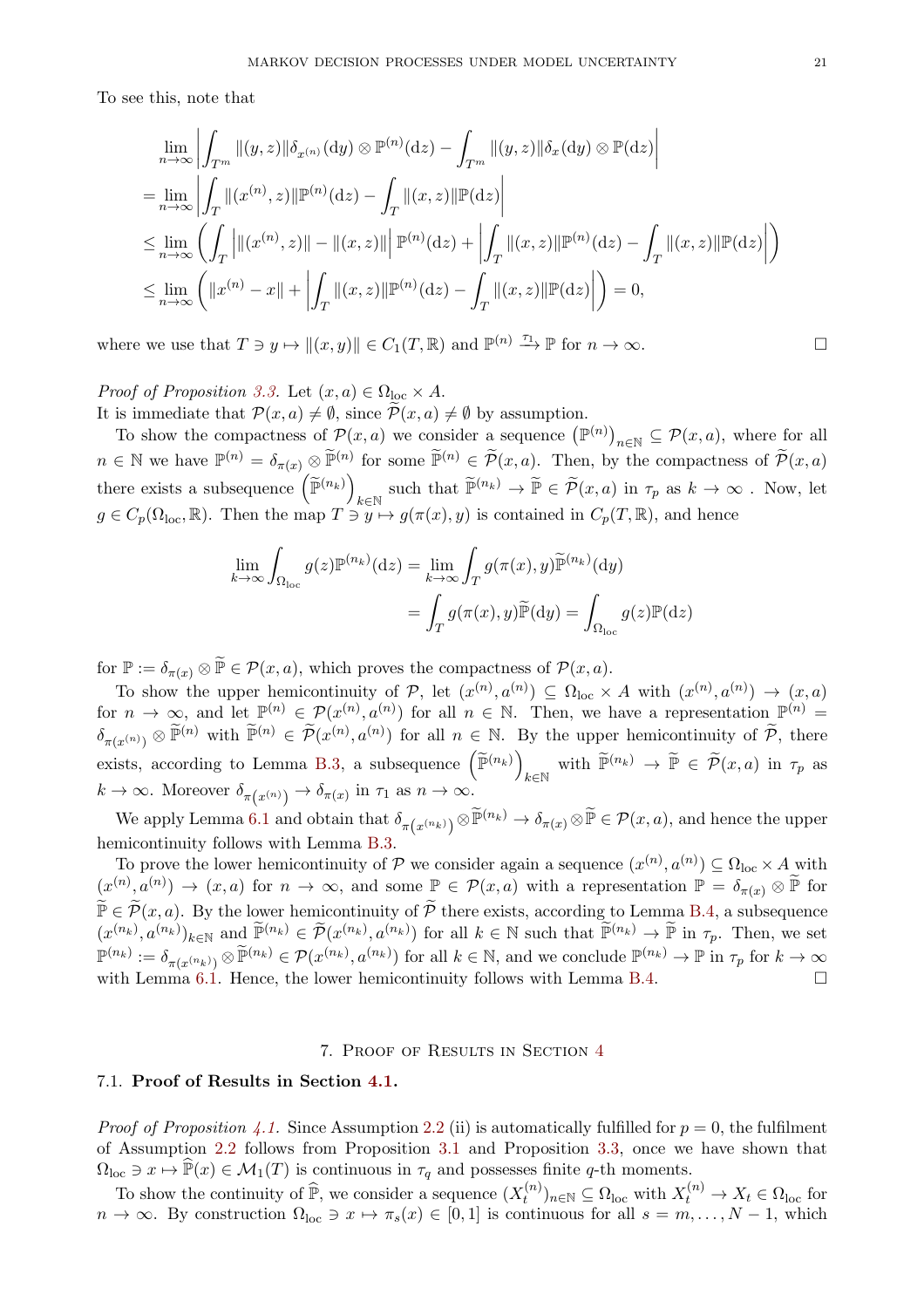To see this, note that

$$
\begin{aligned}
&\lim_{n\to\infty}\left|\int_{T^m}\|(y,z)\|\delta_{x^{(n)}}(\mathrm{d}y)\otimes\mathbb{P}^{(n)}(\mathrm{d}z)-\int_{T^m}\|(y,z)\|\delta_{x}(\mathrm{d}y)\otimes\mathbb{P}(\mathrm{d}z)\right|\\
&=\lim_{n\to\infty}\left|\int_T\|(x^{(n)},z)\|\mathbb{P}^{(n)}(\mathrm{d}z)-\int_T\|(x,z)\|\mathbb{P}(\mathrm{d}z)\right|\\
&\leq\lim_{n\to\infty}\left(\int_T\left|\|(x^{(n)},z)\|-\|(x,z)\|\right|\mathbb{P}^{(n)}(\mathrm{d}z)+\left|\int_T\|(x,z)\|\mathbb{P}^{(n)}(\mathrm{d}z)-\int_T\|(x,z)\|\mathbb{P}(\mathrm{d}z)\right|\right)\\
&\leq\lim_{n\to\infty}\left(\|x^{(n)}-x\|+\left|\int_T\|(x,z)\|\mathbb{P}^{(n)}(\mathrm{d}z)-\int_T\|(x,z)\|\mathbb{P}(\mathrm{d}z)\right|\right)=0,
\end{aligned}
$$

where we use that $T\ni y\mapsto\|(x,y)\|\in C_1(T,\mathbb{R})$ and $\mathbb{P}^{(n)}\xrightarrow{\tau_1}\mathbb{P}$ for $n\to\infty$. ☐

*Proof of Proposition 3.3.* Let $(x,a)\in\Omega_{\text{loc}}\times A$.
It is immediate that $\mathcal{P}(x,a)\neq\emptyset$, since $\widetilde{\mathcal{P}}(x,a)\neq\emptyset$ by assumption.

To show the compactness of $\mathcal{P}(x,a)$ we consider a sequence $\left(\mathbb{P}^{(n)}\right)_{n\in\mathbb{N}}\subseteq\mathcal{P}(x,a)$, where for all $n\in\mathbb{N}$ we have $\mathbb{P}^{(n)}=\delta_{\pi(x)}\otimes\widetilde{\mathbb{P}}^{(n)}$ for some $\widetilde{\mathbb{P}}^{(n)}\in\widetilde{\mathcal{P}}(x,a)$. Then, by the compactness of $\widetilde{\mathcal{P}}(x,a)$ there exists a subsequence $\left(\widetilde{\mathbb{P}}^{(n_k)}\right)_{k\in\mathbb{N}}$ such that $\widetilde{\mathbb{P}}^{(n_k)}\to\widetilde{\mathbb{P}}\in\widetilde{\mathcal{P}}(x,a)$ in $\tau_p$ as $k\to\infty$ . Now, let $g\in C_p(\Omega_{\text{loc}},\mathbb{R})$. Then the map $T\ni y\mapsto g(\pi(x),y)$ is contained in $C_p(T,\mathbb{R})$, and hence

$$
\begin{aligned}
\lim_{k\to\infty}\int_{\Omega_{\text{loc}}}g(z)\mathbb{P}^{(n_k)}(\mathrm{d}z)&=\lim_{k\to\infty}\int_T g(\pi(x),y)\widetilde{\mathbb{P}}^{(n_k)}(\mathrm{d}y)\\
&=\int_T g(\pi(x),y)\widetilde{\mathbb{P}}(\mathrm{d}y)=\int_{\Omega_{\text{loc}}}g(z)\mathbb{P}(\mathrm{d}z)
\end{aligned}
$$

for $\mathbb{P}:=\delta_{\pi(x)}\otimes\widetilde{\mathbb{P}}\in\mathcal{P}(x,a)$, which proves the compactness of $\mathcal{P}(x,a)$.

To show the upper hemicontinuity of $\mathcal{P}$, let $(x^{(n)},a^{(n)})\subseteq\Omega_{\text{loc}}\times A$ with $(x^{(n)},a^{(n)})\to(x,a)$ for $n\to\infty$, and let $\mathbb{P}^{(n)}\in\mathcal{P}(x^{(n)},a^{(n)})$ for all $n\in\mathbb{N}$. Then, we have a representation $\mathbb{P}^{(n)}=\delta_{\pi(x^{(n)})}\otimes\widetilde{\mathbb{P}}^{(n)}$ with $\widetilde{\mathbb{P}}^{(n)}\in\widetilde{\mathcal{P}}(x^{(n)},a^{(n)})$ for all $n\in\mathbb{N}$. By the upper hemicontinuity of $\widetilde{\mathcal{P}}$, there exists, according to Lemma B.3, a subsequence $\left(\widetilde{\mathbb{P}}^{(n_k)}\right)_{k\in\mathbb{N}}$ with $\widetilde{\mathbb{P}}^{(n_k)}\to\widetilde{\mathbb{P}}\in\widetilde{\mathcal{P}}(x,a)$ in $\tau_p$ as $k\to\infty$. Moreover $\delta_{\pi\left(x^{(n)}\right)}\to\delta_{\pi(x)}$ in $\tau_1$ as $n\to\infty$.

We apply Lemma 6.1 and obtain that $\delta_{\pi\left(x^{(n_k)}\right)}\otimes\widetilde{\mathbb{P}}^{(n_k)}\to\delta_{\pi(x)}\otimes\widetilde{\mathbb{P}}\in\mathcal{P}(x,a)$, and hence the upper hemicontinuity follows with Lemma B.3.

To prove the lower hemicontinuity of $\mathcal{P}$ we consider again a sequence $(x^{(n)},a^{(n)})\subseteq\Omega_{\text{loc}}\times A$ with $(x^{(n)},a^{(n)})\to(x,a)$ for $n\to\infty$, and some $\mathbb{P}\in\mathcal{P}(x,a)$ with a representation $\mathbb{P}=\delta_{\pi(x)}\otimes\widetilde{\mathbb{P}}$ for $\widetilde{\mathbb{P}}\in\widetilde{\mathcal{P}}(x,a)$. By the lower hemicontinuity of $\widetilde{\mathcal{P}}$ there exists, according to Lemma B.4, a subsequence $(x^{(n_k)},a^{(n_k)})_{k\in\mathbb{N}}$ and $\widetilde{\mathbb{P}}^{(n_k)}\in\widetilde{\mathcal{P}}(x^{(n_k)},a^{(n_k)})$ for all $k\in\mathbb{N}$ such that $\widetilde{\mathbb{P}}^{(n_k)}\to\widetilde{\mathbb{P}}$ in $\tau_p$. Then, we set $\mathbb{P}^{(n_k)}:=\delta_{\pi(x^{(n_k)})}\otimes\widetilde{\mathbb{P}}^{(n_k)}\in\mathcal{P}(x^{(n_k)},a^{(n_k)})$ for all $k\in\mathbb{N}$, and we conclude $\mathbb{P}^{(n_k)}\to\mathbb{P}$ in $\tau_p$ for $k\to\infty$ with Lemma 6.1. Hence, the lower hemicontinuity follows with Lemma B.4. ☐

## 7. Proof of Results in Section 4

### 7.1. Proof of Results in Section 4.1.

*Proof of Proposition 4.1.* Since Assumption 2.2 (ii) is automatically fulfilled for $p=0$, the fulfilment of Assumption 2.2 follows from Proposition 3.1 and Proposition 3.3, once we have shown that $\Omega_{\text{loc}}\ni x\mapsto\widehat{\mathbb{P}}(x)\in\mathcal{M}_1(T)$ is continuous in $\tau_q$ and possesses finite $q$-th moments.

To show the continuity of $\widehat{\mathbb{P}}$, we consider a sequence $(X_t^{(n)})_{n\in\mathbb{N}}\subseteq\Omega_{\text{loc}}$ with $X_t^{(n)}\to X_t\in\Omega_{\text{loc}}$ for $n\to\infty$. By construction $\Omega_{\text{loc}}\ni x\mapsto\pi_s(x)\in[0,1]$ is continuous for all $s=m,\ldots,N-1$, which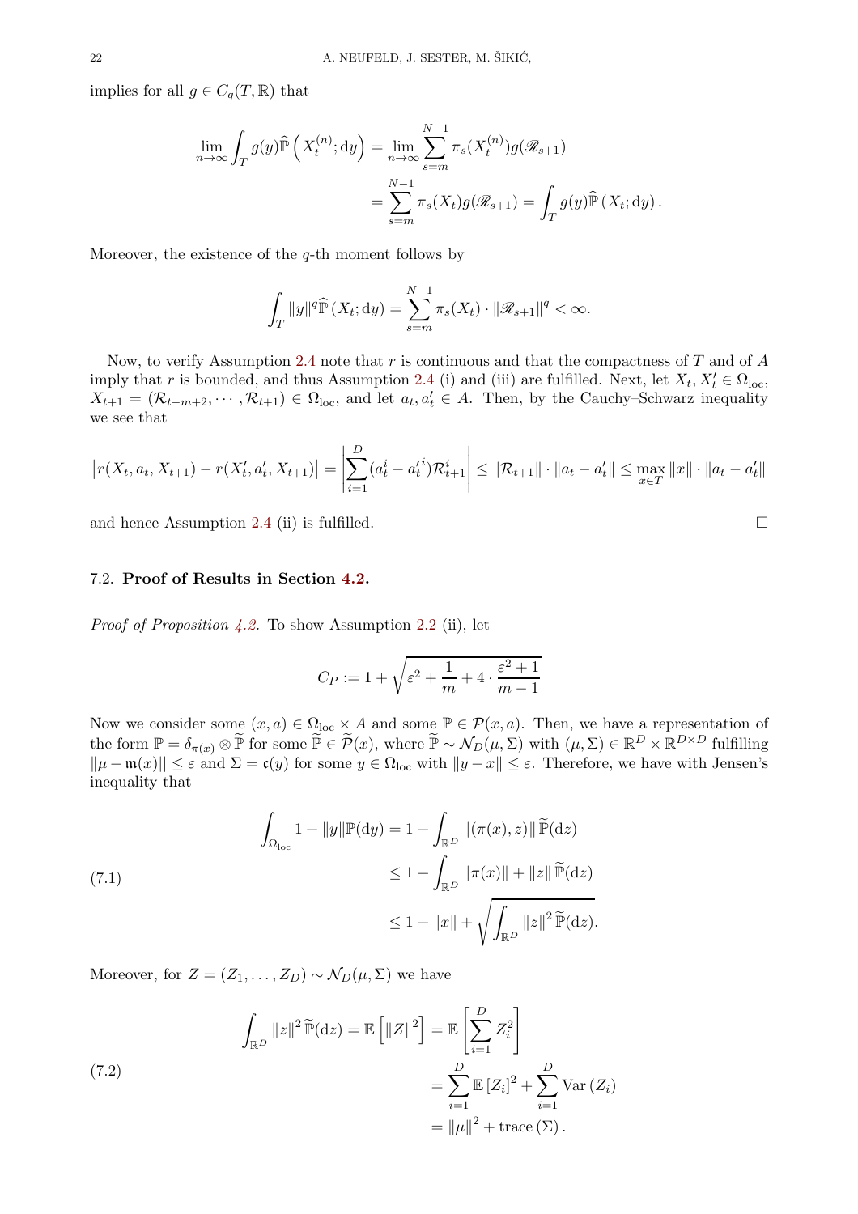implies for all $g \in C_q(T, \mathbb{R})$ that

$$
\begin{aligned}
\lim_{n\to\infty} \int_T g(y) \widehat{\mathbb{P}}\left(X_t^{(n)}; \mathrm{d}y\right) &= \lim_{n\to\infty} \sum_{s=m}^{N-1} \pi_s(X_t^{(n)}) g(\mathscr{R}_{s+1}) \\
&= \sum_{s=m}^{N-1} \pi_s(X_t) g(\mathscr{R}_{s+1}) = \int_T g(y) \widehat{\mathbb{P}}\left(X_t; \mathrm{d}y\right).
\end{aligned}
$$

Moreover, the existence of the $q$-th moment follows by

$$
\int_T \|y\|^q \widehat{\mathbb{P}}\left(X_t; \mathrm{d}y\right) = \sum_{s=m}^{N-1} \pi_s(X_t) \cdot \|\mathscr{R}_{s+1}\|^q < \infty.
$$

Now, to verify Assumption 2.4 note that $r$ is continuous and that the compactness of $T$ and of $A$ imply that $r$ is bounded, and thus Assumption 2.4 (i) and (iii) are fulfilled. Next, let $X_t, X_t' \in \Omega_{\text{loc}}$, $X_{t+1} = (\mathcal{R}_{t-m+2}, \cdots, \mathcal{R}_{t+1}) \in \Omega_{\text{loc}}$, and let $a_t, a_t' \in A$. Then, by the Cauchy–Schwarz inequality we see that

$$
\left|r(X_t, a_t, X_{t+1}) - r(X_t', a_t', X_{t+1})\right| = \left|\sum_{i=1}^D (a_t^i - {a_t'}^i)\mathcal{R}_{t+1}^i\right| \leq \|\mathcal{R}_{t+1}\| \cdot \|a_t - a_t'\| \leq \max_{x\in T} \|x\| \cdot \|a_t - a_t'\|
$$

and hence Assumption 2.4 (ii) is fulfilled. $\square$

### 7.2. **Proof of Results in Section 4.2.**

*Proof of Proposition 4.2.* To show Assumption 2.2 (ii), let

$$
C_P := 1 + \sqrt{\varepsilon^2 + \frac{1}{m} + 4 \cdot \frac{\varepsilon^2 + 1}{m - 1}}
$$

Now we consider some $(x, a) \in \Omega_{\text{loc}} \times A$ and some $\mathbb{P} \in \mathcal{P}(x, a)$. Then, we have a representation of the form $\mathbb{P} = \delta_{\pi(x)} \otimes \widetilde{\mathbb{P}}$ for some $\widetilde{\mathbb{P}} \in \widetilde{\mathcal{P}}(x)$, where $\widetilde{\mathbb{P}} \sim \mathcal{N}_D(\mu, \Sigma)$ with $(\mu, \Sigma) \in \mathbb{R}^D \times \mathbb{R}^{D\times D}$ fulfilling $\|\mu - \mathfrak{m}(x)\| \leq \varepsilon$ and $\Sigma = \mathfrak{c}(y)$ for some $y \in \Omega_{\text{loc}}$ with $\|y - x\| \leq \varepsilon$. Therefore, we have with Jensen's inequality that

$$
\begin{aligned}
\int_{\Omega_{\text{loc}}} 1 + \|y\| \mathbb{P}(\mathrm{d}y) &= 1 + \int_{\mathbb{R}^D} \|(\pi(x), z)\| \, \widetilde{\mathbb{P}}(\mathrm{d}z) \\
&\leq 1 + \int_{\mathbb{R}^D} \|\pi(x)\| + \|z\| \, \widetilde{\mathbb{P}}(\mathrm{d}z) \\
&\leq 1 + \|x\| + \sqrt{\int_{\mathbb{R}^D} \|z\|^2 \, \widetilde{\mathbb{P}}(\mathrm{d}z)}.
\end{aligned} \tag{7.1}
$$

Moreover, for $Z = (Z_1, \ldots, Z_D) \sim \mathcal{N}_D(\mu, \Sigma)$ we have

$$
\begin{aligned}
\int_{\mathbb{R}^D} \|z\|^2 \, \widetilde{\mathbb{P}}(\mathrm{d}z) = \mathbb{E}\left[\|Z\|^2\right] &= \mathbb{E}\left[\sum_{i=1}^D Z_i^2\right] \\
&= \sum_{i=1}^D \mathbb{E}\left[Z_i\right]^2 + \sum_{i=1}^D \operatorname{Var}\left(Z_i\right) \\
&= \|\mu\|^2 + \operatorname{trace}\left(\Sigma\right).
\end{aligned} \tag{7.2}
$$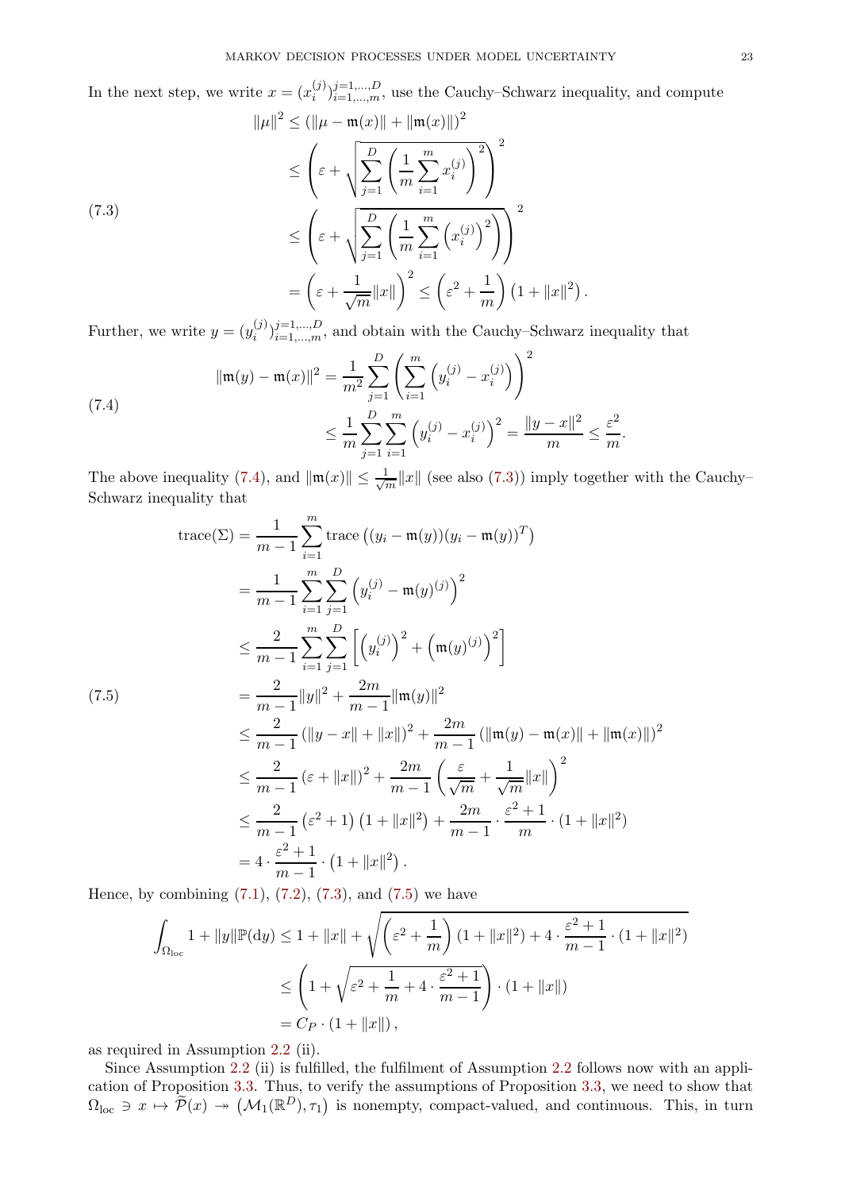In the next step, we write $x = (x_i^{(j)})_{i=1,\dots,m}^{j=1,\dots,D}$, use the Cauchy–Schwarz inequality, and compute

$$
\begin{aligned}
\|\mu\|^2 &\leq (\|\mu - \mathfrak{m}(x)\| + \|\mathfrak{m}(x)\|)^2 \\
&\leq \left( \varepsilon + \sqrt{\sum_{j=1}^{D} \left( \frac{1}{m} \sum_{i=1}^{m} x_i^{(j)} \right)^2} \right)^2 \\
&\leq \left( \varepsilon + \sqrt{\sum_{j=1}^{D} \left( \frac{1}{m} \sum_{i=1}^{m} \left(x_i^{(j)}\right)^2 \right)} \right)^2 \\
&= \left( \varepsilon + \frac{1}{\sqrt{m}} \|x\| \right)^2 \leq \left( \varepsilon^2 + \frac{1}{m} \right) \left(1 + \|x\|^2\right).
\end{aligned} \tag{7.3}
$$

Further, we write $y = (y_i^{(j)})_{i=1,\dots,m}^{j=1,\dots,D}$, and obtain with the Cauchy–Schwarz inequality that

$$
\begin{aligned}
\|\mathfrak{m}(y) - \mathfrak{m}(x)\|^2 &= \frac{1}{m^2} \sum_{j=1}^{D} \left( \sum_{i=1}^{m} \left( y_i^{(j)} - x_i^{(j)} \right) \right)^2 \\
&\leq \frac{1}{m} \sum_{j=1}^{D} \sum_{i=1}^{m} \left( y_i^{(j)} - x_i^{(j)} \right)^2 = \frac{\|y - x\|^2}{m} \leq \frac{\varepsilon^2}{m}.
\end{aligned} \tag{7.4}
$$

The above inequality (7.4), and $\|\mathfrak{m}(x)\| \leq \frac{1}{\sqrt{m}} \|x\|$ (see also (7.3)) imply together with the Cauchy–Schwarz inequality that

$$
\begin{aligned}
\operatorname{trace}(\Sigma) &= \frac{1}{m-1} \sum_{i=1}^{m} \operatorname{trace}\left( (y_i - \mathfrak{m}(y))(y_i - \mathfrak{m}(y))^T \right) \\
&= \frac{1}{m-1} \sum_{i=1}^{m} \sum_{j=1}^{D} \left( y_i^{(j)} - \mathfrak{m}(y)^{(j)} \right)^2 \\
&\leq \frac{2}{m-1} \sum_{i=1}^{m} \sum_{j=1}^{D} \left[ \left( y_i^{(j)} \right)^2 + \left( \mathfrak{m}(y)^{(j)} \right)^2 \right] \\
&= \frac{2}{m-1} \|y\|^2 + \frac{2m}{m-1} \|\mathfrak{m}(y)\|^2 \\
&\leq \frac{2}{m-1} \left( \|y - x\| + \|x\| \right)^2 + \frac{2m}{m-1} \left( \|\mathfrak{m}(y) - \mathfrak{m}(x)\| + \|\mathfrak{m}(x)\| \right)^2 \\
&\leq \frac{2}{m-1} \left( \varepsilon + \|x\| \right)^2 + \frac{2m}{m-1} \left( \frac{\varepsilon}{\sqrt{m}} + \frac{1}{\sqrt{m}} \|x\| \right)^2 \\
&\leq \frac{2}{m-1} \left( \varepsilon^2 + 1 \right) \left( 1 + \|x\|^2 \right) + \frac{2m}{m-1} \cdot \frac{\varepsilon^2 + 1}{m} \cdot (1 + \|x\|^2) \\
&= 4 \cdot \frac{\varepsilon^2 + 1}{m-1} \cdot \left( 1 + \|x\|^2 \right).
\end{aligned} \tag{7.5}
$$

Hence, by combining (7.1), (7.2), (7.3), and (7.5) we have

$$
\begin{aligned}
\int_{\Omega_{\mathrm{loc}}} 1 + \|y\| \mathbb{P}(\mathrm{d}y) &\leq 1 + \|x\| + \sqrt{\left( \varepsilon^2 + \frac{1}{m} \right) (1 + \|x\|^2) + 4 \cdot \frac{\varepsilon^2 + 1}{m-1} \cdot (1 + \|x\|^2)} \\
&\leq \left( 1 + \sqrt{\varepsilon^2 + \frac{1}{m} + 4 \cdot \frac{\varepsilon^2 + 1}{m-1}} \right) \cdot (1 + \|x\|) \\
&= C_P \cdot (1 + \|x\|),
\end{aligned}
$$

as required in Assumption 2.2 (ii).

Since Assumption 2.2 (ii) is fulfilled, the fulfilment of Assumption 2.2 follows now with an application of Proposition 3.3. Thus, to verify the assumptions of Proposition 3.3, we need to show that $\Omega_{\mathrm{loc}} \ni x \mapsto \widetilde{\mathcal{P}}(x) \twoheadrightarrow \left( \mathcal{M}_1(\mathbb{R}^D), \tau_1 \right)$ is nonempty, compact-valued, and continuous. This, in turn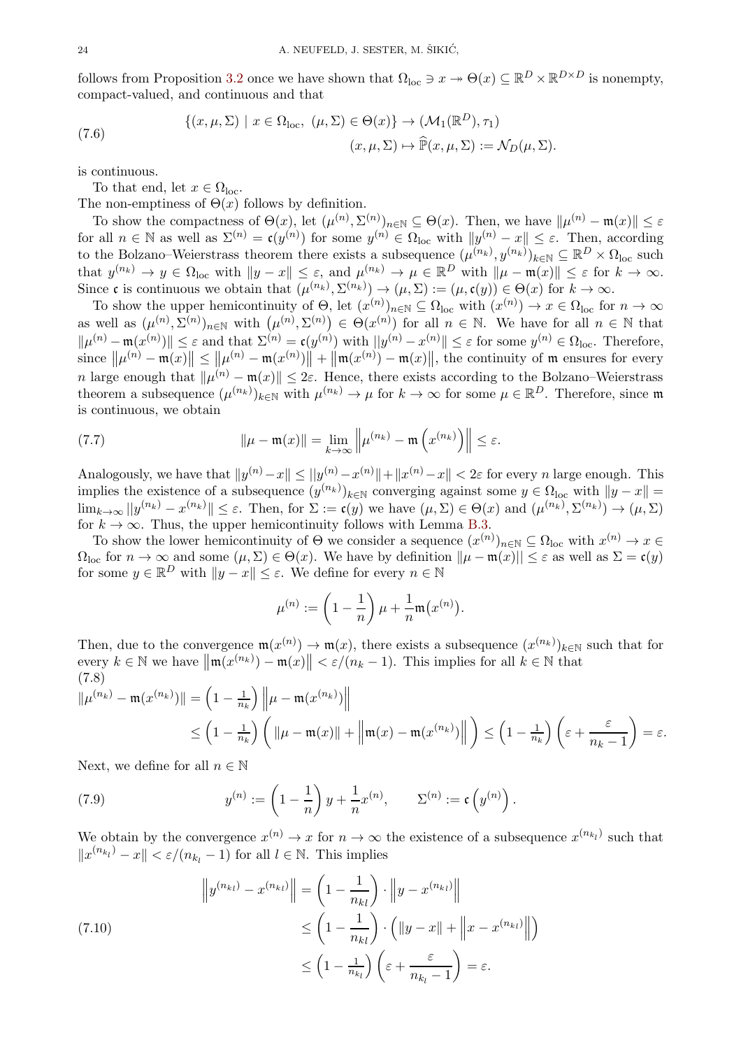follows from Proposition 3.2 once we have shown that $\Omega_{\mathrm{loc}} \ni x \twoheadrightarrow \Theta(x) \subseteq \mathbb{R}^D \times \mathbb{R}^{D\times D}$ is nonempty, compact-valued, and continuous and that

$$
\begin{aligned}
(7.6) \qquad \{(x,\mu,\Sigma) \mid x \in \Omega_{\mathrm{loc}},\ (\mu,\Sigma)\in\Theta(x)\} &\to (\mathcal{M}_1(\mathbb{R}^D), \tau_1) \\
(x,\mu,\Sigma) &\mapsto \widehat{\mathbb{P}}(x,\mu,\Sigma) := \mathcal{N}_D(\mu,\Sigma).
\end{aligned}
$$

is continuous.

To that end, let $x \in \Omega_{\mathrm{loc}}$.

The non-emptiness of $\Theta(x)$ follows by definition.

To show the compactness of $\Theta(x)$, let $(\mu^{(n)},\Sigma^{(n)})_{n\in\mathbb{N}} \subseteq \Theta(x)$. Then, we have $\|\mu^{(n)} - \mathfrak{m}(x)\| \leq \varepsilon$ for all $n \in \mathbb{N}$ as well as $\Sigma^{(n)} = \mathfrak{c}(y^{(n)})$ for some $y^{(n)} \in \Omega_{\mathrm{loc}}$ with $\|y^{(n)} - x\| \leq \varepsilon$. Then, according to the Bolzano–Weierstrass theorem there exists a subsequence $(\mu^{(n_k)}, y^{(n_k)})_{k\in\mathbb{N}} \subseteq \mathbb{R}^D \times \Omega_{\mathrm{loc}}$ such that $y^{(n_k)} \to y \in \Omega_{\mathrm{loc}}$ with $\|y - x\| \leq \varepsilon$, and $\mu^{(n_k)} \to \mu \in \mathbb{R}^D$ with $\|\mu - \mathfrak{m}(x)\| \leq \varepsilon$ for $k \to \infty$. Since $\mathfrak{c}$ is continuous we obtain that $(\mu^{(n_k)}, \Sigma^{(n_k)}) \to (\mu,\Sigma) := (\mu, \mathfrak{c}(y)) \in \Theta(x)$ for $k \to \infty$.

To show the upper hemicontinuity of $\Theta$, let $(x^{(n)})_{n\in\mathbb{N}} \subseteq \Omega_{\mathrm{loc}}$ with $(x^{(n)}) \to x \in \Omega_{\mathrm{loc}}$ for $n \to \infty$ as well as $(\mu^{(n)},\Sigma^{(n)})_{n\in\mathbb{N}}$ with $\left(\mu^{(n)},\Sigma^{(n)}\right) \in \Theta(x^{(n)})$ for all $n \in \mathbb{N}$. We have for all $n \in \mathbb{N}$ that $\|\mu^{(n)} - \mathfrak{m}(x^{(n)})\| \leq \varepsilon$ and that $\Sigma^{(n)} = \mathfrak{c}(y^{(n)})$ with $\|y^{(n)} - x^{(n)}\| \leq \varepsilon$ for some $y^{(n)} \in \Omega_{\mathrm{loc}}$. Therefore, since $\left\|\mu^{(n)} - \mathfrak{m}(x)\right\| \leq \left\|\mu^{(n)} - \mathfrak{m}(x^{(n)})\right\| + \left\|\mathfrak{m}(x^{(n)}) - \mathfrak{m}(x)\right\|$, the continuity of $\mathfrak{m}$ ensures for every $n$ large enough that $\|\mu^{(n)} - \mathfrak{m}(x)\| \leq 2\varepsilon$. Hence, there exists according to the Bolzano–Weierstrass theorem a subsequence $(\mu^{(n_k)})_{k\in\mathbb{N}}$ with $\mu^{(n_k)} \to \mu$ for $k \to \infty$ for some $\mu \in \mathbb{R}^D$. Therefore, since $\mathfrak{m}$ is continuous, we obtain

$$
(7.7) \qquad \|\mu - \mathfrak{m}(x)\| = \lim_{k\to\infty} \left\|\mu^{(n_k)} - \mathfrak{m}\left(x^{(n_k)}\right)\right\| \leq \varepsilon.
$$

Analogously, we have that $\|y^{(n)} - x\| \leq \|y^{(n)} - x^{(n)}\| + \|x^{(n)} - x\| < 2\varepsilon$ for every $n$ large enough. This implies the existence of a subsequence $(y^{(n_k)})_{k\in\mathbb{N}}$ converging against some $y \in \Omega_{\mathrm{loc}}$ with $\|y - x\| = \lim_{k\to\infty} \|y^{(n_k)} - x^{(n_k)}\| \leq \varepsilon$. Then, for $\Sigma := \mathfrak{c}(y)$ we have $(\mu,\Sigma) \in \Theta(x)$ and $(\mu^{(n_k)}, \Sigma^{(n_k)}) \to (\mu,\Sigma)$ for $k \to \infty$. Thus, the upper hemicontinuity follows with Lemma B.3.

To show the lower hemicontinuity of $\Theta$ we consider a sequence $(x^{(n)})_{n\in\mathbb{N}} \subseteq \Omega_{\mathrm{loc}}$ with $x^{(n)} \to x \in \Omega_{\mathrm{loc}}$ for $n \to \infty$ and some $(\mu,\Sigma) \in \Theta(x)$. We have by definition $\|\mu - \mathfrak{m}(x)\| \leq \varepsilon$ as well as $\Sigma = \mathfrak{c}(y)$ for some $y \in \mathbb{R}^D$ with $\|y - x\| \leq \varepsilon$. We define for every $n \in \mathbb{N}$

$$
\mu^{(n)} := \left(1 - \frac{1}{n}\right)\mu + \frac{1}{n}\mathfrak{m}\big(x^{(n)}\big).
$$

Then, due to the convergence $\mathfrak{m}(x^{(n)}) \to \mathfrak{m}(x)$, there exists a subsequence $(x^{(n_k)})_{k\in\mathbb{N}}$ such that for every $k \in \mathbb{N}$ we have $\left\|\mathfrak{m}(x^{(n_k)}) - \mathfrak{m}(x)\right\| < \varepsilon/(n_k - 1)$. This implies for all $k \in \mathbb{N}$ that

$$
\begin{aligned}
(7.8) \qquad \|\mu^{(n_k)} - \mathfrak{m}(x^{(n_k)})\| &= \left(1 - \tfrac{1}{n_k}\right)\left\|\mu - \mathfrak{m}(x^{(n_k)})\right\| \\
&\leq \left(1 - \tfrac{1}{n_k}\right)\left(\|\mu - \mathfrak{m}(x)\| + \left\|\mathfrak{m}(x) - \mathfrak{m}(x^{(n_k)})\right\|\right) \leq \left(1 - \tfrac{1}{n_k}\right)\left(\varepsilon + \frac{\varepsilon}{n_k - 1}\right) = \varepsilon.
\end{aligned}
$$

Next, we define for all $n \in \mathbb{N}$

$$
(7.9) \qquad y^{(n)} := \left(1 - \frac{1}{n}\right)y + \frac{1}{n}x^{(n)}, \qquad \Sigma^{(n)} := \mathfrak{c}\left(y^{(n)}\right).
$$

We obtain by the convergence $x^{(n)} \to x$ for $n \to \infty$ the existence of a subsequence $x^{(n_{k_l})}$ such that $\|x^{(n_{k_l})} - x\| < \varepsilon/(n_{k_l} - 1)$ for all $l \in \mathbb{N}$. This implies

$$
\begin{aligned}
(7.10) \qquad \left\|y^{(n_{kl})} - x^{(n_{kl})}\right\| &= \left(1 - \frac{1}{n_{kl}}\right)\cdot\left\|y - x^{(n_{kl})}\right\| \\
&\leq \left(1 - \frac{1}{n_{kl}}\right)\cdot\left(\|y - x\| + \left\|x - x^{(n_{kl})}\right\|\right) \\
&\leq \left(1 - \tfrac{1}{n_{k_l}}\right)\left(\varepsilon + \frac{\varepsilon}{n_{k_l} - 1}\right) = \varepsilon.
\end{aligned}
$$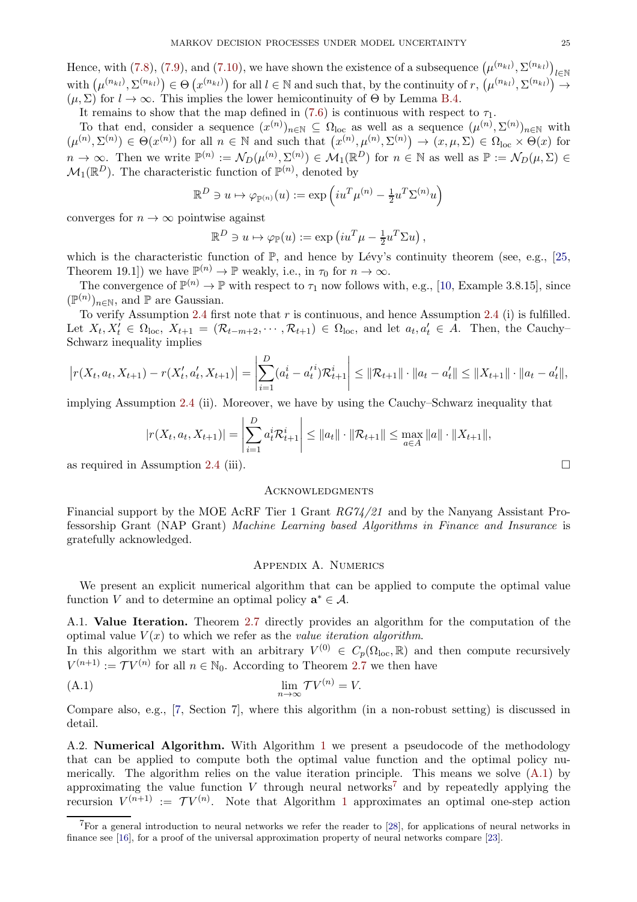Hence, with (7.8), (7.9), and (7.10), we have shown the existence of a subsequence $\left(\mu^{(n_{kl})}, \Sigma^{(n_{kl})}\right)_{l\in\mathbb{N}}$ with $\left(\mu^{(n_{kl})}, \Sigma^{(n_{kl})}\right) \in \Theta\left(x^{(n_{kl})}\right)$ for all $l \in \mathbb{N}$ and such that, by the continuity of $r$, $\left(\mu^{(n_{kl})}, \Sigma^{(n_{kl})}\right) \to (\mu, \Sigma)$ for $l \to \infty$. This implies the lower hemicontinuity of $\Theta$ by Lemma B.4.

It remains to show that the map defined in (7.6) is continuous with respect to $\tau_1$.

To that end, consider a sequence $(x^{(n)})_{n\in\mathbb{N}} \subseteq \Omega_{\text{loc}}$ as well as a sequence $(\mu^{(n)}, \Sigma^{(n)})_{n\in\mathbb{N}}$ with $(\mu^{(n)}, \Sigma^{(n)}) \in \Theta(x^{(n)})$ for all $n \in \mathbb{N}$ and such that $\left(x^{(n)}, \mu^{(n)}, \Sigma^{(n)}\right) \to (x, \mu, \Sigma) \in \Omega_{\text{loc}} \times \Theta(x)$ for $n \to \infty$. Then we write $\mathbb{P}^{(n)} := \mathcal{N}_D(\mu^{(n)}, \Sigma^{(n)}) \in \mathcal{M}_1(\mathbb{R}^D)$ for $n \in \mathbb{N}$ as well as $\mathbb{P} := \mathcal{N}_D(\mu, \Sigma) \in \mathcal{M}_1(\mathbb{R}^D)$. The characteristic function of $\mathbb{P}^{(n)}$, denoted by

$$\mathbb{R}^D \ni u \mapsto \varphi_{\mathbb{P}^{(n)}}(u) := \exp\left(iu^T\mu^{(n)} - \tfrac{1}{2}u^T\Sigma^{(n)}u\right)$$

converges for $n \to \infty$ pointwise against

$$\mathbb{R}^D \ni u \mapsto \varphi_{\mathbb{P}}(u) := \exp\left(iu^T\mu - \tfrac{1}{2}u^T\Sigma u\right),$$

which is the characteristic function of $\mathbb{P}$, and hence by Lévy's continuity theorem (see, e.g., [25, Theorem 19.1]) we have $\mathbb{P}^{(n)} \to \mathbb{P}$ weakly, i.e., in $\tau_0$ for $n \to \infty$.

The convergence of $\mathbb{P}^{(n)} \to \mathbb{P}$ with respect to $\tau_1$ now follows with, e.g., [10, Example 3.8.15], since $(\mathbb{P}^{(n)})_{n\in\mathbb{N}}$, and $\mathbb{P}$ are Gaussian.

To verify Assumption 2.4 first note that $r$ is continuous, and hence Assumption 2.4 (i) is fulfilled. Let $X_t, X_t' \in \Omega_{\text{loc}}$, $X_{t+1} = (\mathcal{R}_{t-m+2}, \cdots, \mathcal{R}_{t+1}) \in \Omega_{\text{loc}}$, and let $a_t, a_t' \in A$. Then, the Cauchy–Schwarz inequality implies

$$\left|r(X_t, a_t, X_{t+1}) - r(X_t', a_t', X_{t+1})\right| = \left|\sum_{i=1}^{D}(a_t^i - {a_t'}^i)\mathcal{R}_{t+1}^i\right| \leq \|\mathcal{R}_{t+1}\| \cdot \|a_t - a_t'\| \leq \|X_{t+1}\| \cdot \|a_t - a_t'\|,$$

implying Assumption 2.4 (ii). Moreover, we have by using the Cauchy–Schwarz inequality that

$$|r(X_t, a_t, X_{t+1})| = \left|\sum_{i=1}^{D} a_t^i\mathcal{R}_{t+1}^i\right| \leq \|a_t\| \cdot \|\mathcal{R}_{t+1}\| \leq \max_{a\in A}\|a\| \cdot \|X_{t+1}\|,$$

as required in Assumption 2.4 (iii). $\square$

## Acknowledgments

Financial support by the MOE AcRF Tier 1 Grant *RG74/21* and by the Nanyang Assistant Professorship Grant (NAP Grant) *Machine Learning based Algorithms in Finance and Insurance* is gratefully acknowledged.

## Appendix A. Numerics

We present an explicit numerical algorithm that can be applied to compute the optimal value function $V$ and to determine an optimal policy $\mathbf{a}^* \in \mathcal{A}$.

A.1. **Value Iteration.** Theorem 2.7 directly provides an algorithm for the computation of the optimal value $V(x)$ to which we refer as the *value iteration algorithm*.

In this algorithm we start with an arbitrary $V^{(0)} \in C_p(\Omega_{\text{loc}}, \mathbb{R})$ and then compute recursively $V^{(n+1)} := \mathcal{T}V^{(n)}$ for all $n \in \mathbb{N}_0$. According to Theorem 2.7 we then have

$$\lim_{n\to\infty} \mathcal{T}V^{(n)} = V. \tag{A.1}$$

Compare also, e.g., [7, Section 7], where this algorithm (in a non-robust setting) is discussed in detail.

A.2. **Numerical Algorithm.** With Algorithm 1 we present a pseudocode of the methodology that can be applied to compute both the optimal value function and the optimal policy numerically. The algorithm relies on the value iteration principle. This means we solve (A.1) by approximating the value function $V$ through neural networks[7] and by repeatedly applying the recursion $V^{(n+1)} := \mathcal{T}V^{(n)}$. Note that Algorithm 1 approximates an optimal one-step action

[7]For a general introduction to neural networks we refer the reader to [28], for applications of neural networks in finance see [16], for a proof of the universal approximation property of neural networks compare [23].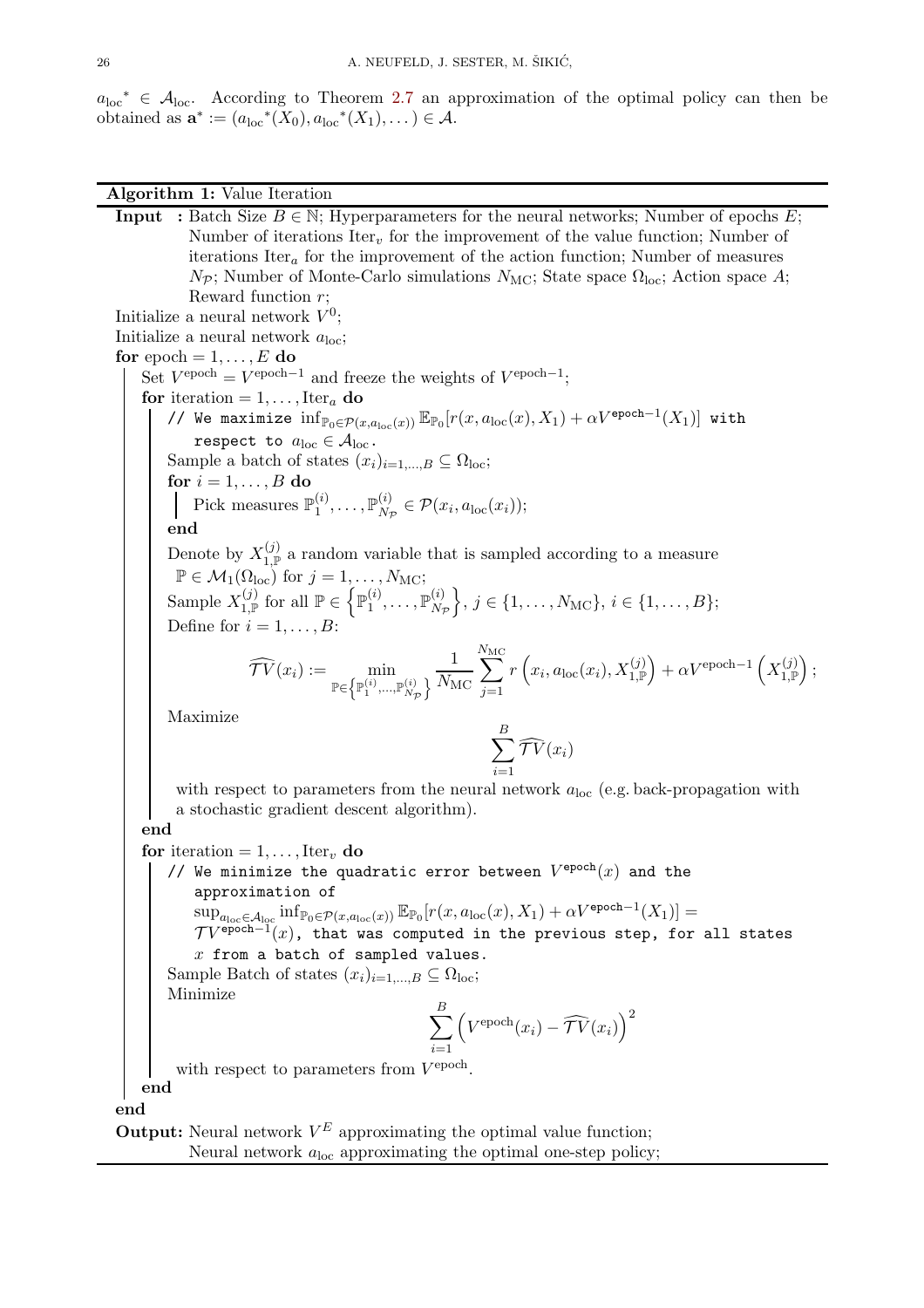${a_{\mathrm{loc}}}^* \in \mathcal{A}_{\mathrm{loc}}$. According to Theorem 2.7 an approximation of the optimal policy can then be obtained as $\mathbf{a}^* := ({a_{\mathrm{loc}}}^*(X_0), {a_{\mathrm{loc}}}^*(X_1), \dots) \in \mathcal{A}$.

---

**Algorithm 1:** Value Iteration

---

**Input :** Batch Size $B \in \mathbb{N}$; Hyperparameters for the neural networks; Number of epochs $E$; Number of iterations $\mathrm{Iter}_v$ for the improvement of the value function; Number of iterations $\mathrm{Iter}_a$ for the improvement of the action function; Number of measures $N_{\mathcal{P}}$; Number of Monte-Carlo simulations $N_{\mathrm{MC}}$; State space $\Omega_{\mathrm{loc}}$; Action space $A$; Reward function $r$;

Initialize a neural network $V^0$;

Initialize a neural network $a_{\mathrm{loc}}$;

**for** epoch $= 1, \dots, E$ **do**

  Set $V^{\mathrm{epoch}} = V^{\mathrm{epoch}-1}$ and freeze the weights of $V^{\mathrm{epoch}-1}$;

  **for** iteration $= 1, \dots, \mathrm{Iter}_a$ **do**

    `// We maximize` $\inf_{\mathbb{P}_0 \in \mathcal{P}(x, a_{\mathrm{loc}}(x))} \mathbb{E}_{\mathbb{P}_0}[r(x, a_{\mathrm{loc}}(x), X_1) + \alpha V^{\mathrm{epoch}-1}(X_1)]$ `with respect to` $a_{\mathrm{loc}} \in \mathcal{A}_{\mathrm{loc}}$.

    Sample a batch of states $(x_i)_{i=1,\dots,B} \subseteq \Omega_{\mathrm{loc}}$;

    **for** $i = 1, \dots, B$ **do**

      Pick measures $\mathbb{P}_1^{(i)}, \dots, \mathbb{P}_{N_{\mathcal{P}}}^{(i)} \in \mathcal{P}(x_i, a_{\mathrm{loc}}(x_i))$;

    **end**

    Denote by $X_{1,\mathbb{P}}^{(j)}$ a random variable that is sampled according to a measure $\mathbb{P} \in \mathcal{M}_1(\Omega_{\mathrm{loc}})$ for $j = 1, \dots, N_{\mathrm{MC}}$;

    Sample $X_{1,\mathbb{P}}^{(j)}$ for all $\mathbb{P} \in \left\{\mathbb{P}_1^{(i)}, \dots, \mathbb{P}_{N_{\mathcal{P}}}^{(i)}\right\}$, $j \in \{1, \dots, N_{\mathrm{MC}}\}$, $i \in \{1, \dots, B\}$;

    Define for $i = 1, \dots, B$:

$$\widehat{\mathcal{T}V}(x_i) := \min_{\mathbb{P} \in \left\{\mathbb{P}_1^{(i)}, \dots, \mathbb{P}_{N_{\mathcal{P}}}^{(i)}\right\}} \frac{1}{N_{\mathrm{MC}}} \sum_{j=1}^{N_{\mathrm{MC}}} r\left(x_i, a_{\mathrm{loc}}(x_i), X_{1,\mathbb{P}}^{(j)}\right) + \alpha V^{\mathrm{epoch}-1}\left(X_{1,\mathbb{P}}^{(j)}\right);$$

    Maximize

$$\sum_{i=1}^{B} \widehat{\mathcal{T}V}(x_i)$$

    with respect to parameters from the neural network $a_{\mathrm{loc}}$ (e.g. back-propagation with a stochastic gradient descent algorithm).

  **end**

  **for** iteration $= 1, \dots, \mathrm{Iter}_v$ **do**

    `// We minimize the quadratic error between` $V^{\mathrm{epoch}}(x)$ `and the approximation of` $\sup_{a_{\mathrm{loc}} \in \mathcal{A}_{\mathrm{loc}}} \inf_{\mathbb{P}_0 \in \mathcal{P}(x, a_{\mathrm{loc}}(x))} \mathbb{E}_{\mathbb{P}_0}[r(x, a_{\mathrm{loc}}(x), X_1) + \alpha V^{\mathrm{epoch}-1}(X_1)] = \mathcal{T}V^{\mathrm{epoch}-1}(x)$`, that was computed in the previous step, for all states` $x$ `from a batch of sampled values.`

    Sample Batch of states $(x_i)_{i=1,\dots,B} \subseteq \Omega_{\mathrm{loc}}$;

    Minimize

$$\sum_{i=1}^{B} \left(V^{\mathrm{epoch}}(x_i) - \widehat{\mathcal{T}V}(x_i)\right)^2$$

    with respect to parameters from $V^{\mathrm{epoch}}$.

  **end**

**end**

**Output:** Neural network $V^E$ approximating the optimal value function;
Neural network $a_{\mathrm{loc}}$ approximating the optimal one-step policy;

---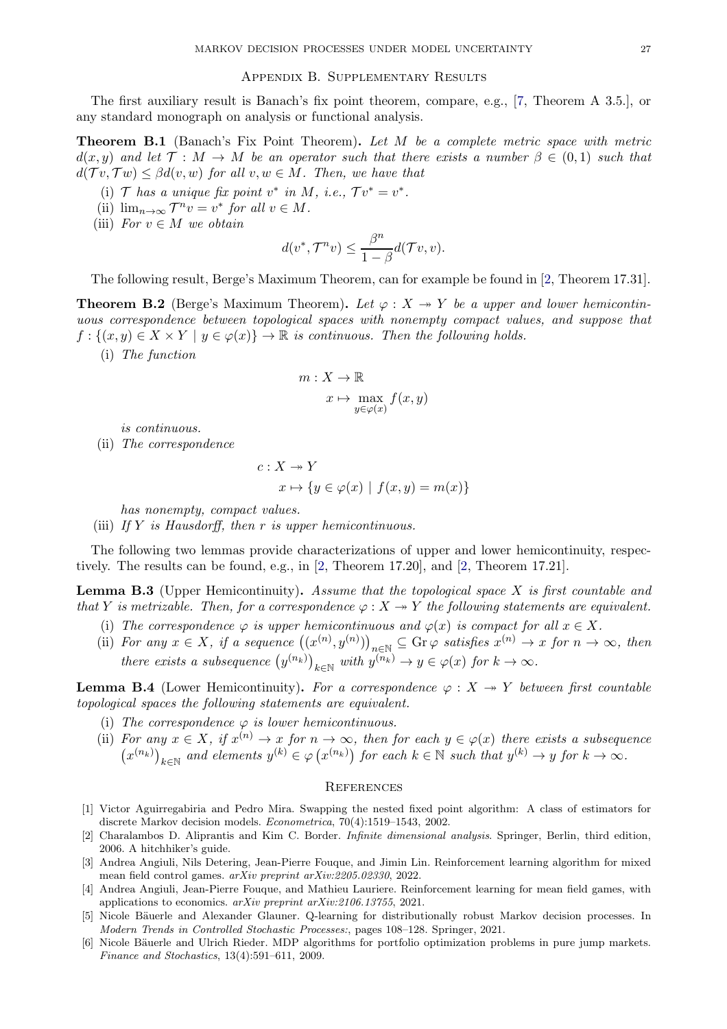## Appendix B. Supplementary Results

The first auxiliary result is Banach's fix point theorem, compare, e.g., [7, Theorem A 3.5.], or any standard monograph on analysis or functional analysis.

**Theorem B.1** (Banach's Fix Point Theorem). *Let $M$ be a complete metric space with metric $d(x,y)$ and let $\mathcal{T}: M \to M$ be an operator such that there exists a number $\beta \in (0,1)$ such that $d(\mathcal{T}v, \mathcal{T}w) \leq \beta d(v,w)$ for all $v, w \in M$. Then, we have that*

(i) *$\mathcal{T}$ has a unique fix point $v^*$ in $M$, i.e., $\mathcal{T}v^* = v^*$.*

(ii) *$\lim_{n\to\infty} \mathcal{T}^n v = v^*$ for all $v \in M$.*

(iii) *For $v \in M$ we obtain*

$$d(v^*, \mathcal{T}^n v) \leq \frac{\beta^n}{1-\beta} d(\mathcal{T}v, v).$$

The following result, Berge's Maximum Theorem, can for example be found in [2, Theorem 17.31].

**Theorem B.2** (Berge's Maximum Theorem). *Let $\varphi: X \twoheadrightarrow Y$ be a upper and lower hemicontinuous correspondence between topological spaces with nonempty compact values, and suppose that $f: \{(x,y) \in X \times Y \mid y \in \varphi(x)\} \to \mathbb{R}$ is continuous. Then the following holds.*

(i) *The function*

$$\begin{aligned} m: X &\to \mathbb{R} \\ x &\mapsto \max_{y \in \varphi(x)} f(x,y) \end{aligned}$$

*is continuous.*

(ii) *The correspondence*

$$\begin{aligned} c: X &\twoheadrightarrow Y \\ x &\mapsto \{y \in \varphi(x) \mid f(x,y) = m(x)\} \end{aligned}$$

*has nonempty, compact values.*

(iii) *If $Y$ is Hausdorff, then $r$ is upper hemicontinuous.*

The following two lemmas provide characterizations of upper and lower hemicontinuity, respectively. The results can be found, e.g., in [2, Theorem 17.20], and [2, Theorem 17.21].

**Lemma B.3** (Upper Hemicontinuity). *Assume that the topological space $X$ is first countable and that $Y$ is metrizable. Then, for a correspondence $\varphi: X \twoheadrightarrow Y$ the following statements are equivalent.*

(i) *The correspondence $\varphi$ is upper hemicontinuous and $\varphi(x)$ is compact for all $x \in X$.*

(ii) *For any $x \in X$, if a sequence $\left((x^{(n)}, y^{(n)})\right)_{n\in\mathbb{N}} \subseteq \operatorname{Gr}\varphi$ satisfies $x^{(n)} \to x$ for $n \to \infty$, then there exists a subsequence $\left(y^{(n_k)}\right)_{k\in\mathbb{N}}$ with $y^{(n_k)} \to y \in \varphi(x)$ for $k \to \infty$.*

**Lemma B.4** (Lower Hemicontinuity). *For a correspondence $\varphi: X \twoheadrightarrow Y$ between first countable topological spaces the following statements are equivalent.*

(i) *The correspondence $\varphi$ is lower hemicontinuous.*

(ii) *For any $x \in X$, if $x^{(n)} \to x$ for $n \to \infty$, then for each $y \in \varphi(x)$ there exists a subsequence $\left(x^{(n_k)}\right)_{k\in\mathbb{N}}$ and elements $y^{(k)} \in \varphi\left(x^{(n_k)}\right)$ for each $k \in \mathbb{N}$ such that $y^{(k)} \to y$ for $k \to \infty$.*

## References

[1] Victor Aguirregabiria and Pedro Mira. Swapping the nested fixed point algorithm: A class of estimators for discrete Markov decision models. *Econometrica*, 70(4):1519–1543, 2002.

[2] Charalambos D. Aliprantis and Kim C. Border. *Infinite dimensional analysis*. Springer, Berlin, third edition, 2006. A hitchhiker's guide.

[3] Andrea Angiuli, Nils Detering, Jean-Pierre Fouque, and Jimin Lin. Reinforcement learning algorithm for mixed mean field control games. *arXiv preprint arXiv:2205.02330*, 2022.

[4] Andrea Angiuli, Jean-Pierre Fouque, and Mathieu Lauriere. Reinforcement learning for mean field games, with applications to economics. *arXiv preprint arXiv:2106.13755*, 2021.

[5] Nicole Bäuerle and Alexander Glauner. Q-learning for distributionally robust Markov decision processes. In *Modern Trends in Controlled Stochastic Processes:*, pages 108–128. Springer, 2021.

[6] Nicole Bäuerle and Ulrich Rieder. MDP algorithms for portfolio optimization problems in pure jump markets. *Finance and Stochastics*, 13(4):591–611, 2009.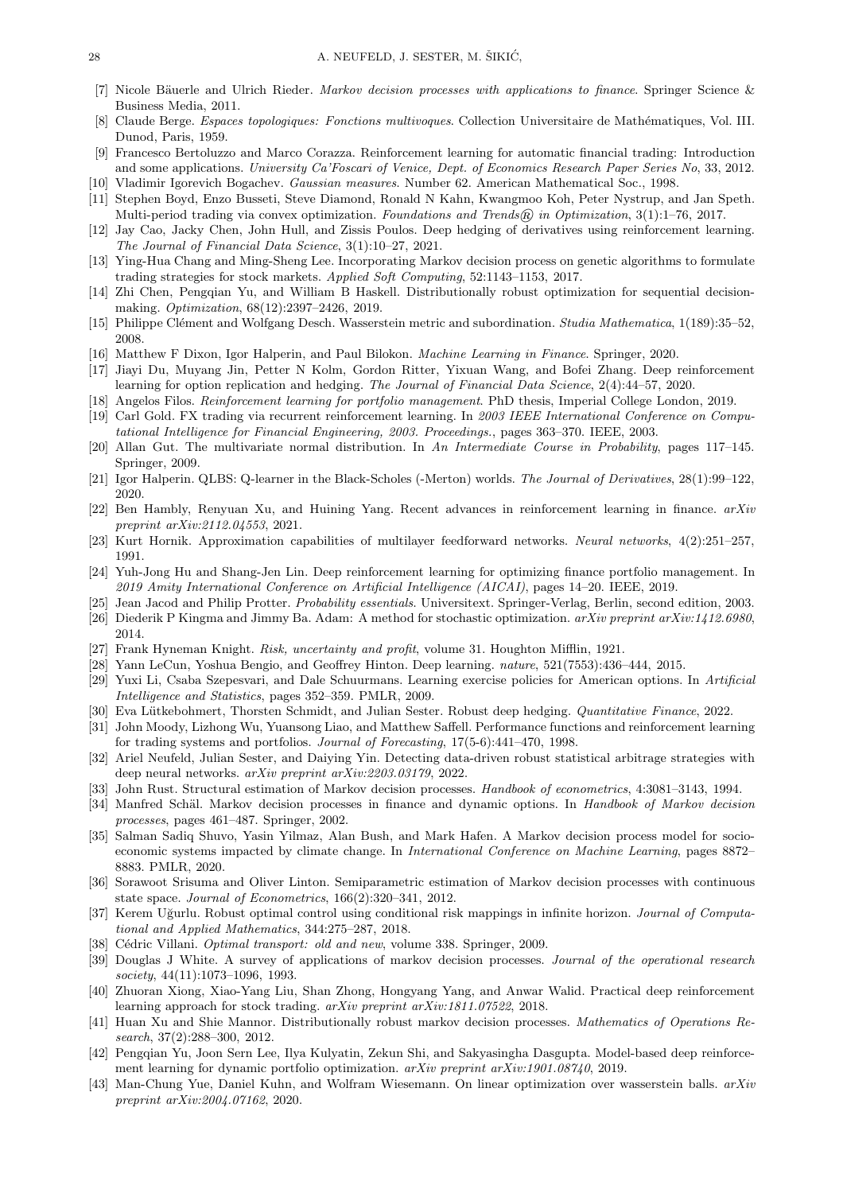[7] Nicole Bäuerle and Ulrich Rieder. *Markov decision processes with applications to finance*. Springer Science & Business Media, 2011.

[8] Claude Berge. *Espaces topologiques: Fonctions multivoques*. Collection Universitaire de Mathématiques, Vol. III. Dunod, Paris, 1959.

[9] Francesco Bertoluzzo and Marco Corazza. Reinforcement learning for automatic financial trading: Introduction and some applications. *University Ca'Foscari of Venice, Dept. of Economics Research Paper Series No*, 33, 2012.

[10] Vladimir Igorevich Bogachev. *Gaussian measures*. Number 62. American Mathematical Soc., 1998.

[11] Stephen Boyd, Enzo Busseti, Steve Diamond, Ronald N Kahn, Kwangmoo Koh, Peter Nystrup, and Jan Speth. Multi-period trading via convex optimization. *Foundations and Trends® in Optimization*, 3(1):1–76, 2017.

[12] Jay Cao, Jacky Chen, John Hull, and Zissis Poulos. Deep hedging of derivatives using reinforcement learning. *The Journal of Financial Data Science*, 3(1):10–27, 2021.

[13] Ying-Hua Chang and Ming-Sheng Lee. Incorporating Markov decision process on genetic algorithms to formulate trading strategies for stock markets. *Applied Soft Computing*, 52:1143–1153, 2017.

[14] Zhi Chen, Pengqian Yu, and William B Haskell. Distributionally robust optimization for sequential decision-making. *Optimization*, 68(12):2397–2426, 2019.

[15] Philippe Clément and Wolfgang Desch. Wasserstein metric and subordination. *Studia Mathematica*, 1(189):35–52, 2008.

[16] Matthew F Dixon, Igor Halperin, and Paul Bilokon. *Machine Learning in Finance*. Springer, 2020.

[17] Jiayi Du, Muyang Jin, Petter N Kolm, Gordon Ritter, Yixuan Wang, and Bofei Zhang. Deep reinforcement learning for option replication and hedging. *The Journal of Financial Data Science*, 2(4):44–57, 2020.

[18] Angelos Filos. *Reinforcement learning for portfolio management*. PhD thesis, Imperial College London, 2019.

[19] Carl Gold. FX trading via recurrent reinforcement learning. In *2003 IEEE International Conference on Computational Intelligence for Financial Engineering, 2003. Proceedings.*, pages 363–370. IEEE, 2003.

[20] Allan Gut. The multivariate normal distribution. In *An Intermediate Course in Probability*, pages 117–145. Springer, 2009.

[21] Igor Halperin. QLBS: Q-learner in the Black-Scholes (-Merton) worlds. *The Journal of Derivatives*, 28(1):99–122, 2020.

[22] Ben Hambly, Renyuan Xu, and Huining Yang. Recent advances in reinforcement learning in finance. *arXiv preprint arXiv:2112.04553*, 2021.

[23] Kurt Hornik. Approximation capabilities of multilayer feedforward networks. *Neural networks*, 4(2):251–257, 1991.

[24] Yuh-Jong Hu and Shang-Jen Lin. Deep reinforcement learning for optimizing finance portfolio management. In *2019 Amity International Conference on Artificial Intelligence (AICAI)*, pages 14–20. IEEE, 2019.

[25] Jean Jacod and Philip Protter. *Probability essentials*. Universitext. Springer-Verlag, Berlin, second edition, 2003.

[26] Diederik P Kingma and Jimmy Ba. Adam: A method for stochastic optimization. *arXiv preprint arXiv:1412.6980*, 2014.

[27] Frank Hyneman Knight. *Risk, uncertainty and profit*, volume 31. Houghton Mifflin, 1921.

[28] Yann LeCun, Yoshua Bengio, and Geoffrey Hinton. Deep learning. *nature*, 521(7553):436–444, 2015.

[29] Yuxi Li, Csaba Szepesvari, and Dale Schuurmans. Learning exercise policies for American options. In *Artificial Intelligence and Statistics*, pages 352–359. PMLR, 2009.

[30] Eva Lütkebohmert, Thorsten Schmidt, and Julian Sester. Robust deep hedging. *Quantitative Finance*, 2022.

[31] John Moody, Lizhong Wu, Yuansong Liao, and Matthew Saffell. Performance functions and reinforcement learning for trading systems and portfolios. *Journal of Forecasting*, 17(5-6):441–470, 1998.

[32] Ariel Neufeld, Julian Sester, and Daiying Yin. Detecting data-driven robust statistical arbitrage strategies with deep neural networks. *arXiv preprint arXiv:2203.03179*, 2022.

[33] John Rust. Structural estimation of Markov decision processes. *Handbook of econometrics*, 4:3081–3143, 1994.

[34] Manfred Schäl. Markov decision processes in finance and dynamic options. In *Handbook of Markov decision processes*, pages 461–487. Springer, 2002.

[35] Salman Sadiq Shuvo, Yasin Yilmaz, Alan Bush, and Mark Hafen. A Markov decision process model for socio-economic systems impacted by climate change. In *International Conference on Machine Learning*, pages 8872–8883. PMLR, 2020.

[36] Sorawoot Srisuma and Oliver Linton. Semiparametric estimation of Markov decision processes with continuous state space. *Journal of Econometrics*, 166(2):320–341, 2012.

[37] Kerem Uğurlu. Robust optimal control using conditional risk mappings in infinite horizon. *Journal of Computational and Applied Mathematics*, 344:275–287, 2018.

[38] Cédric Villani. *Optimal transport: old and new*, volume 338. Springer, 2009.

[39] Douglas J White. A survey of applications of markov decision processes. *Journal of the operational research society*, 44(11):1073–1096, 1993.

[40] Zhuoran Xiong, Xiao-Yang Liu, Shan Zhong, Hongyang Yang, and Anwar Walid. Practical deep reinforcement learning approach for stock trading. *arXiv preprint arXiv:1811.07522*, 2018.

[41] Huan Xu and Shie Mannor. Distributionally robust markov decision processes. *Mathematics of Operations Research*, 37(2):288–300, 2012.

[42] Pengqian Yu, Joon Sern Lee, Ilya Kulyatin, Zekun Shi, and Sakyasingha Dasgupta. Model-based deep reinforcement learning for dynamic portfolio optimization. *arXiv preprint arXiv:1901.08740*, 2019.

[43] Man-Chung Yue, Daniel Kuhn, and Wolfram Wiesemann. On linear optimization over wasserstein balls. *arXiv preprint arXiv:2004.07162*, 2020.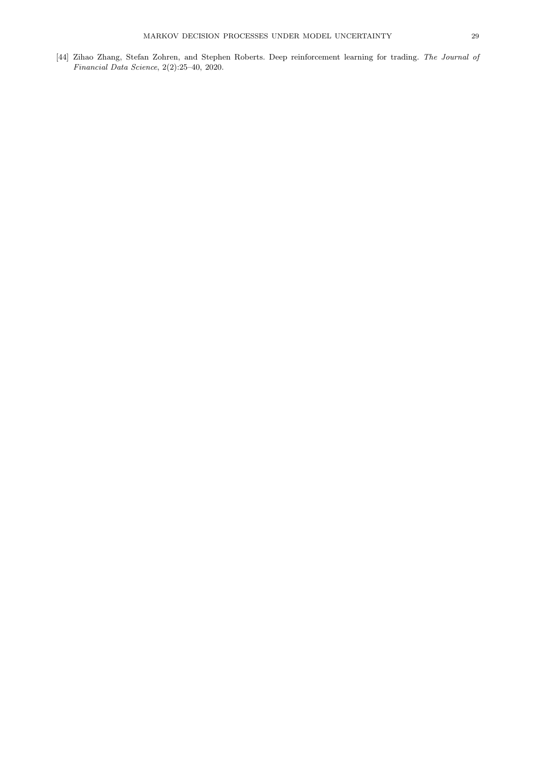[44] Zihao Zhang, Stefan Zohren, and Stephen Roberts. Deep reinforcement learning for trading. *The Journal of Financial Data Science*, 2(2):25–40, 2020.